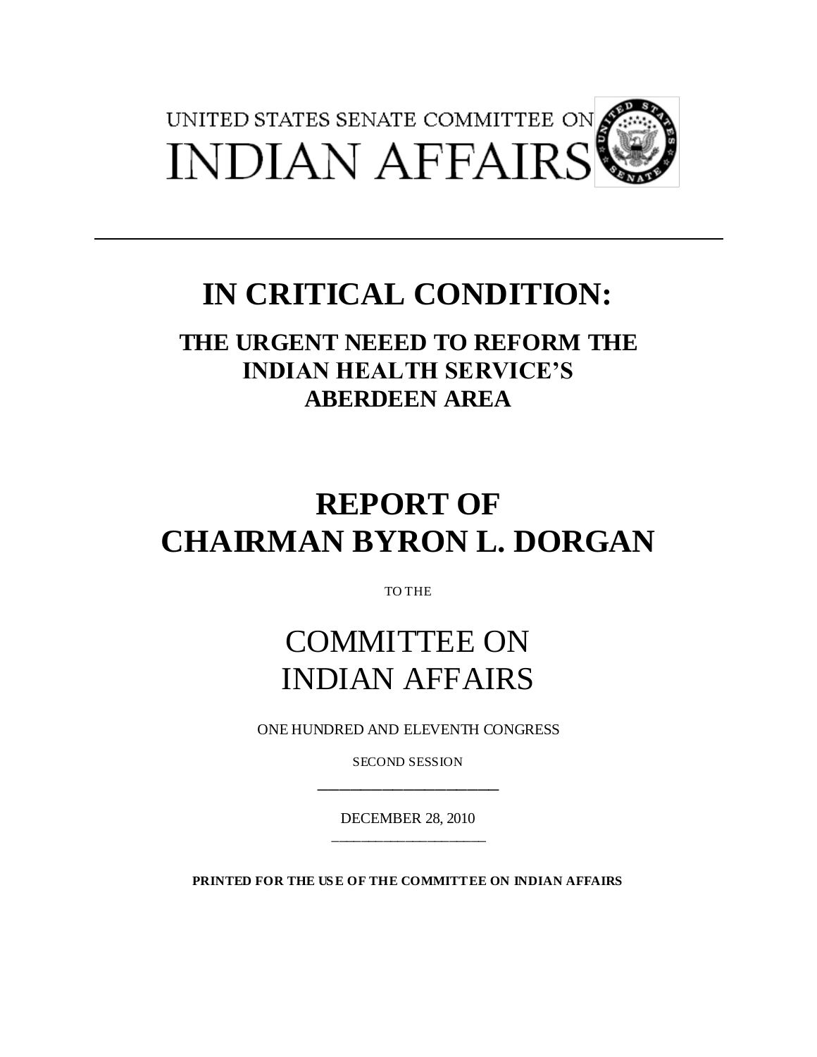UNITED STATES SENATE COMMITTEE ON

INDIAN AFFAIRS

---

# IN CRITICAL CONDITION:

## THE URGENT NEEED TO REFORM THE INDIAN HEALTH SERVICE'S ABERDEEN AREA

# REPORT OF CHAIRMAN BYRON L. DORGAN

TO THE

# COMMITTEE ON INDIAN AFFAIRS

ONE HUNDRED AND ELEVENTH CONGRESS

SECOND SESSION

---

DECEMBER 28, 2010

---

**PRINTED FOR THE USE OF THE COMMITTEE ON INDIAN AFFAIRS**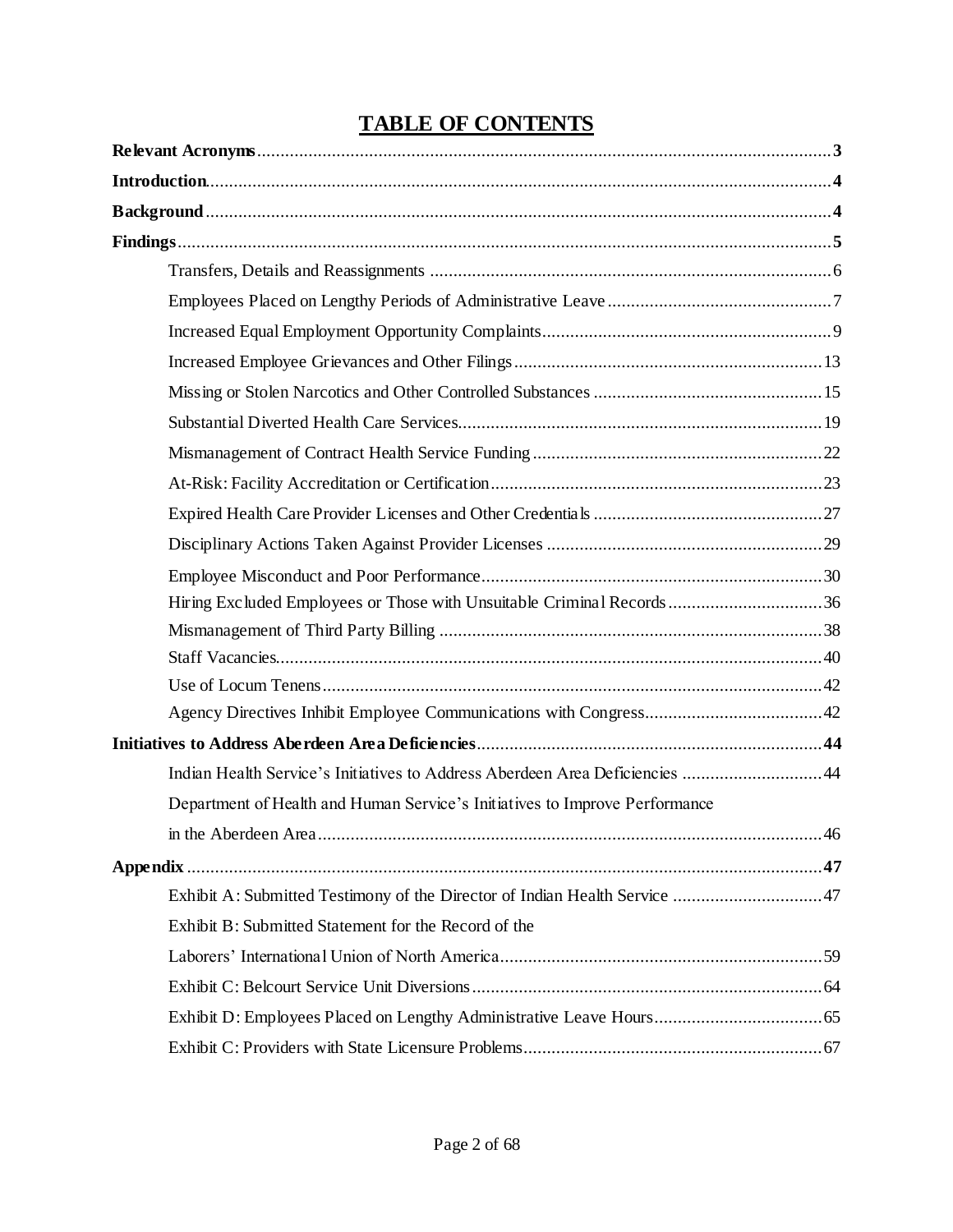# TABLE OF CONTENTS

**Relevant Acronyms** .......... **3**

**Introduction** .......... **4**

**Background** .......... **4**

**Findings** .......... **5**

- Transfers, Details and Reassignments .......... 6
- Employees Placed on Lengthy Periods of Administrative Leave .......... 7
- Increased Equal Employment Opportunity Complaints .......... 9
- Increased Employee Grievances and Other Filings .......... 13
- Missing or Stolen Narcotics and Other Controlled Substances .......... 15
- Substantial Diverted Health Care Services .......... 19
- Mismanagement of Contract Health Service Funding .......... 22
- At-Risk: Facility Accreditation or Certification .......... 23
- Expired Health Care Provider Licenses and Other Credentials .......... 27
- Disciplinary Actions Taken Against Provider Licenses .......... 29
- Employee Misconduct and Poor Performance .......... 30
- Hiring Excluded Employees or Those with Unsuitable Criminal Records .......... 36
- Mismanagement of Third Party Billing .......... 38
- Staff Vacancies .......... 40
- Use of Locum Tenens .......... 42
- Agency Directives Inhibit Employee Communications with Congress .......... 42

**Initiatives to Address Aberdeen Area Deficiencies** .......... **44**

- Indian Health Service's Initiatives to Address Aberdeen Area Deficiencies .......... 44
- Department of Health and Human Service's Initiatives to Improve Performance in the Aberdeen Area .......... 46

**Appendix** .......... **47**

- Exhibit A: Submitted Testimony of the Director of Indian Health Service .......... 47
- Exhibit B: Submitted Statement for the Record of the Laborers' International Union of North America .......... 59
- Exhibit C: Belcourt Service Unit Diversions .......... 64
- Exhibit D: Employees Placed on Lengthy Administrative Leave Hours .......... 65
- Exhibit C: Providers with State Licensure Problems .......... 67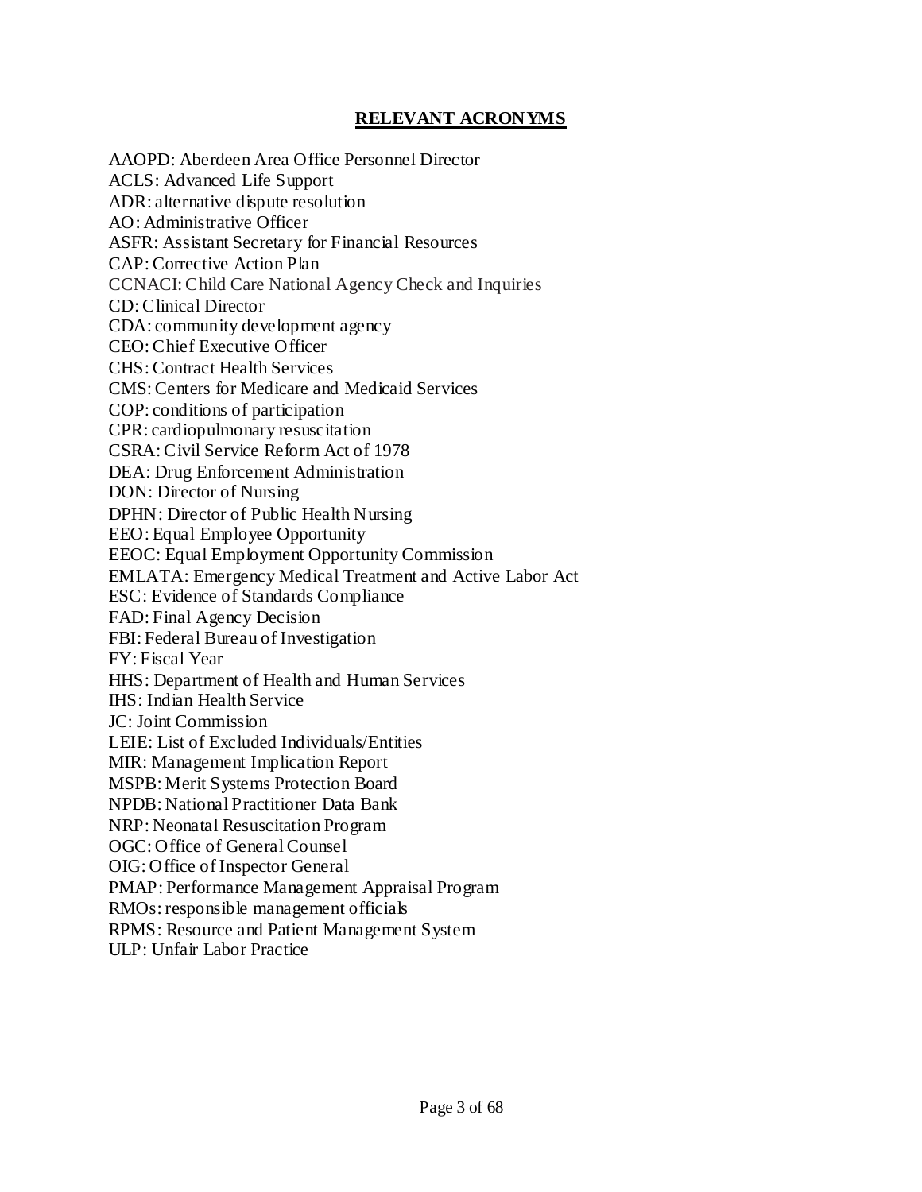## RELEVANT ACRONYMS

AAOPD: Aberdeen Area Office Personnel Director
ACLS: Advanced Life Support
ADR: alternative dispute resolution
AO: Administrative Officer
ASFR: Assistant Secretary for Financial Resources
CAP: Corrective Action Plan
CCNACI: Child Care National Agency Check and Inquiries
CD: Clinical Director
CDA: community development agency
CEO: Chief Executive Officer
CHS: Contract Health Services
CMS: Centers for Medicare and Medicaid Services
COP: conditions of participation
CPR: cardiopulmonary resuscitation
CSRA: Civil Service Reform Act of 1978
DEA: Drug Enforcement Administration
DON: Director of Nursing
DPHN: Director of Public Health Nursing
EEO: Equal Employee Opportunity
EEOC: Equal Employment Opportunity Commission
EMLATA: Emergency Medical Treatment and Active Labor Act
ESC: Evidence of Standards Compliance
FAD: Final Agency Decision
FBI: Federal Bureau of Investigation
FY: Fiscal Year
HHS: Department of Health and Human Services
IHS: Indian Health Service
JC: Joint Commission
LEIE: List of Excluded Individuals/Entities
MIR: Management Implication Report
MSPB: Merit Systems Protection Board
NPDB: National Practitioner Data Bank
NRP: Neonatal Resuscitation Program
OGC: Office of General Counsel
OIG: Office of Inspector General
PMAP: Performance Management Appraisal Program
RMOs: responsible management officials
RPMS: Resource and Patient Management System
ULP: Unfair Labor Practice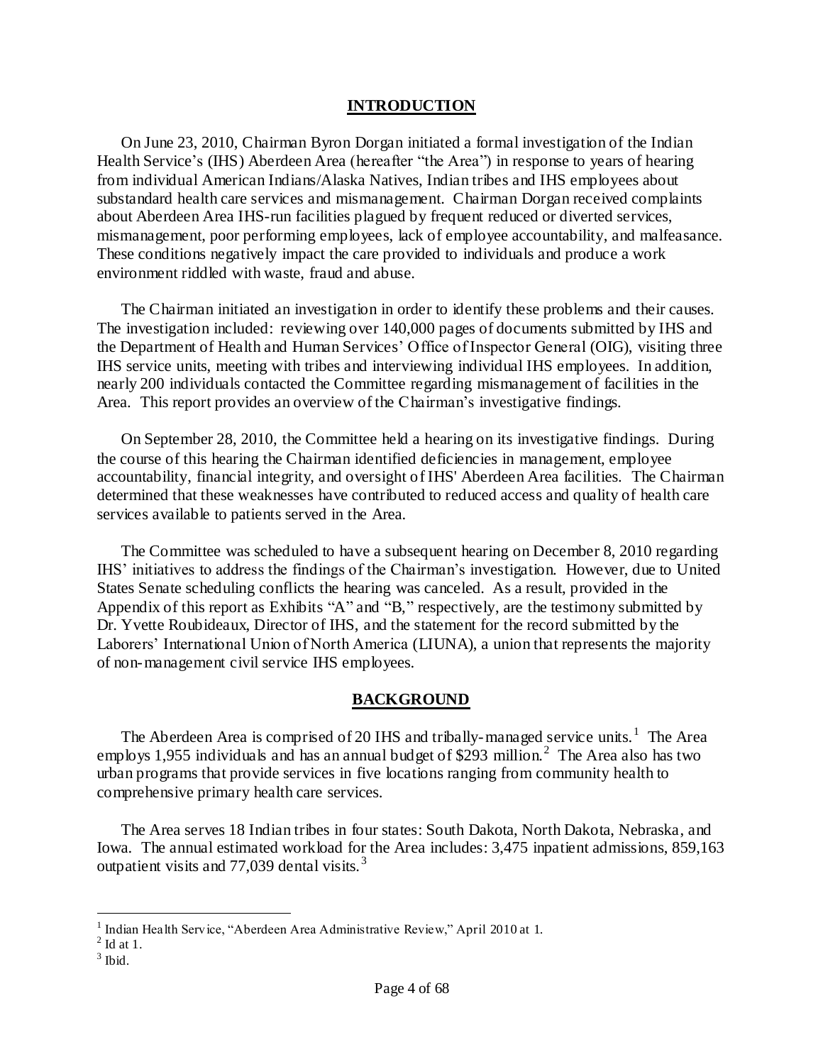## INTRODUCTION

On June 23, 2010, Chairman Byron Dorgan initiated a formal investigation of the Indian Health Service's (IHS) Aberdeen Area (hereafter "the Area") in response to years of hearing from individual American Indians/Alaska Natives, Indian tribes and IHS employees about substandard health care services and mismanagement. Chairman Dorgan received complaints about Aberdeen Area IHS-run facilities plagued by frequent reduced or diverted services, mismanagement, poor performing employees, lack of employee accountability, and malfeasance. These conditions negatively impact the care provided to individuals and produce a work environment riddled with waste, fraud and abuse.

The Chairman initiated an investigation in order to identify these problems and their causes. The investigation included: reviewing over 140,000 pages of documents submitted by IHS and the Department of Health and Human Services' Office of Inspector General (OIG), visiting three IHS service units, meeting with tribes and interviewing individual IHS employees. In addition, nearly 200 individuals contacted the Committee regarding mismanagement of facilities in the Area. This report provides an overview of the Chairman's investigative findings.

On September 28, 2010, the Committee held a hearing on its investigative findings. During the course of this hearing the Chairman identified deficiencies in management, employee accountability, financial integrity, and oversight of IHS' Aberdeen Area facilities. The Chairman determined that these weaknesses have contributed to reduced access and quality of health care services available to patients served in the Area.

The Committee was scheduled to have a subsequent hearing on December 8, 2010 regarding IHS' initiatives to address the findings of the Chairman's investigation. However, due to United States Senate scheduling conflicts the hearing was canceled. As a result, provided in the Appendix of this report as Exhibits "A" and "B," respectively, are the testimony submitted by Dr. Yvette Roubideaux, Director of IHS, and the statement for the record submitted by the Laborers' International Union of North America (LIUNA), a union that represents the majority of non-management civil service IHS employees.

## BACKGROUND

The Aberdeen Area is comprised of 20 IHS and tribally-managed service units.[1] The Area employs 1,955 individuals and has an annual budget of $293 million.[2] The Area also has two urban programs that provide services in five locations ranging from community health to comprehensive primary health care services.

The Area serves 18 Indian tribes in four states: South Dakota, North Dakota, Nebraska, and Iowa. The annual estimated workload for the Area includes: 3,475 inpatient admissions, 859,163 outpatient visits and 77,039 dental visits.[3]

---

[1] Indian Health Service, "Aberdeen Area Administrative Review," April 2010 at 1.

[2] Id at 1.

[3] Ibid.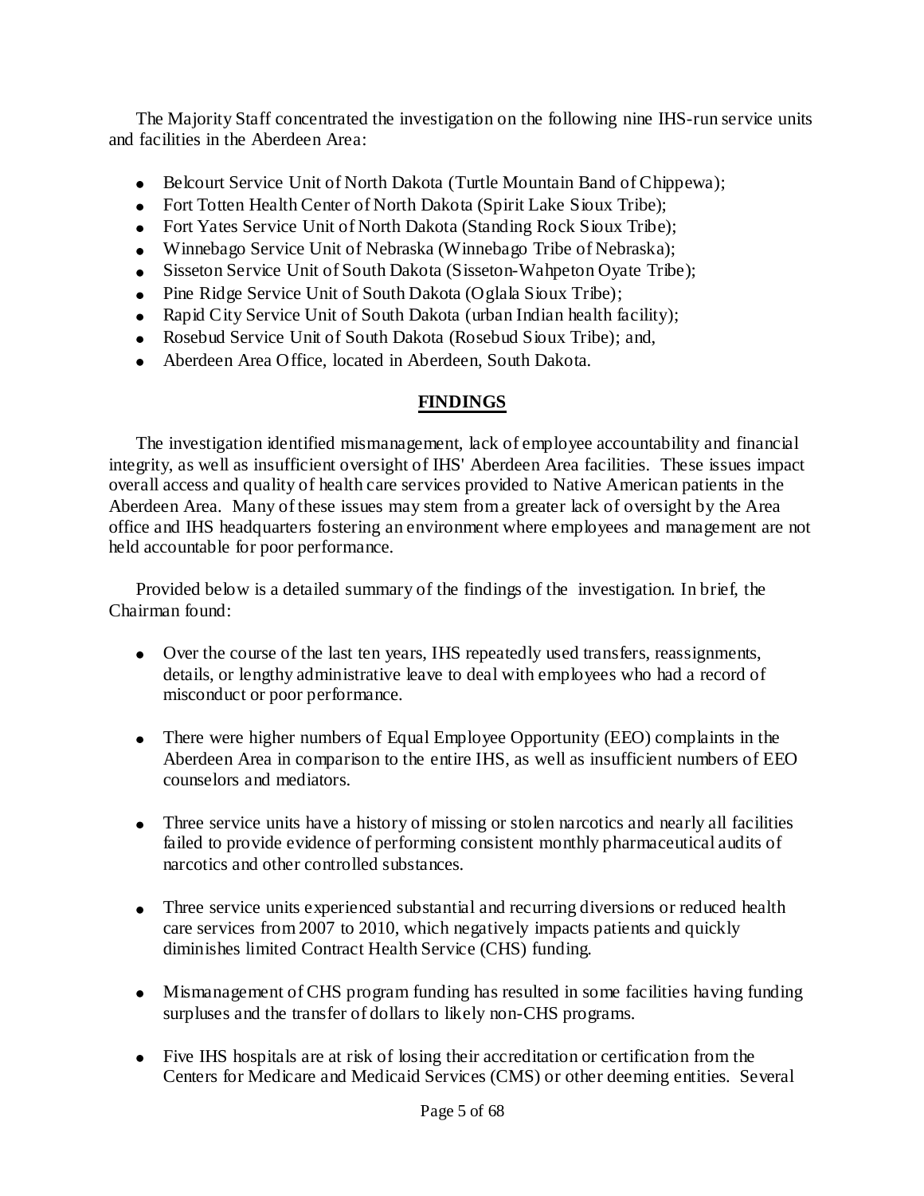The Majority Staff concentrated the investigation on the following nine IHS-run service units and facilities in the Aberdeen Area:

- Belcourt Service Unit of North Dakota (Turtle Mountain Band of Chippewa);
- Fort Totten Health Center of North Dakota (Spirit Lake Sioux Tribe);
- Fort Yates Service Unit of North Dakota (Standing Rock Sioux Tribe);
- Winnebago Service Unit of Nebraska (Winnebago Tribe of Nebraska);
- Sisseton Service Unit of South Dakota (Sisseton-Wahpeton Oyate Tribe);
- Pine Ridge Service Unit of South Dakota (Oglala Sioux Tribe);
- Rapid City Service Unit of South Dakota (urban Indian health facility);
- Rosebud Service Unit of South Dakota (Rosebud Sioux Tribe); and,
- Aberdeen Area Office, located in Aberdeen, South Dakota.

## FINDINGS

The investigation identified mismanagement, lack of employee accountability and financial integrity, as well as insufficient oversight of IHS' Aberdeen Area facilities. These issues impact overall access and quality of health care services provided to Native American patients in the Aberdeen Area. Many of these issues may stem from a greater lack of oversight by the Area office and IHS headquarters fostering an environment where employees and management are not held accountable for poor performance.

Provided below is a detailed summary of the findings of the investigation. In brief, the Chairman found:

- Over the course of the last ten years, IHS repeatedly used transfers, reassignments, details, or lengthy administrative leave to deal with employees who had a record of misconduct or poor performance.
- There were higher numbers of Equal Employee Opportunity (EEO) complaints in the Aberdeen Area in comparison to the entire IHS, as well as insufficient numbers of EEO counselors and mediators.
- Three service units have a history of missing or stolen narcotics and nearly all facilities failed to provide evidence of performing consistent monthly pharmaceutical audits of narcotics and other controlled substances.
- Three service units experienced substantial and recurring diversions or reduced health care services from 2007 to 2010, which negatively impacts patients and quickly diminishes limited Contract Health Service (CHS) funding.
- Mismanagement of CHS program funding has resulted in some facilities having funding surpluses and the transfer of dollars to likely non-CHS programs.
- Five IHS hospitals are at risk of losing their accreditation or certification from the Centers for Medicare and Medicaid Services (CMS) or other deeming entities. Several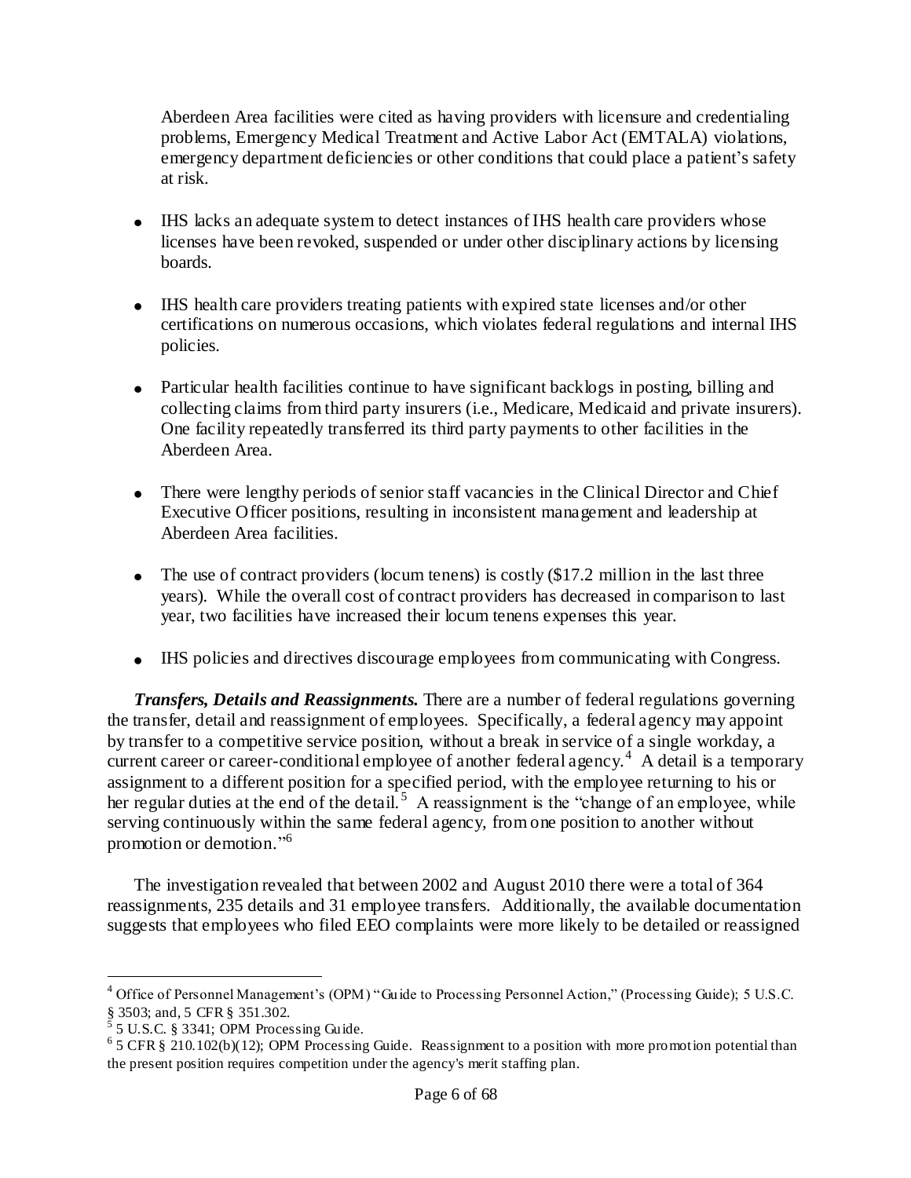Aberdeen Area facilities were cited as having providers with licensure and credentialing problems, Emergency Medical Treatment and Active Labor Act (EMTALA) violations, emergency department deficiencies or other conditions that could place a patient's safety at risk.

- IHS lacks an adequate system to detect instances of IHS health care providers whose licenses have been revoked, suspended or under other disciplinary actions by licensing boards.
- IHS health care providers treating patients with expired state licenses and/or other certifications on numerous occasions, which violates federal regulations and internal IHS policies.
- Particular health facilities continue to have significant backlogs in posting, billing and collecting claims from third party insurers (i.e., Medicare, Medicaid and private insurers). One facility repeatedly transferred its third party payments to other facilities in the Aberdeen Area.
- There were lengthy periods of senior staff vacancies in the Clinical Director and Chief Executive Officer positions, resulting in inconsistent management and leadership at Aberdeen Area facilities.
- The use of contract providers (locum tenens) is costly ($17.2 million in the last three years). While the overall cost of contract providers has decreased in comparison to last year, two facilities have increased their locum tenens expenses this year.
- IHS policies and directives discourage employees from communicating with Congress.

***Transfers, Details and Reassignments.*** There are a number of federal regulations governing the transfer, detail and reassignment of employees. Specifically, a federal agency may appoint by transfer to a competitive service position, without a break in service of a single workday, a current career or career-conditional employee of another federal agency.[4] A detail is a temporary assignment to a different position for a specified period, with the employee returning to his or her regular duties at the end of the detail.[5] A reassignment is the "change of an employee, while serving continuously within the same federal agency, from one position to another without promotion or demotion."[6]

The investigation revealed that between 2002 and August 2010 there were a total of 364 reassignments, 235 details and 31 employee transfers. Additionally, the available documentation suggests that employees who filed EEO complaints were more likely to be detailed or reassigned

---

[4] Office of Personnel Management's (OPM) "Guide to Processing Personnel Action," (Processing Guide); 5 U.S.C. § 3503; and, 5 CFR § 351.302.

[5] 5 U.S.C. § 3341; OPM Processing Guide.

[6] 5 CFR § 210.102(b)(12); OPM Processing Guide. Reassignment to a position with more promotion potential than the present position requires competition under the agency's merit staffing plan.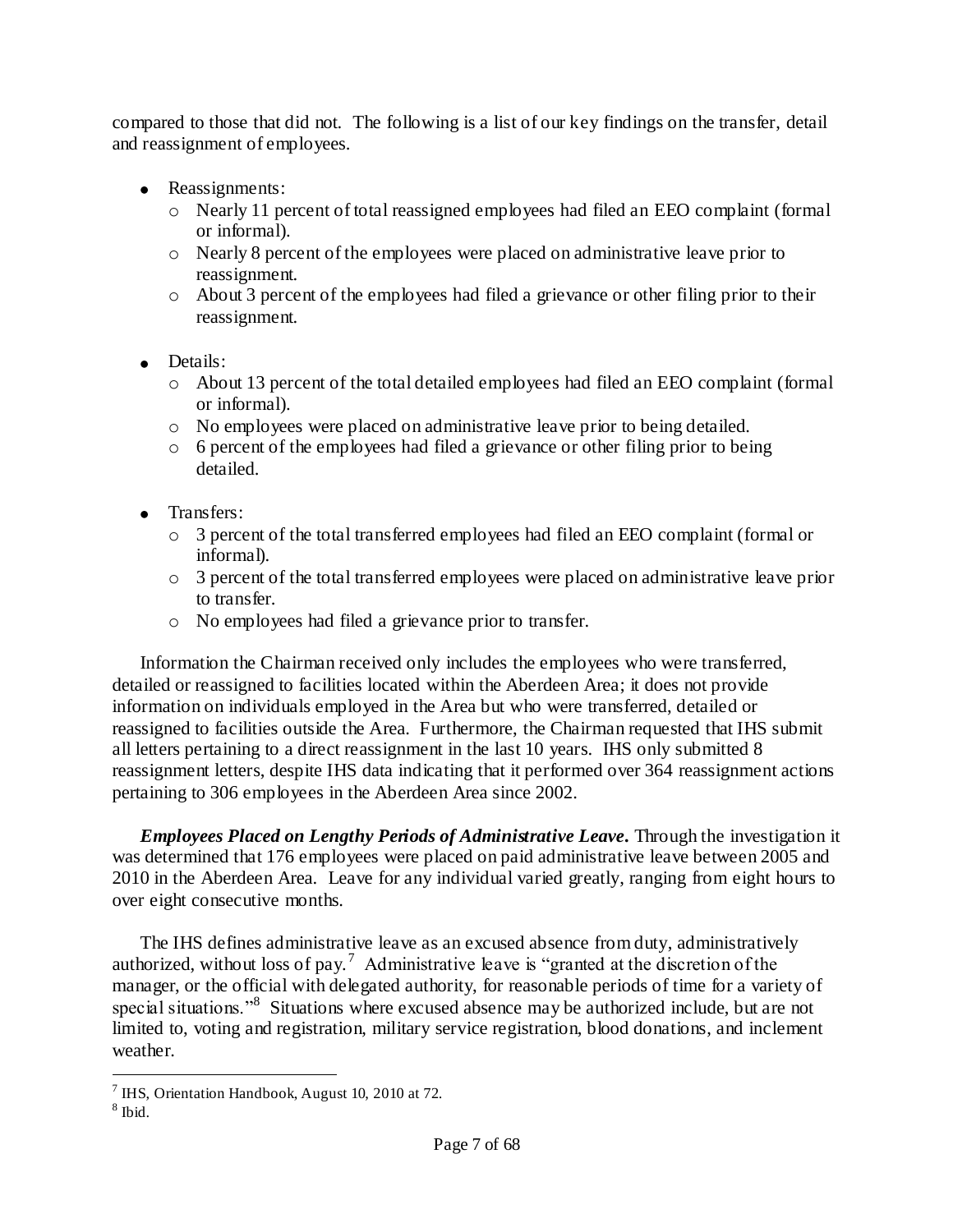compared to those that did not. The following is a list of our key findings on the transfer, detail and reassignment of employees.

- Reassignments:
  - Nearly 11 percent of total reassigned employees had filed an EEO complaint (formal or informal).
  - Nearly 8 percent of the employees were placed on administrative leave prior to reassignment.
  - About 3 percent of the employees had filed a grievance or other filing prior to their reassignment.
- Details:
  - About 13 percent of the total detailed employees had filed an EEO complaint (formal or informal).
  - No employees were placed on administrative leave prior to being detailed.
  - 6 percent of the employees had filed a grievance or other filing prior to being detailed.
- Transfers:
  - 3 percent of the total transferred employees had filed an EEO complaint (formal or informal).
  - 3 percent of the total transferred employees were placed on administrative leave prior to transfer.
  - No employees had filed a grievance prior to transfer.

Information the Chairman received only includes the employees who were transferred, detailed or reassigned to facilities located within the Aberdeen Area; it does not provide information on individuals employed in the Area but who were transferred, detailed or reassigned to facilities outside the Area. Furthermore, the Chairman requested that IHS submit all letters pertaining to a direct reassignment in the last 10 years. IHS only submitted 8 reassignment letters, despite IHS data indicating that it performed over 364 reassignment actions pertaining to 306 employees in the Aberdeen Area since 2002.

***Employees Placed on Lengthy Periods of Administrative Leave.*** Through the investigation it was determined that 176 employees were placed on paid administrative leave between 2005 and 2010 in the Aberdeen Area. Leave for any individual varied greatly, ranging from eight hours to over eight consecutive months.

The IHS defines administrative leave as an excused absence from duty, administratively authorized, without loss of pay.[7] Administrative leave is "granted at the discretion of the manager, or the official with delegated authority, for reasonable periods of time for a variety of special situations."[8] Situations where excused absence may be authorized include, but are not limited to, voting and registration, military service registration, blood donations, and inclement weather.

---

[7] IHS, Orientation Handbook, August 10, 2010 at 72.

[8] Ibid.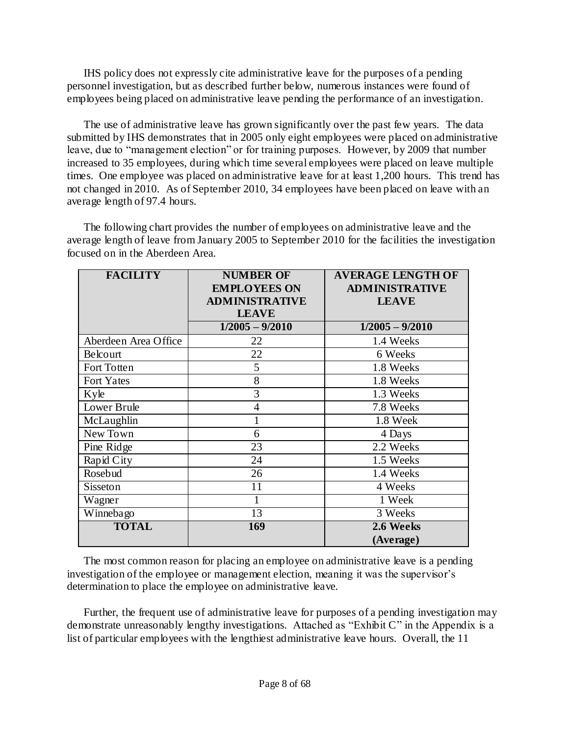IHS policy does not expressly cite administrative leave for the purposes of a pending personnel investigation, but as described further below, numerous instances were found of employees being placed on administrative leave pending the performance of an investigation.

The use of administrative leave has grown significantly over the past few years. The data submitted by IHS demonstrates that in 2005 only eight employees were placed on administrative leave, due to "management election" or for training purposes. However, by 2009 that number increased to 35 employees, during which time several employees were placed on leave multiple times. One employee was placed on administrative leave for at least 1,200 hours. This trend has not changed in 2010. As of September 2010, 34 employees have been placed on leave with an average length of 97.4 hours.

The following chart provides the number of employees on administrative leave and the average length of leave from January 2005 to September 2010 for the facilities the investigation focused on in the Aberdeen Area.

| FACILITY | NUMBER OF EMPLOYEES ON ADMINISTRATIVE LEAVE | AVERAGE LENGTH OF ADMINISTRATIVE LEAVE |
|---|---|---|
| | 1/2005 – 9/2010 | 1/2005 – 9/2010 |
| Aberdeen Area Office | 22 | 1.4 Weeks |
| Belcourt | 22 | 6 Weeks |
| Fort Totten | 5 | 1.8 Weeks |
| Fort Yates | 8 | 1.8 Weeks |
| Kyle | 3 | 1.3 Weeks |
| Lower Brule | 4 | 7.8 Weeks |
| McLaughlin | 1 | 1.8 Week |
| New Town | 6 | 4 Days |
| Pine Ridge | 23 | 2.2 Weeks |
| Rapid City | 24 | 1.5 Weeks |
| Rosebud | 26 | 1.4 Weeks |
| Sisseton | 11 | 4 Weeks |
| Wagner | 1 | 1 Week |
| Winnebago | 13 | 3 Weeks |
| **TOTAL** | **169** | **2.6 Weeks (Average)** |

The most common reason for placing an employee on administrative leave is a pending investigation of the employee or management election, meaning it was the supervisor's determination to place the employee on administrative leave.

Further, the frequent use of administrative leave for purposes of a pending investigation may demonstrate unreasonably lengthy investigations. Attached as "Exhibit C" in the Appendix is a list of particular employees with the lengthiest administrative leave hours. Overall, the 11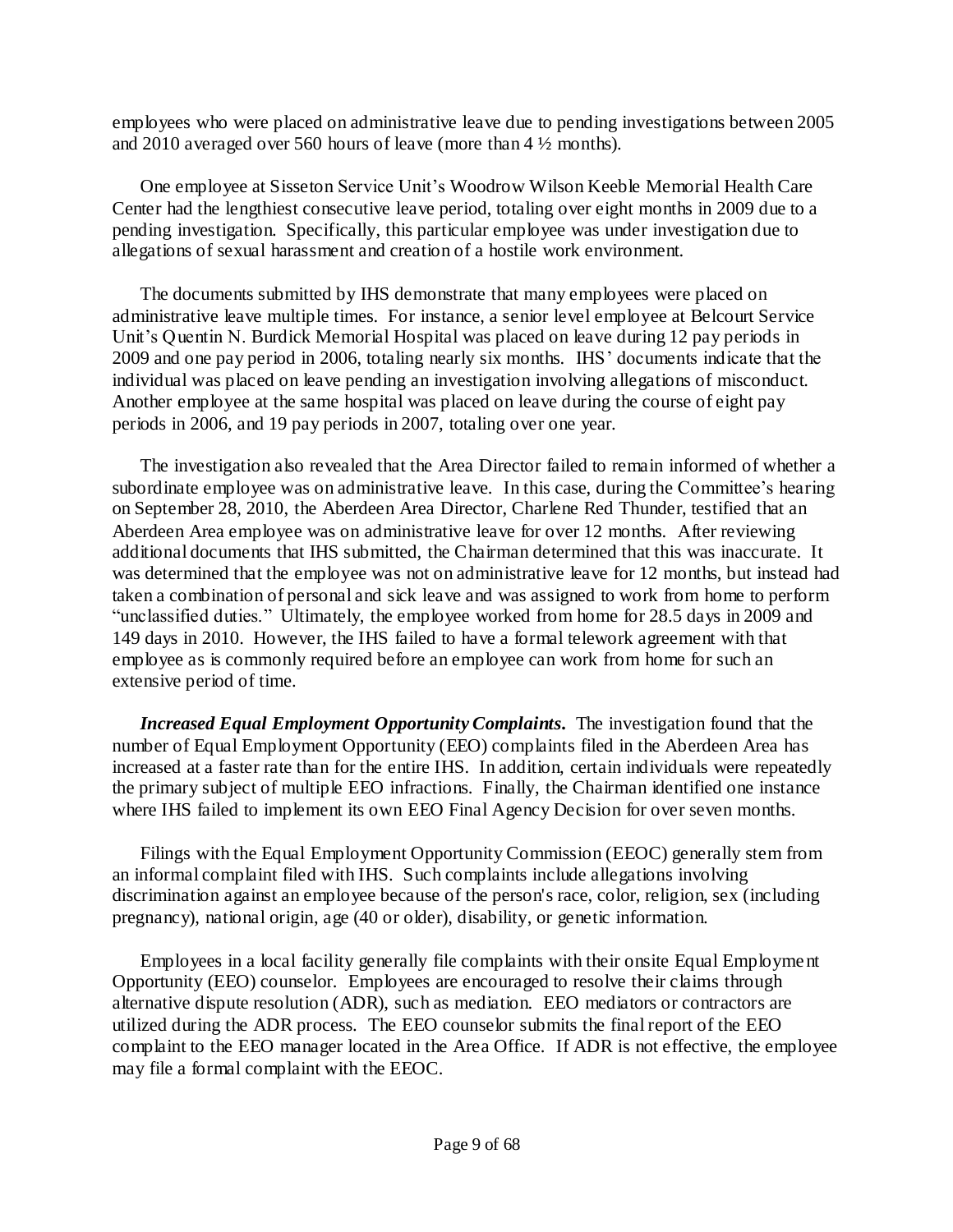employees who were placed on administrative leave due to pending investigations between 2005 and 2010 averaged over 560 hours of leave (more than 4 ½ months).

One employee at Sisseton Service Unit's Woodrow Wilson Keeble Memorial Health Care Center had the lengthiest consecutive leave period, totaling over eight months in 2009 due to a pending investigation. Specifically, this particular employee was under investigation due to allegations of sexual harassment and creation of a hostile work environment.

The documents submitted by IHS demonstrate that many employees were placed on administrative leave multiple times. For instance, a senior level employee at Belcourt Service Unit's Quentin N. Burdick Memorial Hospital was placed on leave during 12 pay periods in 2009 and one pay period in 2006, totaling nearly six months. IHS' documents indicate that the individual was placed on leave pending an investigation involving allegations of misconduct. Another employee at the same hospital was placed on leave during the course of eight pay periods in 2006, and 19 pay periods in 2007, totaling over one year.

The investigation also revealed that the Area Director failed to remain informed of whether a subordinate employee was on administrative leave. In this case, during the Committee's hearing on September 28, 2010, the Aberdeen Area Director, Charlene Red Thunder, testified that an Aberdeen Area employee was on administrative leave for over 12 months. After reviewing additional documents that IHS submitted, the Chairman determined that this was inaccurate. It was determined that the employee was not on administrative leave for 12 months, but instead had taken a combination of personal and sick leave and was assigned to work from home to perform "unclassified duties." Ultimately, the employee worked from home for 28.5 days in 2009 and 149 days in 2010. However, the IHS failed to have a formal telework agreement with that employee as is commonly required before an employee can work from home for such an extensive period of time.

***Increased Equal Employment Opportunity Complaints.*** The investigation found that the number of Equal Employment Opportunity (EEO) complaints filed in the Aberdeen Area has increased at a faster rate than for the entire IHS. In addition, certain individuals were repeatedly the primary subject of multiple EEO infractions. Finally, the Chairman identified one instance where IHS failed to implement its own EEO Final Agency Decision for over seven months.

Filings with the Equal Employment Opportunity Commission (EEOC) generally stem from an informal complaint filed with IHS. Such complaints include allegations involving discrimination against an employee because of the person's race, color, religion, sex (including pregnancy), national origin, age (40 or older), disability, or genetic information.

Employees in a local facility generally file complaints with their onsite Equal Employment Opportunity (EEO) counselor. Employees are encouraged to resolve their claims through alternative dispute resolution (ADR), such as mediation. EEO mediators or contractors are utilized during the ADR process. The EEO counselor submits the final report of the EEO complaint to the EEO manager located in the Area Office. If ADR is not effective, the employee may file a formal complaint with the EEOC.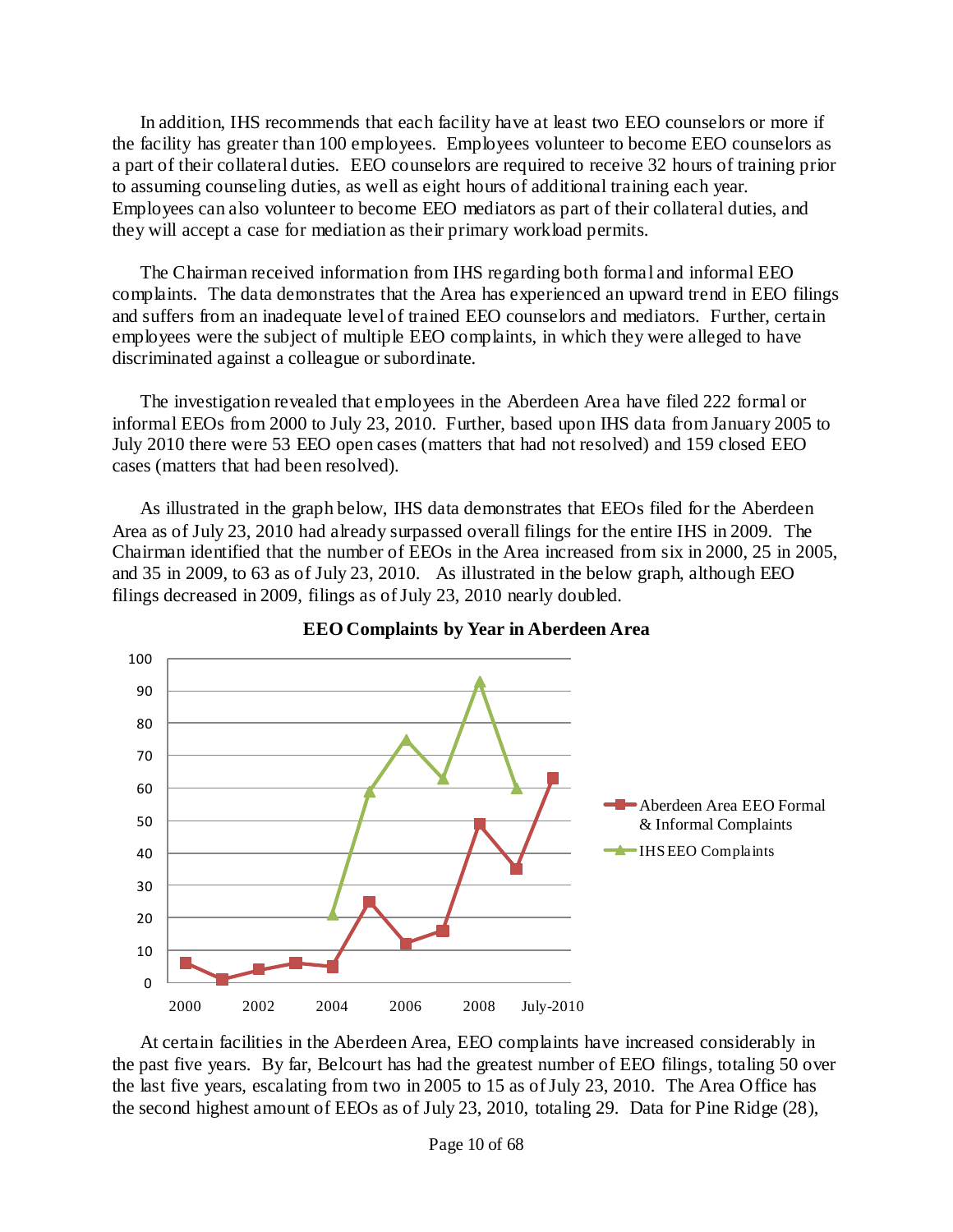In addition, IHS recommends that each facility have at least two EEO counselors or more if the facility has greater than 100 employees. Employees volunteer to become EEO counselors as a part of their collateral duties. EEO counselors are required to receive 32 hours of training prior to assuming counseling duties, as well as eight hours of additional training each year. Employees can also volunteer to become EEO mediators as part of their collateral duties, and they will accept a case for mediation as their primary workload permits.

The Chairman received information from IHS regarding both formal and informal EEO complaints. The data demonstrates that the Area has experienced an upward trend in EEO filings and suffers from an inadequate level of trained EEO counselors and mediators. Further, certain employees were the subject of multiple EEO complaints, in which they were alleged to have discriminated against a colleague or subordinate.

The investigation revealed that employees in the Aberdeen Area have filed 222 formal or informal EEOs from 2000 to July 23, 2010. Further, based upon IHS data from January 2005 to July 2010 there were 53 EEO open cases (matters that had not resolved) and 159 closed EEO cases (matters that had been resolved).

As illustrated in the graph below, IHS data demonstrates that EEOs filed for the Aberdeen Area as of July 23, 2010 had already surpassed overall filings for the entire IHS in 2009. The Chairman identified that the number of EEOs in the Area increased from six in 2000, 25 in 2005, and 35 in 2009, to 63 as of July 23, 2010. As illustrated in the below graph, although EEO filings decreased in 2009, filings as of July 23, 2010 nearly doubled.

**EEO Complaints by Year in Aberdeen Area**

| Year | Aberdeen Area EEO Formal & Informal Complaints | IHS EEO Complaints |
|---|---|---|
| 2000 | 6 | |
| 2001 | 1 | |
| 2002 | 4 | |
| 2003 | 6 | |
| 2004 | 5 | 21 |
| 2005 | 25 | 59 |
| 2006 | 12 | 75 |
| 2007 | 16 | 63 |
| 2008 | 49 | 93 |
| 2009 | 35 | 60 |
| July-2010 | 63 | |

At certain facilities in the Aberdeen Area, EEO complaints have increased considerably in the past five years. By far, Belcourt has had the greatest number of EEO filings, totaling 50 over the last five years, escalating from two in 2005 to 15 as of July 23, 2010. The Area Office has the second highest amount of EEOs as of July 23, 2010, totaling 29. Data for Pine Ridge (28),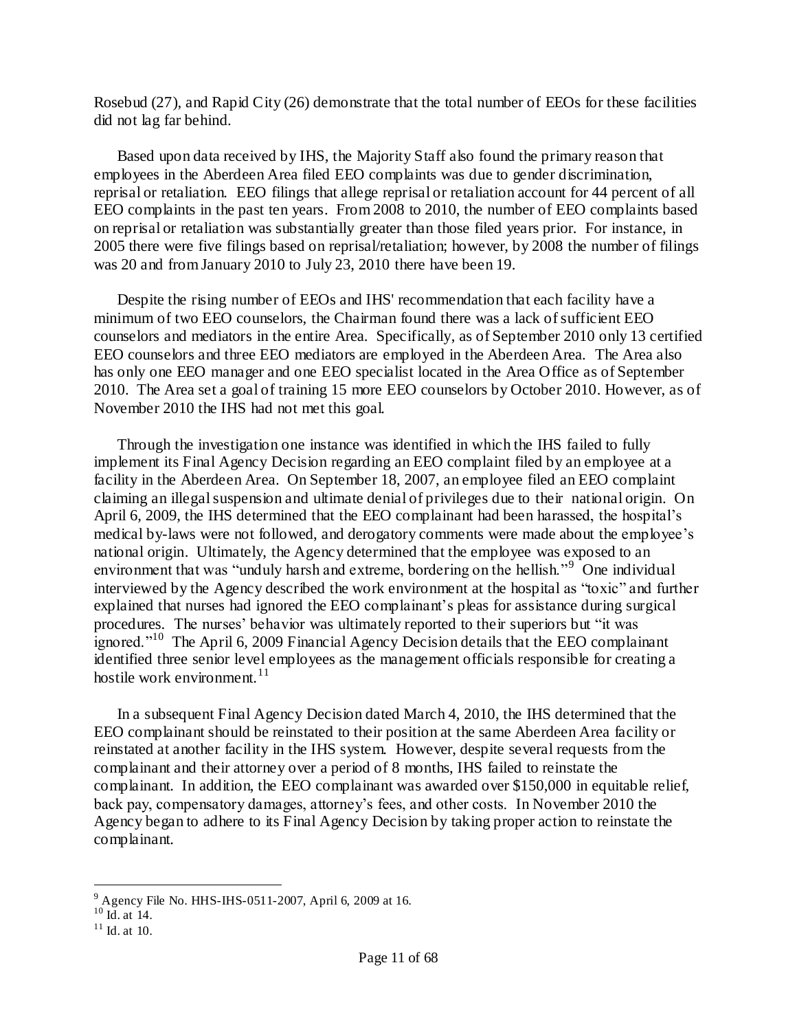Rosebud (27), and Rapid City (26) demonstrate that the total number of EEOs for these facilities did not lag far behind.

Based upon data received by IHS, the Majority Staff also found the primary reason that employees in the Aberdeen Area filed EEO complaints was due to gender discrimination, reprisal or retaliation. EEO filings that allege reprisal or retaliation account for 44 percent of all EEO complaints in the past ten years. From 2008 to 2010, the number of EEO complaints based on reprisal or retaliation was substantially greater than those filed years prior. For instance, in 2005 there were five filings based on reprisal/retaliation; however, by 2008 the number of filings was 20 and from January 2010 to July 23, 2010 there have been 19.

Despite the rising number of EEOs and IHS' recommendation that each facility have a minimum of two EEO counselors, the Chairman found there was a lack of sufficient EEO counselors and mediators in the entire Area. Specifically, as of September 2010 only 13 certified EEO counselors and three EEO mediators are employed in the Aberdeen Area. The Area also has only one EEO manager and one EEO specialist located in the Area Office as of September 2010. The Area set a goal of training 15 more EEO counselors by October 2010. However, as of November 2010 the IHS had not met this goal.

Through the investigation one instance was identified in which the IHS failed to fully implement its Final Agency Decision regarding an EEO complaint filed by an employee at a facility in the Aberdeen Area. On September 18, 2007, an employee filed an EEO complaint claiming an illegal suspension and ultimate denial of privileges due to their national origin. On April 6, 2009, the IHS determined that the EEO complainant had been harassed, the hospital's medical by-laws were not followed, and derogatory comments were made about the employee's national origin. Ultimately, the Agency determined that the employee was exposed to an environment that was "unduly harsh and extreme, bordering on the hellish."[9] One individual interviewed by the Agency described the work environment at the hospital as "toxic" and further explained that nurses had ignored the EEO complainant's pleas for assistance during surgical procedures. The nurses' behavior was ultimately reported to their superiors but "it was ignored."[10] The April 6, 2009 Financial Agency Decision details that the EEO complainant identified three senior level employees as the management officials responsible for creating a hostile work environment.[11]

In a subsequent Final Agency Decision dated March 4, 2010, the IHS determined that the EEO complainant should be reinstated to their position at the same Aberdeen Area facility or reinstated at another facility in the IHS system. However, despite several requests from the complainant and their attorney over a period of 8 months, IHS failed to reinstate the complainant. In addition, the EEO complainant was awarded over $150,000 in equitable relief, back pay, compensatory damages, attorney's fees, and other costs. In November 2010 the Agency began to adhere to its Final Agency Decision by taking proper action to reinstate the complainant.

---

[9] Agency File No. HHS-IHS-0511-2007, April 6, 2009 at 16.

[10] Id. at 14.

[11] Id. at 10.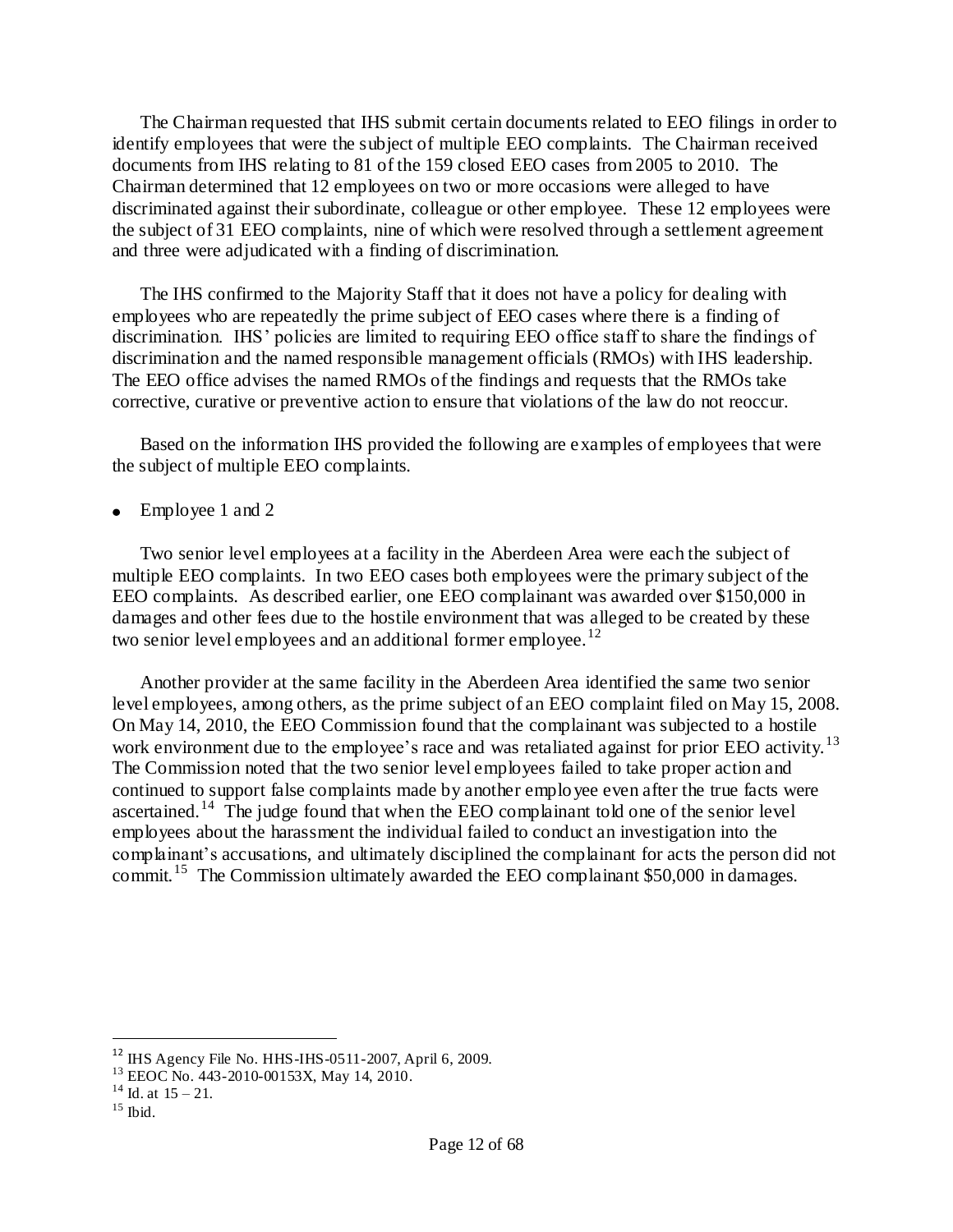The Chairman requested that IHS submit certain documents related to EEO filings in order to identify employees that were the subject of multiple EEO complaints. The Chairman received documents from IHS relating to 81 of the 159 closed EEO cases from 2005 to 2010. The Chairman determined that 12 employees on two or more occasions were alleged to have discriminated against their subordinate, colleague or other employee. These 12 employees were the subject of 31 EEO complaints, nine of which were resolved through a settlement agreement and three were adjudicated with a finding of discrimination.

The IHS confirmed to the Majority Staff that it does not have a policy for dealing with employees who are repeatedly the prime subject of EEO cases where there is a finding of discrimination. IHS' policies are limited to requiring EEO office staff to share the findings of discrimination and the named responsible management officials (RMOs) with IHS leadership. The EEO office advises the named RMOs of the findings and requests that the RMOs take corrective, curative or preventive action to ensure that violations of the law do not reoccur.

Based on the information IHS provided the following are examples of employees that were the subject of multiple EEO complaints.

- Employee 1 and 2

Two senior level employees at a facility in the Aberdeen Area were each the subject of multiple EEO complaints. In two EEO cases both employees were the primary subject of the EEO complaints. As described earlier, one EEO complainant was awarded over $150,000 in damages and other fees due to the hostile environment that was alleged to be created by these two senior level employees and an additional former employee.[12]

Another provider at the same facility in the Aberdeen Area identified the same two senior level employees, among others, as the prime subject of an EEO complaint filed on May 15, 2008. On May 14, 2010, the EEO Commission found that the complainant was subjected to a hostile work environment due to the employee's race and was retaliated against for prior EEO activity.[13] The Commission noted that the two senior level employees failed to take proper action and continued to support false complaints made by another employee even after the true facts were ascertained.[14] The judge found that when the EEO complainant told one of the senior level employees about the harassment the individual failed to conduct an investigation into the complainant's accusations, and ultimately disciplined the complainant for acts the person did not commit.[15] The Commission ultimately awarded the EEO complainant $50,000 in damages.

---

[12] IHS Agency File No. HHS-IHS-0511-2007, April 6, 2009.

[13] EEOC No. 443-2010-00153X, May 14, 2010.

[14] Id. at 15 – 21.

[15] Ibid.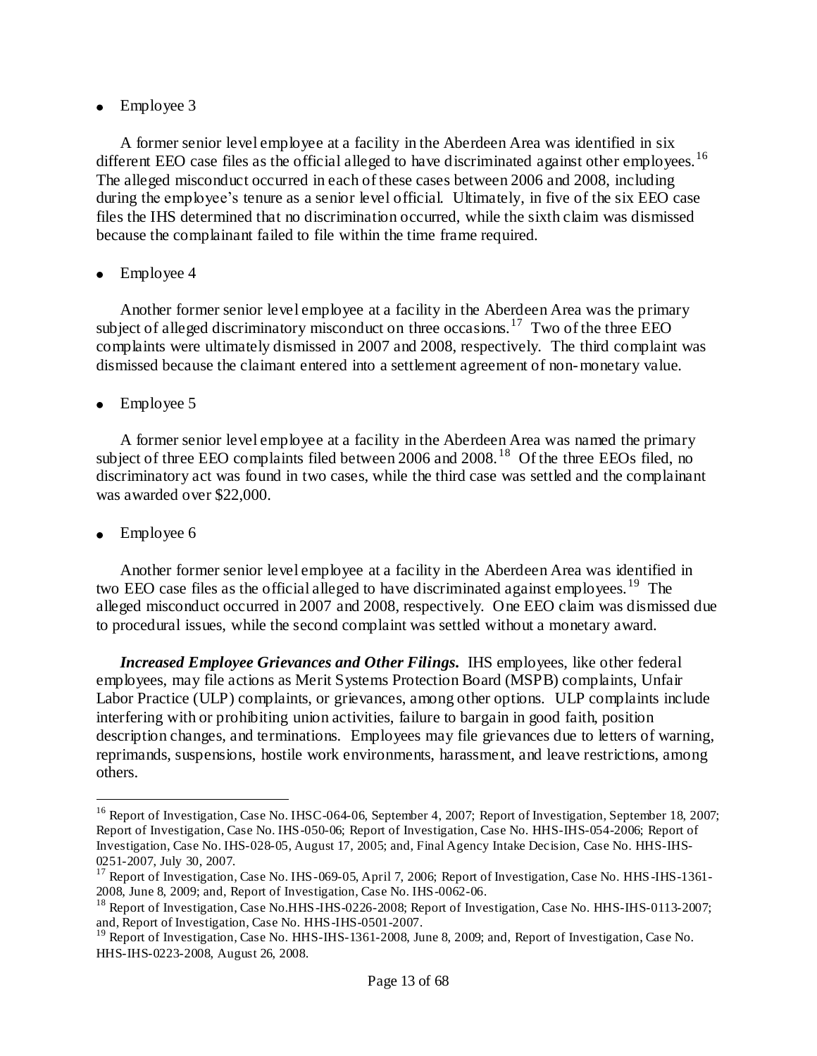- Employee 3

A former senior level employee at a facility in the Aberdeen Area was identified in six different EEO case files as the official alleged to have discriminated against other employees.[16] The alleged misconduct occurred in each of these cases between 2006 and 2008, including during the employee's tenure as a senior level official. Ultimately, in five of the six EEO case files the IHS determined that no discrimination occurred, while the sixth claim was dismissed because the complainant failed to file within the time frame required.

- Employee 4

Another former senior level employee at a facility in the Aberdeen Area was the primary subject of alleged discriminatory misconduct on three occasions.[17] Two of the three EEO complaints were ultimately dismissed in 2007 and 2008, respectively. The third complaint was dismissed because the claimant entered into a settlement agreement of non-monetary value.

- Employee 5

A former senior level employee at a facility in the Aberdeen Area was named the primary subject of three EEO complaints filed between 2006 and 2008.[18] Of the three EEOs filed, no discriminatory act was found in two cases, while the third case was settled and the complainant was awarded over $22,000.

- Employee 6

Another former senior level employee at a facility in the Aberdeen Area was identified in two EEO case files as the official alleged to have discriminated against employees.[19] The alleged misconduct occurred in 2007 and 2008, respectively. One EEO claim was dismissed due to procedural issues, while the second complaint was settled without a monetary award.

***Increased Employee Grievances and Other Filings.*** IHS employees, like other federal employees, may file actions as Merit Systems Protection Board (MSPB) complaints, Unfair Labor Practice (ULP) complaints, or grievances, among other options. ULP complaints include interfering with or prohibiting union activities, failure to bargain in good faith, position description changes, and terminations. Employees may file grievances due to letters of warning, reprimands, suspensions, hostile work environments, harassment, and leave restrictions, among others.

---

[16] Report of Investigation, Case No. IHSC-064-06, September 4, 2007; Report of Investigation, September 18, 2007; Report of Investigation, Case No. IHS-050-06; Report of Investigation, Case No. HHS-IHS-054-2006; Report of Investigation, Case No. IHS-028-05, August 17, 2005; and, Final Agency Intake Decision, Case No. HHS-IHS-0251-2007, July 30, 2007.

[17] Report of Investigation, Case No. IHS-069-05, April 7, 2006; Report of Investigation, Case No. HHS-IHS-1361-2008, June 8, 2009; and, Report of Investigation, Case No. IHS-0062-06.

[18] Report of Investigation, Case No.HHS-IHS-0226-2008; Report of Investigation, Case No. HHS-IHS-0113-2007; and, Report of Investigation, Case No. HHS-IHS-0501-2007.

[19] Report of Investigation, Case No. HHS-IHS-1361-2008, June 8, 2009; and, Report of Investigation, Case No. HHS-IHS-0223-2008, August 26, 2008.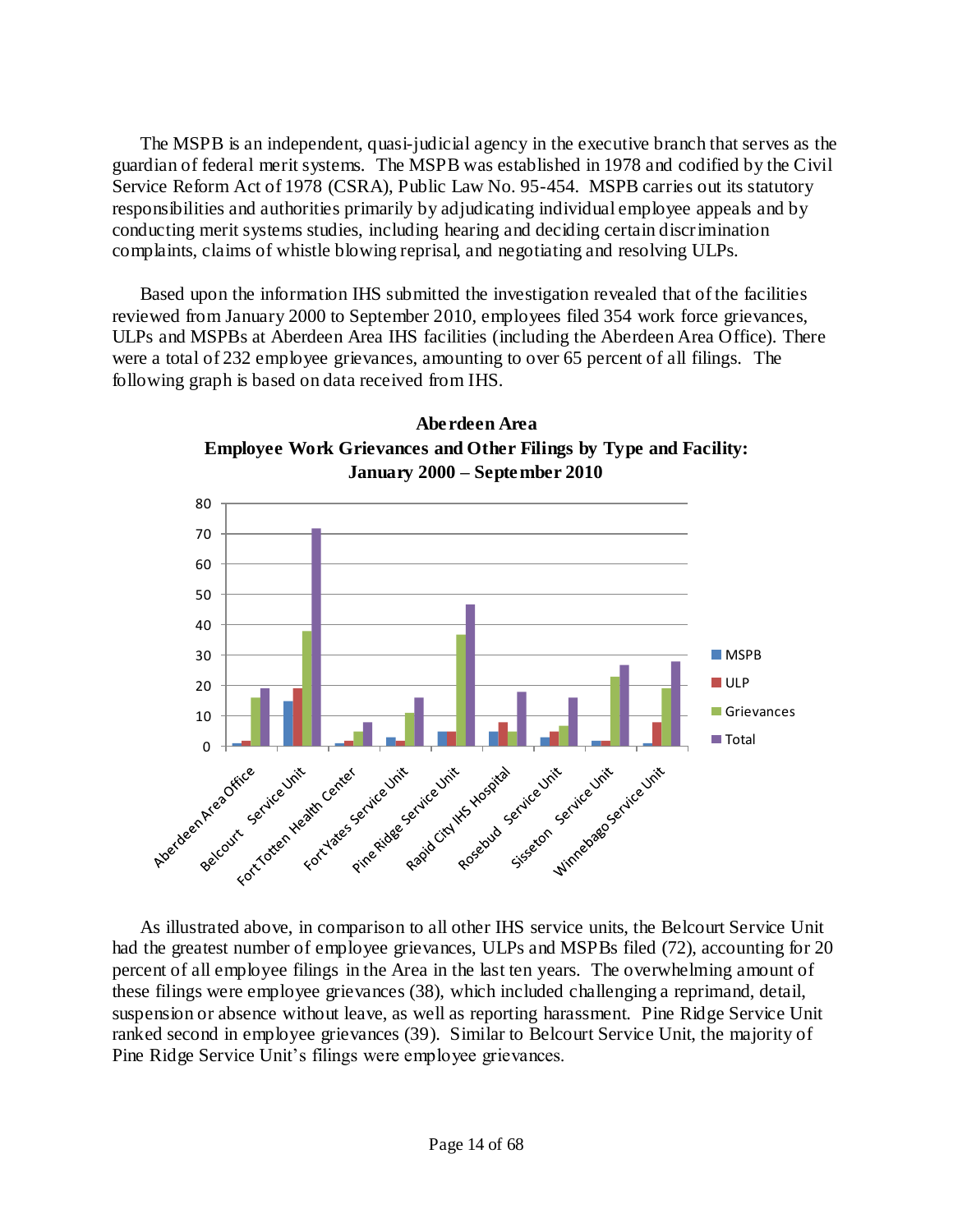The MSPB is an independent, quasi-judicial agency in the executive branch that serves as the guardian of federal merit systems. The MSPB was established in 1978 and codified by the Civil Service Reform Act of 1978 (CSRA), Public Law No. 95-454. MSPB carries out its statutory responsibilities and authorities primarily by adjudicating individual employee appeals and by conducting merit systems studies, including hearing and deciding certain discrimination complaints, claims of whistle blowing reprisal, and negotiating and resolving ULPs.

Based upon the information IHS submitted the investigation revealed that of the facilities reviewed from January 2000 to September 2010, employees filed 354 work force grievances, ULPs and MSPBs at Aberdeen Area IHS facilities (including the Aberdeen Area Office). There were a total of 232 employee grievances, amounting to over 65 percent of all filings. The following graph is based on data received from IHS.

**Aberdeen Area**
**Employee Work Grievances and Other Filings by Type and Facility: January 2000 – September 2010**

| Facility | MSPB | ULP | Grievances | Total |
|---|---|---|---|---|
| Aberdeen Area Office | 1 | 2 | 16 | 19 |
| Belcourt Service Unit | 15 | 19 | 38 | 72 |
| Fort Totten Health Center | 1 | 2 | 5 | 8 |
| Fort Yates Service Unit | 3 | 2 | 11 | 16 |
| Pine Ridge Service Unit | 5 | 5 | 37 | 47 |
| Rapid City IHS Hospital | 5 | 8 | 5 | 18 |
| Rosebud Service Unit | 3 | 5 | 7 | 16 |
| Sisseton Service Unit | 2 | 2 | 23 | 27 |
| Winnebago Service Unit | 1 | 8 | 19 | 28 |

As illustrated above, in comparison to all other IHS service units, the Belcourt Service Unit had the greatest number of employee grievances, ULPs and MSPBs filed (72), accounting for 20 percent of all employee filings in the Area in the last ten years. The overwhelming amount of these filings were employee grievances (38), which included challenging a reprimand, detail, suspension or absence without leave, as well as reporting harassment. Pine Ridge Service Unit ranked second in employee grievances (39). Similar to Belcourt Service Unit, the majority of Pine Ridge Service Unit's filings were employee grievances.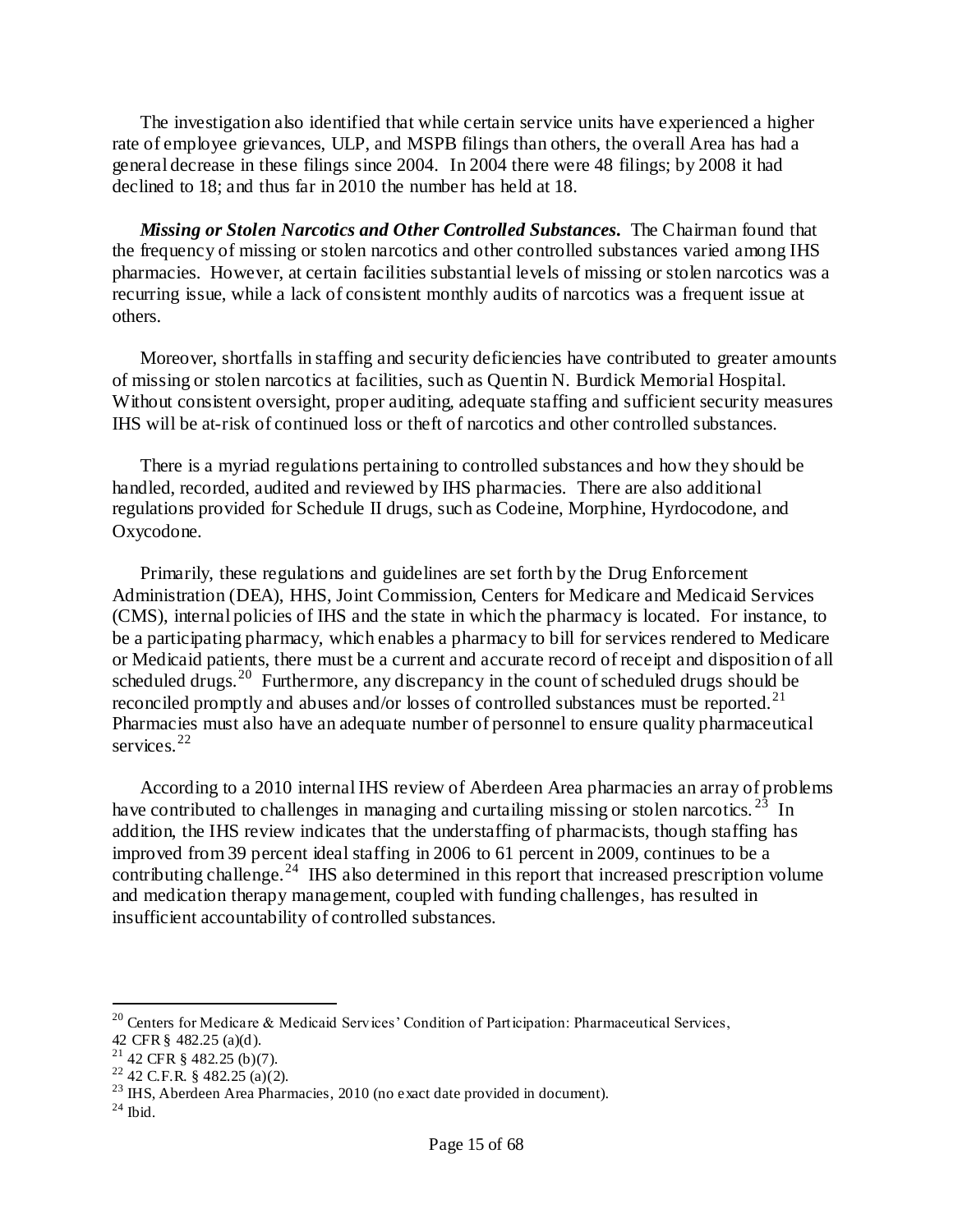The investigation also identified that while certain service units have experienced a higher rate of employee grievances, ULP, and MSPB filings than others, the overall Area has had a general decrease in these filings since 2004. In 2004 there were 48 filings; by 2008 it had declined to 18; and thus far in 2010 the number has held at 18.

***Missing or Stolen Narcotics and Other Controlled Substances.*** The Chairman found that the frequency of missing or stolen narcotics and other controlled substances varied among IHS pharmacies. However, at certain facilities substantial levels of missing or stolen narcotics was a recurring issue, while a lack of consistent monthly audits of narcotics was a frequent issue at others.

Moreover, shortfalls in staffing and security deficiencies have contributed to greater amounts of missing or stolen narcotics at facilities, such as Quentin N. Burdick Memorial Hospital. Without consistent oversight, proper auditing, adequate staffing and sufficient security measures IHS will be at-risk of continued loss or theft of narcotics and other controlled substances.

There is a myriad regulations pertaining to controlled substances and how they should be handled, recorded, audited and reviewed by IHS pharmacies. There are also additional regulations provided for Schedule II drugs, such as Codeine, Morphine, Hyrdocodone, and Oxycodone.

Primarily, these regulations and guidelines are set forth by the Drug Enforcement Administration (DEA), HHS, Joint Commission, Centers for Medicare and Medicaid Services (CMS), internal policies of IHS and the state in which the pharmacy is located. For instance, to be a participating pharmacy, which enables a pharmacy to bill for services rendered to Medicare or Medicaid patients, there must be a current and accurate record of receipt and disposition of all scheduled drugs.[20] Furthermore, any discrepancy in the count of scheduled drugs should be reconciled promptly and abuses and/or losses of controlled substances must be reported.[21] Pharmacies must also have an adequate number of personnel to ensure quality pharmaceutical services.[22]

According to a 2010 internal IHS review of Aberdeen Area pharmacies an array of problems have contributed to challenges in managing and curtailing missing or stolen narcotics.[23] In addition, the IHS review indicates that the understaffing of pharmacists, though staffing has improved from 39 percent ideal staffing in 2006 to 61 percent in 2009, continues to be a contributing challenge.[24] IHS also determined in this report that increased prescription volume and medication therapy management, coupled with funding challenges, has resulted in insufficient accountability of controlled substances.

---

[20] Centers for Medicare & Medicaid Services' Condition of Participation: Pharmaceutical Services, 42 CFR § 482.25 (a)(d).

[21] 42 CFR § 482.25 (b)(7).

[22] 42 C.F.R. § 482.25 (a)(2).

[23] IHS, Aberdeen Area Pharmacies, 2010 (no exact date provided in document).

[24] Ibid.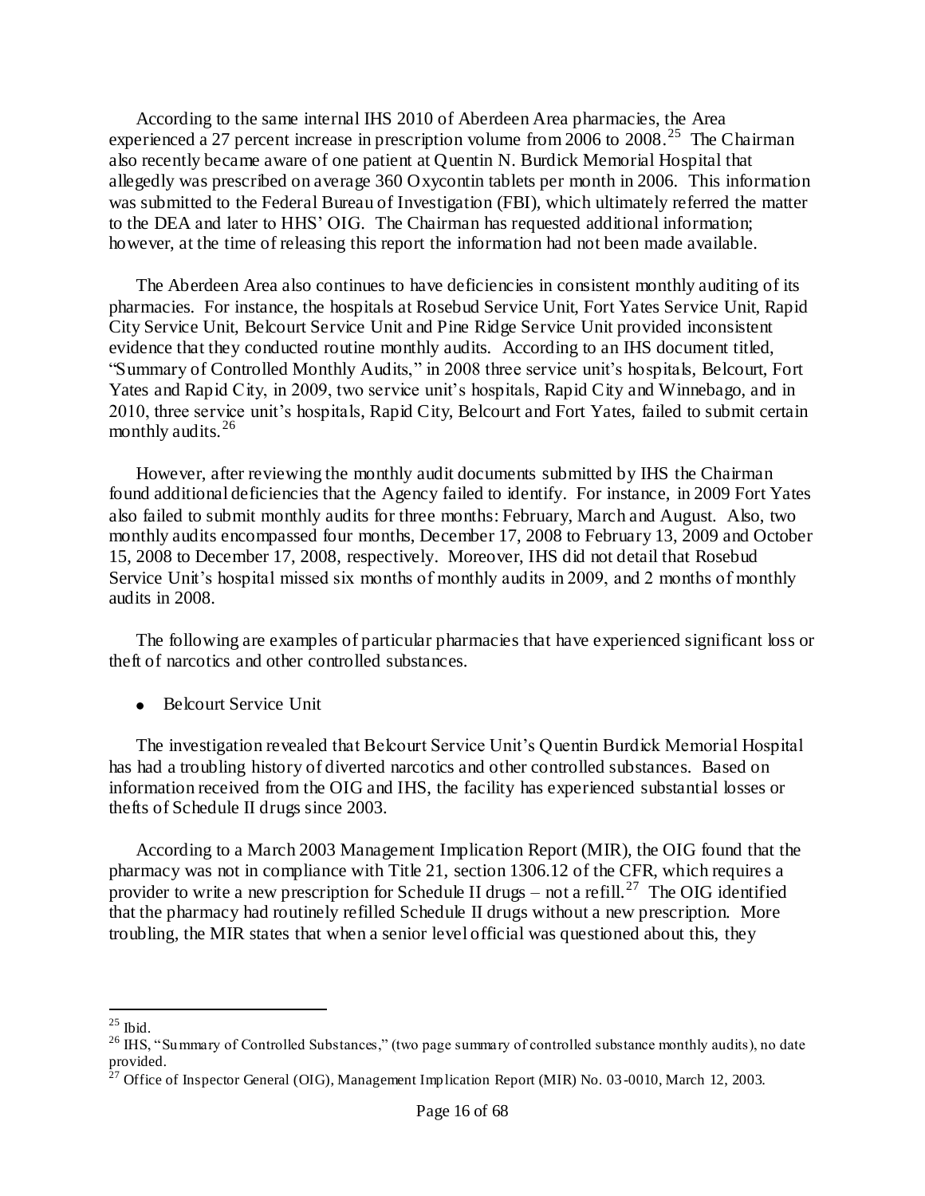According to the same internal IHS 2010 of Aberdeen Area pharmacies, the Area experienced a 27 percent increase in prescription volume from 2006 to 2008.[25] The Chairman also recently became aware of one patient at Quentin N. Burdick Memorial Hospital that allegedly was prescribed on average 360 Oxycontin tablets per month in 2006. This information was submitted to the Federal Bureau of Investigation (FBI), which ultimately referred the matter to the DEA and later to HHS' OIG. The Chairman has requested additional information; however, at the time of releasing this report the information had not been made available.

The Aberdeen Area also continues to have deficiencies in consistent monthly auditing of its pharmacies. For instance, the hospitals at Rosebud Service Unit, Fort Yates Service Unit, Rapid City Service Unit, Belcourt Service Unit and Pine Ridge Service Unit provided inconsistent evidence that they conducted routine monthly audits. According to an IHS document titled, "Summary of Controlled Monthly Audits," in 2008 three service unit's hospitals, Belcourt, Fort Yates and Rapid City, in 2009, two service unit's hospitals, Rapid City and Winnebago, and in 2010, three service unit's hospitals, Rapid City, Belcourt and Fort Yates, failed to submit certain monthly audits.[26]

However, after reviewing the monthly audit documents submitted by IHS the Chairman found additional deficiencies that the Agency failed to identify. For instance, in 2009 Fort Yates also failed to submit monthly audits for three months: February, March and August. Also, two monthly audits encompassed four months, December 17, 2008 to February 13, 2009 and October 15, 2008 to December 17, 2008, respectively. Moreover, IHS did not detail that Rosebud Service Unit's hospital missed six months of monthly audits in 2009, and 2 months of monthly audits in 2008.

The following are examples of particular pharmacies that have experienced significant loss or theft of narcotics and other controlled substances.

- Belcourt Service Unit

The investigation revealed that Belcourt Service Unit's Quentin Burdick Memorial Hospital has had a troubling history of diverted narcotics and other controlled substances. Based on information received from the OIG and IHS, the facility has experienced substantial losses or thefts of Schedule II drugs since 2003.

According to a March 2003 Management Implication Report (MIR), the OIG found that the pharmacy was not in compliance with Title 21, section 1306.12 of the CFR, which requires a provider to write a new prescription for Schedule II drugs – not a refill.[27] The OIG identified that the pharmacy had routinely refilled Schedule II drugs without a new prescription. More troubling, the MIR states that when a senior level official was questioned about this, they

---

[25] Ibid.

[26] IHS, "Summary of Controlled Substances," (two page summary of controlled substance monthly audits), no date provided.

[27] Office of Inspector General (OIG), Management Implication Report (MIR) No. 03-0010, March 12, 2003.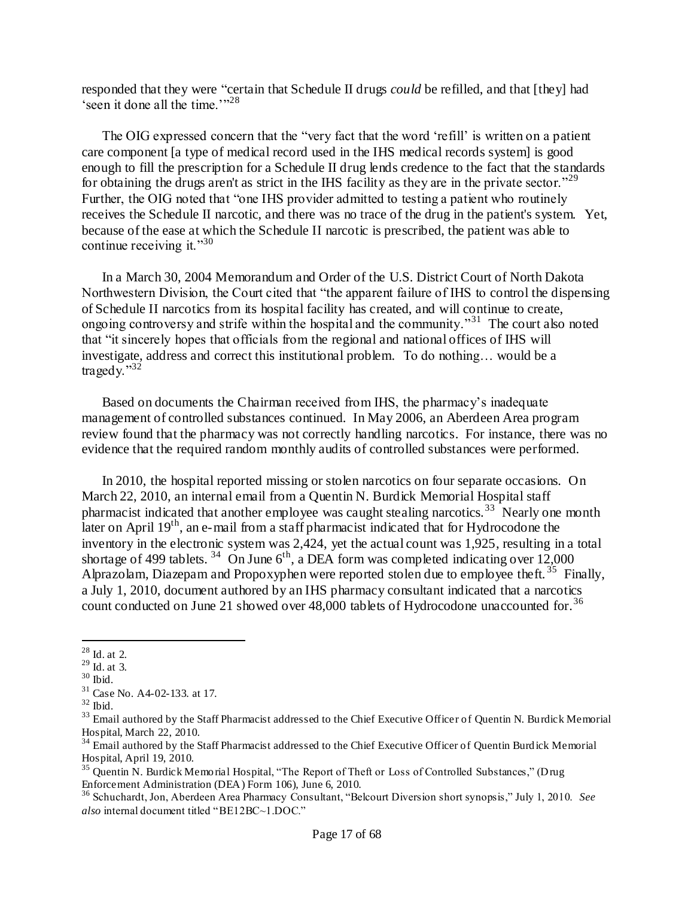responded that they were "certain that Schedule II drugs *could* be refilled, and that [they] had 'seen it done all the time.'"[28]

The OIG expressed concern that the "very fact that the word 'refill' is written on a patient care component [a type of medical record used in the IHS medical records system] is good enough to fill the prescription for a Schedule II drug lends credence to the fact that the standards for obtaining the drugs aren't as strict in the IHS facility as they are in the private sector."[29] Further, the OIG noted that "one IHS provider admitted to testing a patient who routinely receives the Schedule II narcotic, and there was no trace of the drug in the patient's system. Yet, because of the ease at which the Schedule II narcotic is prescribed, the patient was able to continue receiving it."[30]

In a March 30, 2004 Memorandum and Order of the U.S. District Court of North Dakota Northwestern Division, the Court cited that "the apparent failure of IHS to control the dispensing of Schedule II narcotics from its hospital facility has created, and will continue to create, ongoing controversy and strife within the hospital and the community."[31] The court also noted that "it sincerely hopes that officials from the regional and national offices of IHS will investigate, address and correct this institutional problem. To do nothing… would be a tragedy."[32]

Based on documents the Chairman received from IHS, the pharmacy's inadequate management of controlled substances continued. In May 2006, an Aberdeen Area program review found that the pharmacy was not correctly handling narcotics. For instance, there was no evidence that the required random monthly audits of controlled substances were performed.

In 2010, the hospital reported missing or stolen narcotics on four separate occasions. On March 22, 2010, an internal email from a Quentin N. Burdick Memorial Hospital staff pharmacist indicated that another employee was caught stealing narcotics.[33] Nearly one month later on April 19th, an e-mail from a staff pharmacist indicated that for Hydrocodone the inventory in the electronic system was 2,424, yet the actual count was 1,925, resulting in a total shortage of 499 tablets.[34] On June 6th, a DEA form was completed indicating over 12,000 Alprazolam, Diazepam and Propoxyphen were reported stolen due to employee theft.[35] Finally, a July 1, 2010, document authored by an IHS pharmacy consultant indicated that a narcotics count conducted on June 21 showed over 48,000 tablets of Hydrocodone unaccounted for.[36]

---

[28] Id. at 2.

[29] Id. at 3.

[30] Ibid.

[31] Case No. A4-02-133. at 17.

[32] Ibid.

[33] Email authored by the Staff Pharmacist addressed to the Chief Executive Officer of Quentin N. Burdick Memorial Hospital, March 22, 2010.

[34] Email authored by the Staff Pharmacist addressed to the Chief Executive Officer of Quentin Burdick Memorial Hospital, April 19, 2010.

[35] Quentin N. Burdick Memorial Hospital, "The Report of Theft or Loss of Controlled Substances," (Drug Enforcement Administration (DEA) Form 106), June 6, 2010.

[36] Schuchardt, Jon, Aberdeen Area Pharmacy Consultant, "Belcourt Diversion short synopsis," July 1, 2010. *See also* internal document titled "BE12BC~1.DOC."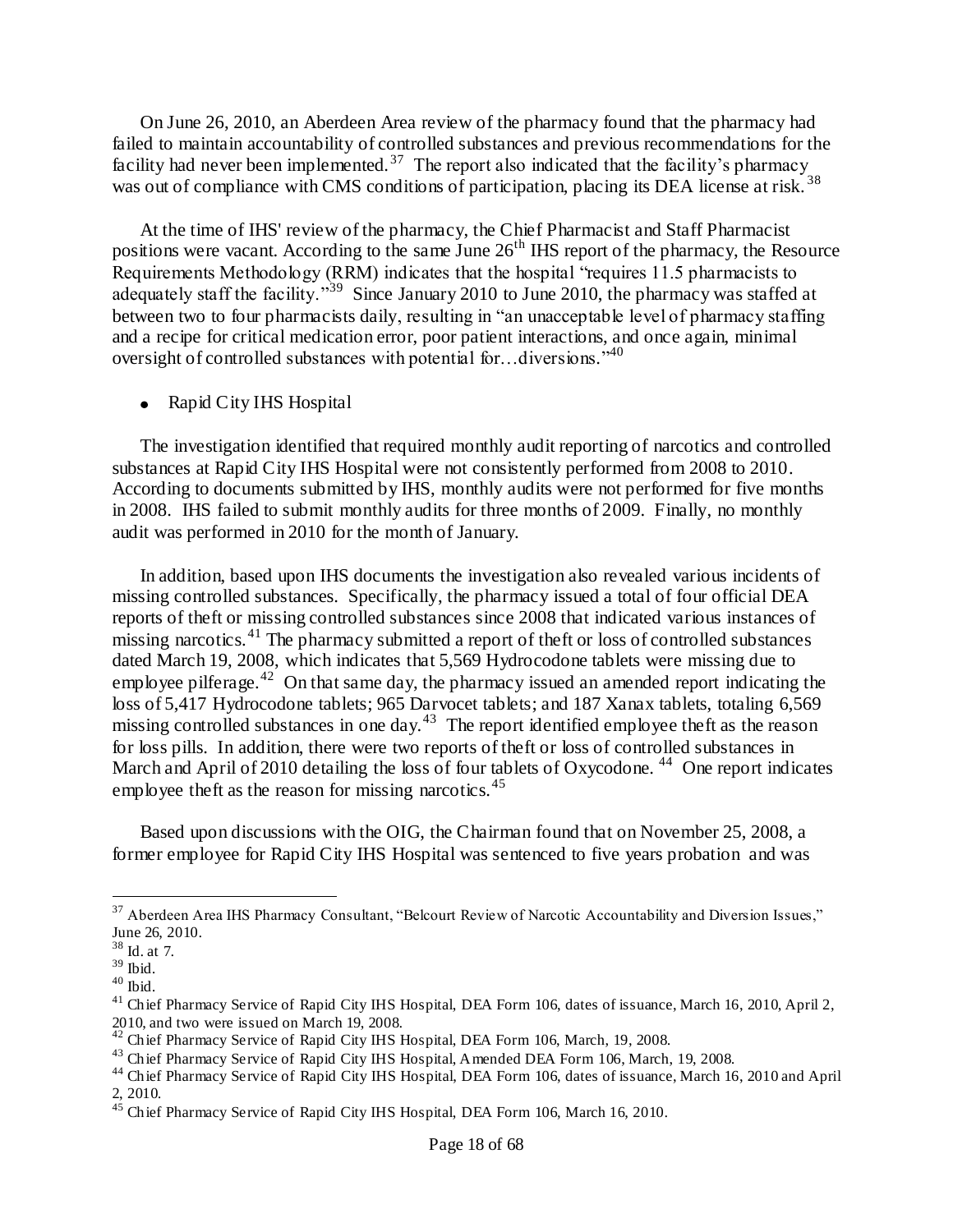On June 26, 2010, an Aberdeen Area review of the pharmacy found that the pharmacy had failed to maintain accountability of controlled substances and previous recommendations for the facility had never been implemented.[37] The report also indicated that the facility's pharmacy was out of compliance with CMS conditions of participation, placing its DEA license at risk.[38]

At the time of IHS' review of the pharmacy, the Chief Pharmacist and Staff Pharmacist positions were vacant. According to the same June 26th IHS report of the pharmacy, the Resource Requirements Methodology (RRM) indicates that the hospital "requires 11.5 pharmacists to adequately staff the facility."[39] Since January 2010 to June 2010, the pharmacy was staffed at between two to four pharmacists daily, resulting in "an unacceptable level of pharmacy staffing and a recipe for critical medication error, poor patient interactions, and once again, minimal oversight of controlled substances with potential for…diversions."[40]

- Rapid City IHS Hospital

The investigation identified that required monthly audit reporting of narcotics and controlled substances at Rapid City IHS Hospital were not consistently performed from 2008 to 2010. According to documents submitted by IHS, monthly audits were not performed for five months in 2008. IHS failed to submit monthly audits for three months of 2009. Finally, no monthly audit was performed in 2010 for the month of January.

In addition, based upon IHS documents the investigation also revealed various incidents of missing controlled substances. Specifically, the pharmacy issued a total of four official DEA reports of theft or missing controlled substances since 2008 that indicated various instances of missing narcotics.[41] The pharmacy submitted a report of theft or loss of controlled substances dated March 19, 2008, which indicates that 5,569 Hydrocodone tablets were missing due to employee pilferage.[42] On that same day, the pharmacy issued an amended report indicating the loss of 5,417 Hydrocodone tablets; 965 Darvocet tablets; and 187 Xanax tablets, totaling 6,569 missing controlled substances in one day.[43] The report identified employee theft as the reason for loss pills. In addition, there were two reports of theft or loss of controlled substances in March and April of 2010 detailing the loss of four tablets of Oxycodone.[44] One report indicates employee theft as the reason for missing narcotics.[45]

Based upon discussions with the OIG, the Chairman found that on November 25, 2008, a former employee for Rapid City IHS Hospital was sentenced to five years probation and was

---

[37] Aberdeen Area IHS Pharmacy Consultant, "Belcourt Review of Narcotic Accountability and Diversion Issues," June 26, 2010.

[38] Id. at 7.

[39] Ibid.

[40] Ibid.

[41] Chief Pharmacy Service of Rapid City IHS Hospital, DEA Form 106, dates of issuance, March 16, 2010, April 2, 2010, and two were issued on March 19, 2008.

[42] Chief Pharmacy Service of Rapid City IHS Hospital, DEA Form 106, March, 19, 2008.

[43] Chief Pharmacy Service of Rapid City IHS Hospital, Amended DEA Form 106, March, 19, 2008.

[44] Chief Pharmacy Service of Rapid City IHS Hospital, DEA Form 106, dates of issuance, March 16, 2010 and April 2, 2010.

[45] Chief Pharmacy Service of Rapid City IHS Hospital, DEA Form 106, March 16, 2010.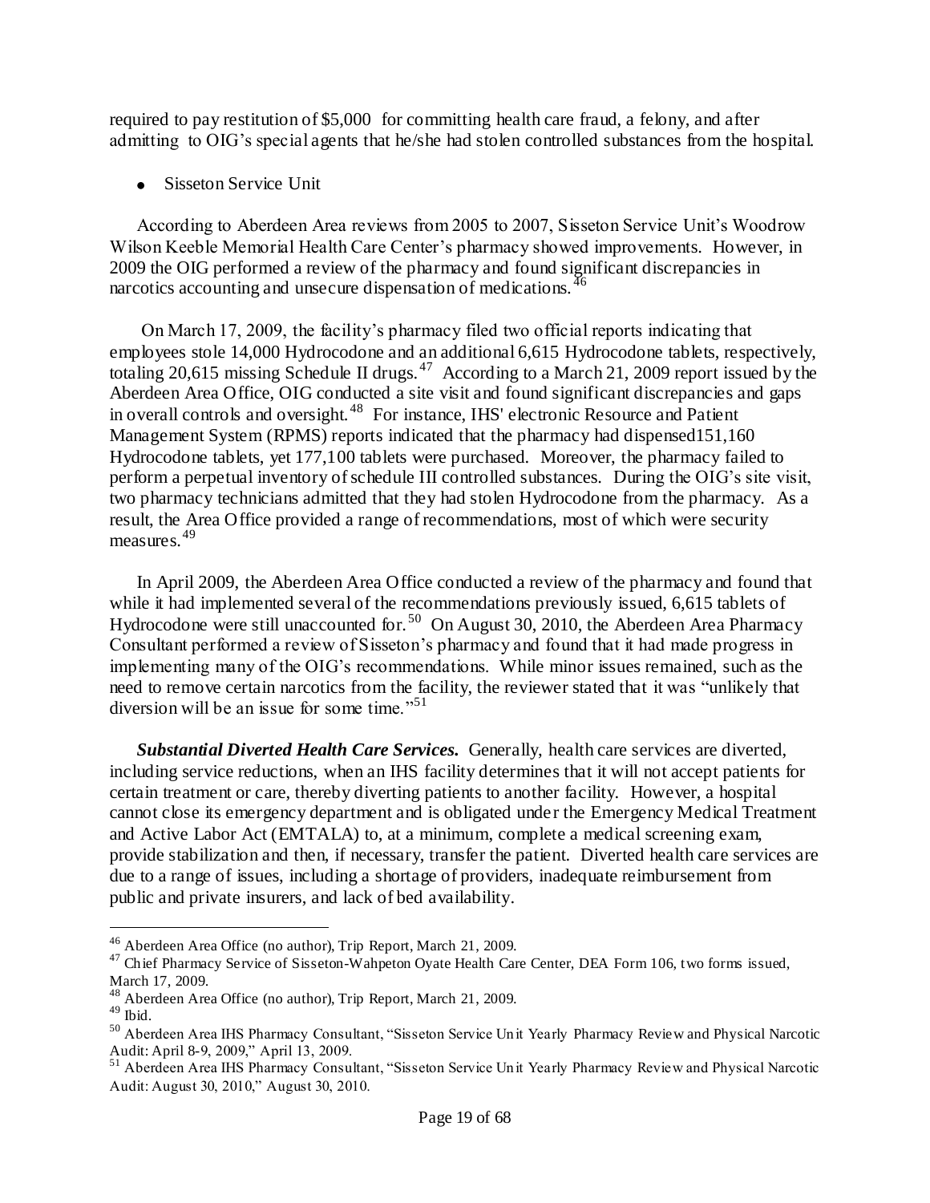required to pay restitution of $5,000 for committing health care fraud, a felony, and after admitting to OIG's special agents that he/she had stolen controlled substances from the hospital.

- Sisseton Service Unit

According to Aberdeen Area reviews from 2005 to 2007, Sisseton Service Unit's Woodrow Wilson Keeble Memorial Health Care Center's pharmacy showed improvements. However, in 2009 the OIG performed a review of the pharmacy and found significant discrepancies in narcotics accounting and unsecure dispensation of medications.[46]

On March 17, 2009, the facility's pharmacy filed two official reports indicating that employees stole 14,000 Hydrocodone and an additional 6,615 Hydrocodone tablets, respectively, totaling 20,615 missing Schedule II drugs.[47] According to a March 21, 2009 report issued by the Aberdeen Area Office, OIG conducted a site visit and found significant discrepancies and gaps in overall controls and oversight.[48] For instance, IHS' electronic Resource and Patient Management System (RPMS) reports indicated that the pharmacy had dispensed151,160 Hydrocodone tablets, yet 177,100 tablets were purchased. Moreover, the pharmacy failed to perform a perpetual inventory of schedule III controlled substances. During the OIG's site visit, two pharmacy technicians admitted that they had stolen Hydrocodone from the pharmacy. As a result, the Area Office provided a range of recommendations, most of which were security measures.[49]

In April 2009, the Aberdeen Area Office conducted a review of the pharmacy and found that while it had implemented several of the recommendations previously issued, 6,615 tablets of Hydrocodone were still unaccounted for.[50] On August 30, 2010, the Aberdeen Area Pharmacy Consultant performed a review of Sisseton's pharmacy and found that it had made progress in implementing many of the OIG's recommendations. While minor issues remained, such as the need to remove certain narcotics from the facility, the reviewer stated that it was "unlikely that diversion will be an issue for some time."[51]

***Substantial Diverted Health Care Services.*** Generally, health care services are diverted, including service reductions, when an IHS facility determines that it will not accept patients for certain treatment or care, thereby diverting patients to another facility. However, a hospital cannot close its emergency department and is obligated under the Emergency Medical Treatment and Active Labor Act (EMTALA) to, at a minimum, complete a medical screening exam, provide stabilization and then, if necessary, transfer the patient. Diverted health care services are due to a range of issues, including a shortage of providers, inadequate reimbursement from public and private insurers, and lack of bed availability.

---

[46] Aberdeen Area Office (no author), Trip Report, March 21, 2009.

[47] Chief Pharmacy Service of Sisseton-Wahpeton Oyate Health Care Center, DEA Form 106, two forms issued, March 17, 2009.

[48] Aberdeen Area Office (no author), Trip Report, March 21, 2009.

[49] Ibid.

[50] Aberdeen Area IHS Pharmacy Consultant, "Sisseton Service Unit Yearly Pharmacy Review and Physical Narcotic Audit: April 8-9, 2009," April 13, 2009.

[51] Aberdeen Area IHS Pharmacy Consultant, "Sisseton Service Unit Yearly Pharmacy Review and Physical Narcotic Audit: August 30, 2010," August 30, 2010.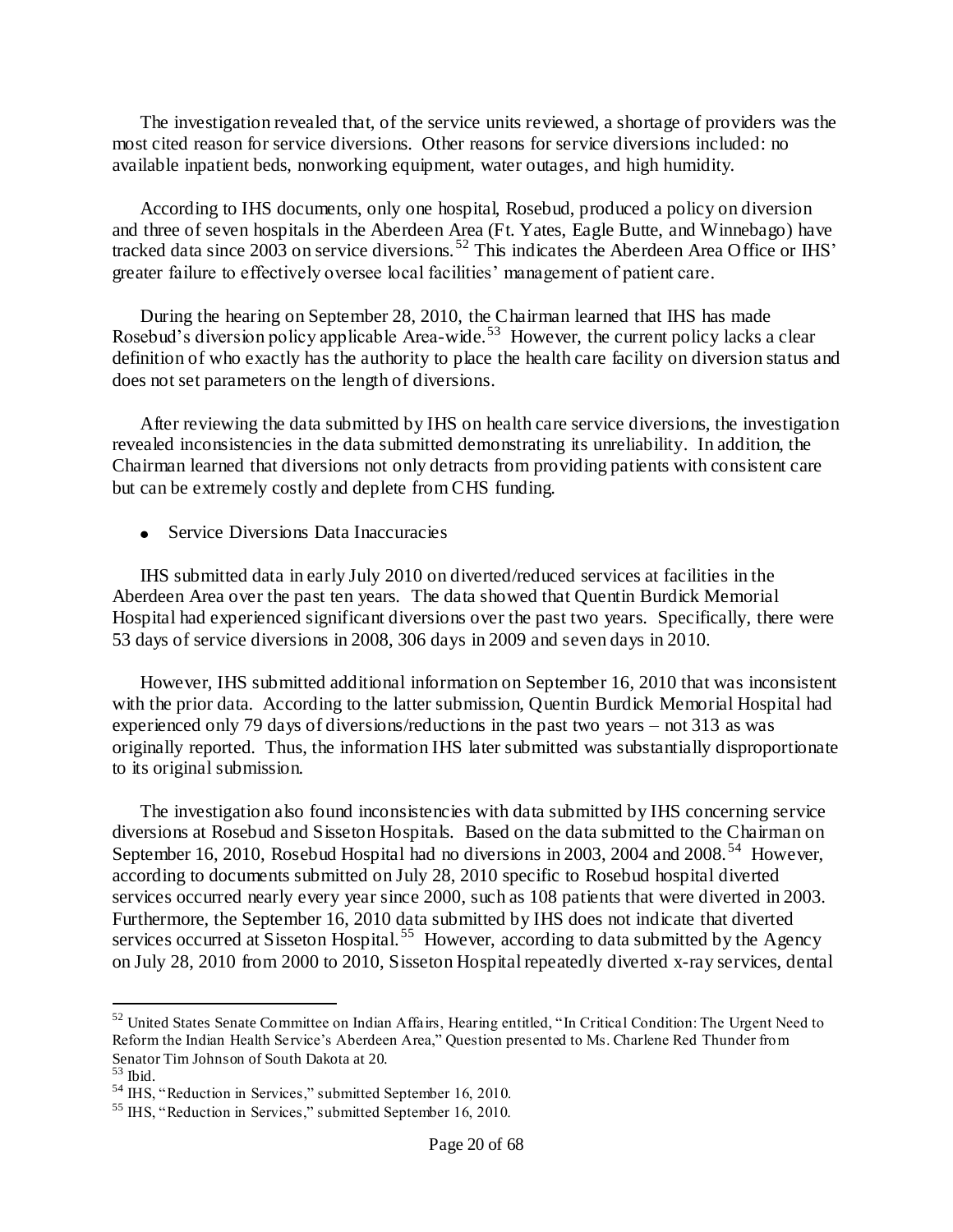The investigation revealed that, of the service units reviewed, a shortage of providers was the most cited reason for service diversions. Other reasons for service diversions included: no available inpatient beds, nonworking equipment, water outages, and high humidity.

According to IHS documents, only one hospital, Rosebud, produced a policy on diversion and three of seven hospitals in the Aberdeen Area (Ft. Yates, Eagle Butte, and Winnebago) have tracked data since 2003 on service diversions.[52] This indicates the Aberdeen Area Office or IHS' greater failure to effectively oversee local facilities' management of patient care.

During the hearing on September 28, 2010, the Chairman learned that IHS has made Rosebud's diversion policy applicable Area-wide.[53] However, the current policy lacks a clear definition of who exactly has the authority to place the health care facility on diversion status and does not set parameters on the length of diversions.

After reviewing the data submitted by IHS on health care service diversions, the investigation revealed inconsistencies in the data submitted demonstrating its unreliability. In addition, the Chairman learned that diversions not only detracts from providing patients with consistent care but can be extremely costly and deplete from CHS funding.

- Service Diversions Data Inaccuracies

IHS submitted data in early July 2010 on diverted/reduced services at facilities in the Aberdeen Area over the past ten years. The data showed that Quentin Burdick Memorial Hospital had experienced significant diversions over the past two years. Specifically, there were 53 days of service diversions in 2008, 306 days in 2009 and seven days in 2010.

However, IHS submitted additional information on September 16, 2010 that was inconsistent with the prior data. According to the latter submission, Quentin Burdick Memorial Hospital had experienced only 79 days of diversions/reductions in the past two years – not 313 as was originally reported. Thus, the information IHS later submitted was substantially disproportionate to its original submission.

The investigation also found inconsistencies with data submitted by IHS concerning service diversions at Rosebud and Sisseton Hospitals. Based on the data submitted to the Chairman on September 16, 2010, Rosebud Hospital had no diversions in 2003, 2004 and 2008.[54] However, according to documents submitted on July 28, 2010 specific to Rosebud hospital diverted services occurred nearly every year since 2000, such as 108 patients that were diverted in 2003. Furthermore, the September 16, 2010 data submitted by IHS does not indicate that diverted services occurred at Sisseton Hospital.[55] However, according to data submitted by the Agency on July 28, 2010 from 2000 to 2010, Sisseton Hospital repeatedly diverted x-ray services, dental

---

[52] United States Senate Committee on Indian Affairs, Hearing entitled, "In Critical Condition: The Urgent Need to Reform the Indian Health Service's Aberdeen Area," Question presented to Ms. Charlene Red Thunder from Senator Tim Johnson of South Dakota at 20.

[53] Ibid.

[54] IHS, "Reduction in Services," submitted September 16, 2010.

[55] IHS, "Reduction in Services," submitted September 16, 2010.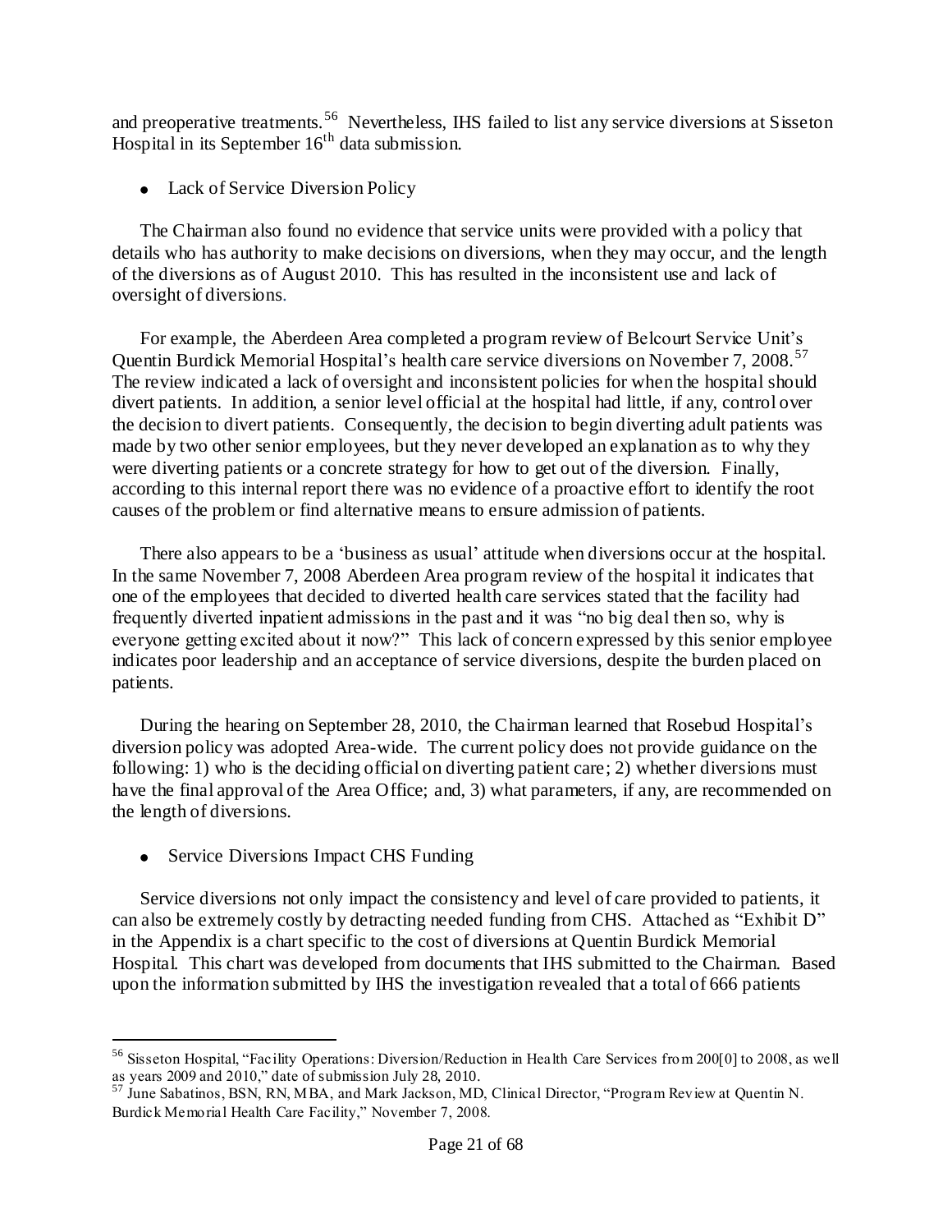and preoperative treatments.[56] Nevertheless, IHS failed to list any service diversions at Sisseton Hospital in its September 16th data submission.

- Lack of Service Diversion Policy

The Chairman also found no evidence that service units were provided with a policy that details who has authority to make decisions on diversions, when they may occur, and the length of the diversions as of August 2010. This has resulted in the inconsistent use and lack of oversight of diversions.

For example, the Aberdeen Area completed a program review of Belcourt Service Unit's Quentin Burdick Memorial Hospital's health care service diversions on November 7, 2008.[57] The review indicated a lack of oversight and inconsistent policies for when the hospital should divert patients. In addition, a senior level official at the hospital had little, if any, control over the decision to divert patients. Consequently, the decision to begin diverting adult patients was made by two other senior employees, but they never developed an explanation as to why they were diverting patients or a concrete strategy for how to get out of the diversion. Finally, according to this internal report there was no evidence of a proactive effort to identify the root causes of the problem or find alternative means to ensure admission of patients.

There also appears to be a 'business as usual' attitude when diversions occur at the hospital. In the same November 7, 2008 Aberdeen Area program review of the hospital it indicates that one of the employees that decided to diverted health care services stated that the facility had frequently diverted inpatient admissions in the past and it was "no big deal then so, why is everyone getting excited about it now?" This lack of concern expressed by this senior employee indicates poor leadership and an acceptance of service diversions, despite the burden placed on patients.

During the hearing on September 28, 2010, the Chairman learned that Rosebud Hospital's diversion policy was adopted Area-wide. The current policy does not provide guidance on the following: 1) who is the deciding official on diverting patient care; 2) whether diversions must have the final approval of the Area Office; and, 3) what parameters, if any, are recommended on the length of diversions.

- Service Diversions Impact CHS Funding

Service diversions not only impact the consistency and level of care provided to patients, it can also be extremely costly by detracting needed funding from CHS. Attached as "Exhibit D" in the Appendix is a chart specific to the cost of diversions at Quentin Burdick Memorial Hospital. This chart was developed from documents that IHS submitted to the Chairman. Based upon the information submitted by IHS the investigation revealed that a total of 666 patients

---

[56] Sisseton Hospital, "Facility Operations: Diversion/Reduction in Health Care Services from 200[0] to 2008, as well as years 2009 and 2010," date of submission July 28, 2010.

[57] June Sabatinos, BSN, RN, MBA, and Mark Jackson, MD, Clinical Director, "Program Review at Quentin N. Burdick Memorial Health Care Facility," November 7, 2008.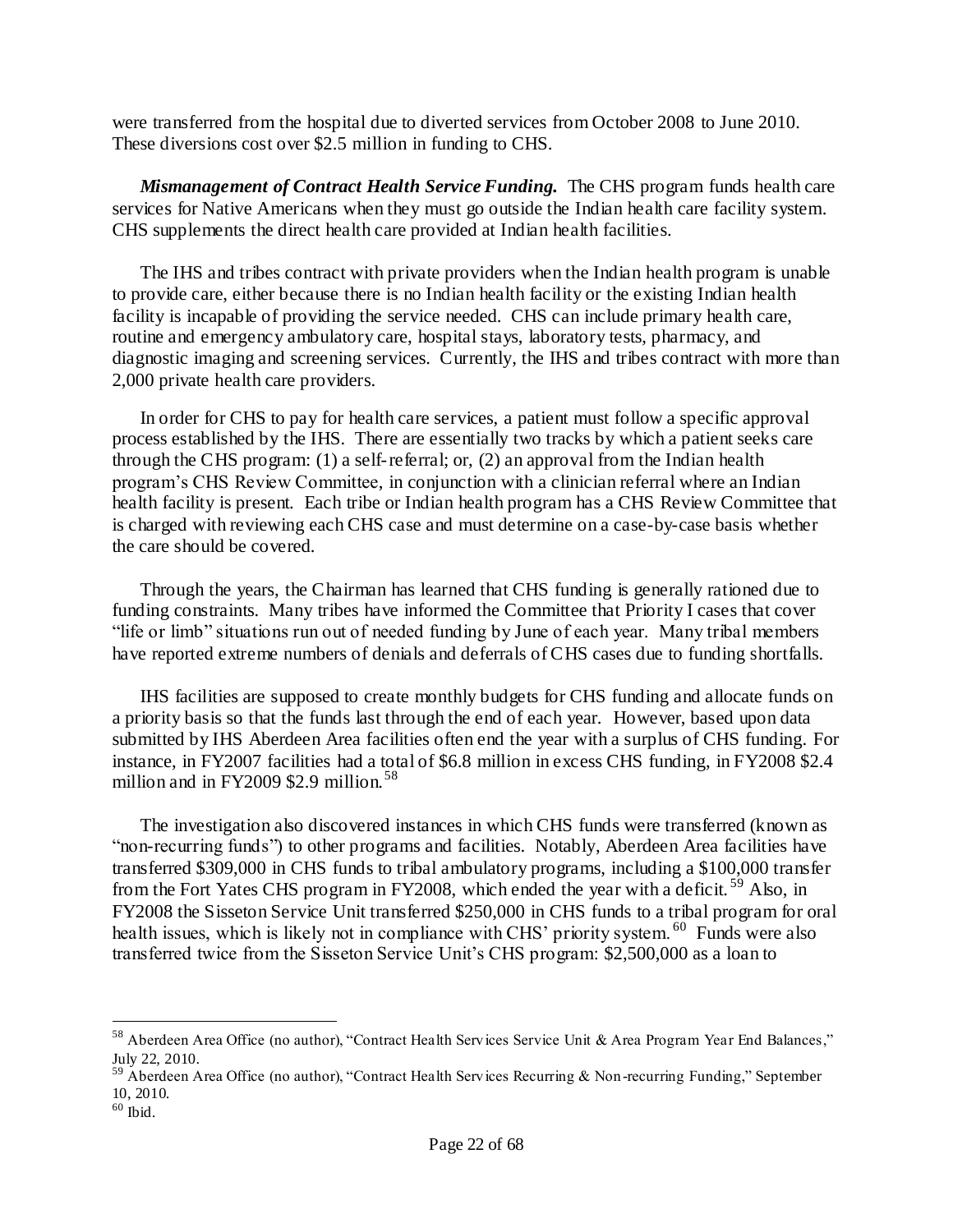were transferred from the hospital due to diverted services from October 2008 to June 2010. These diversions cost over $2.5 million in funding to CHS.

***Mismanagement of Contract Health Service Funding.*** The CHS program funds health care services for Native Americans when they must go outside the Indian health care facility system. CHS supplements the direct health care provided at Indian health facilities.

The IHS and tribes contract with private providers when the Indian health program is unable to provide care, either because there is no Indian health facility or the existing Indian health facility is incapable of providing the service needed. CHS can include primary health care, routine and emergency ambulatory care, hospital stays, laboratory tests, pharmacy, and diagnostic imaging and screening services. Currently, the IHS and tribes contract with more than 2,000 private health care providers.

In order for CHS to pay for health care services, a patient must follow a specific approval process established by the IHS. There are essentially two tracks by which a patient seeks care through the CHS program: (1) a self-referral; or, (2) an approval from the Indian health program's CHS Review Committee, in conjunction with a clinician referral where an Indian health facility is present. Each tribe or Indian health program has a CHS Review Committee that is charged with reviewing each CHS case and must determine on a case-by-case basis whether the care should be covered.

Through the years, the Chairman has learned that CHS funding is generally rationed due to funding constraints. Many tribes have informed the Committee that Priority I cases that cover "life or limb" situations run out of needed funding by June of each year. Many tribal members have reported extreme numbers of denials and deferrals of CHS cases due to funding shortfalls.

IHS facilities are supposed to create monthly budgets for CHS funding and allocate funds on a priority basis so that the funds last through the end of each year. However, based upon data submitted by IHS Aberdeen Area facilities often end the year with a surplus of CHS funding. For instance, in FY2007 facilities had a total of $6.8 million in excess CHS funding, in FY2008 $2.4 million and in FY2009 $2.9 million.[58]

The investigation also discovered instances in which CHS funds were transferred (known as "non-recurring funds") to other programs and facilities. Notably, Aberdeen Area facilities have transferred $309,000 in CHS funds to tribal ambulatory programs, including a $100,000 transfer from the Fort Yates CHS program in FY2008, which ended the year with a deficit.[59] Also, in FY2008 the Sisseton Service Unit transferred $250,000 in CHS funds to a tribal program for oral health issues, which is likely not in compliance with CHS' priority system.[60] Funds were also transferred twice from the Sisseton Service Unit's CHS program: $2,500,000 as a loan to

---

[58] Aberdeen Area Office (no author), "Contract Health Services Service Unit & Area Program Year End Balances," July 22, 2010.

[59] Aberdeen Area Office (no author), "Contract Health Services Recurring & Non-recurring Funding," September 10, 2010.

[60] Ibid.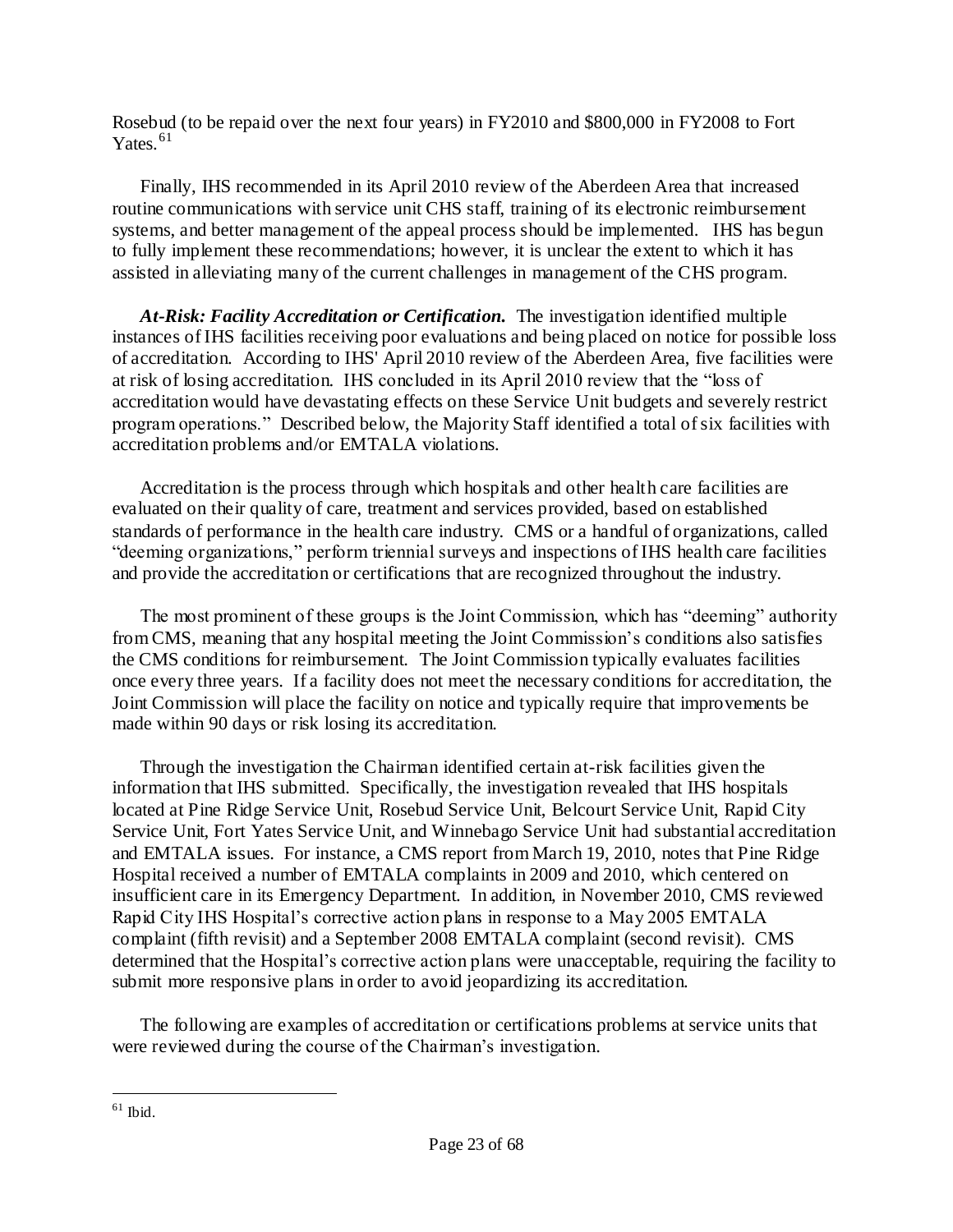Rosebud (to be repaid over the next four years) in FY2010 and $800,000 in FY2008 to Fort Yates.[61]

Finally, IHS recommended in its April 2010 review of the Aberdeen Area that increased routine communications with service unit CHS staff, training of its electronic reimbursement systems, and better management of the appeal process should be implemented. IHS has begun to fully implement these recommendations; however, it is unclear the extent to which it has assisted in alleviating many of the current challenges in management of the CHS program.

***At-Risk: Facility Accreditation or Certification.*** The investigation identified multiple instances of IHS facilities receiving poor evaluations and being placed on notice for possible loss of accreditation. According to IHS' April 2010 review of the Aberdeen Area, five facilities were at risk of losing accreditation. IHS concluded in its April 2010 review that the "loss of accreditation would have devastating effects on these Service Unit budgets and severely restrict program operations." Described below, the Majority Staff identified a total of six facilities with accreditation problems and/or EMTALA violations.

Accreditation is the process through which hospitals and other health care facilities are evaluated on their quality of care, treatment and services provided, based on established standards of performance in the health care industry. CMS or a handful of organizations, called "deeming organizations," perform triennial surveys and inspections of IHS health care facilities and provide the accreditation or certifications that are recognized throughout the industry.

The most prominent of these groups is the Joint Commission, which has "deeming" authority from CMS, meaning that any hospital meeting the Joint Commission's conditions also satisfies the CMS conditions for reimbursement. The Joint Commission typically evaluates facilities once every three years. If a facility does not meet the necessary conditions for accreditation, the Joint Commission will place the facility on notice and typically require that improvements be made within 90 days or risk losing its accreditation.

Through the investigation the Chairman identified certain at-risk facilities given the information that IHS submitted. Specifically, the investigation revealed that IHS hospitals located at Pine Ridge Service Unit, Rosebud Service Unit, Belcourt Service Unit, Rapid City Service Unit, Fort Yates Service Unit, and Winnebago Service Unit had substantial accreditation and EMTALA issues. For instance, a CMS report from March 19, 2010, notes that Pine Ridge Hospital received a number of EMTALA complaints in 2009 and 2010, which centered on insufficient care in its Emergency Department. In addition, in November 2010, CMS reviewed Rapid City IHS Hospital's corrective action plans in response to a May 2005 EMTALA complaint (fifth revisit) and a September 2008 EMTALA complaint (second revisit). CMS determined that the Hospital's corrective action plans were unacceptable, requiring the facility to submit more responsive plans in order to avoid jeopardizing its accreditation.

The following are examples of accreditation or certifications problems at service units that were reviewed during the course of the Chairman's investigation.

---

[61] Ibid.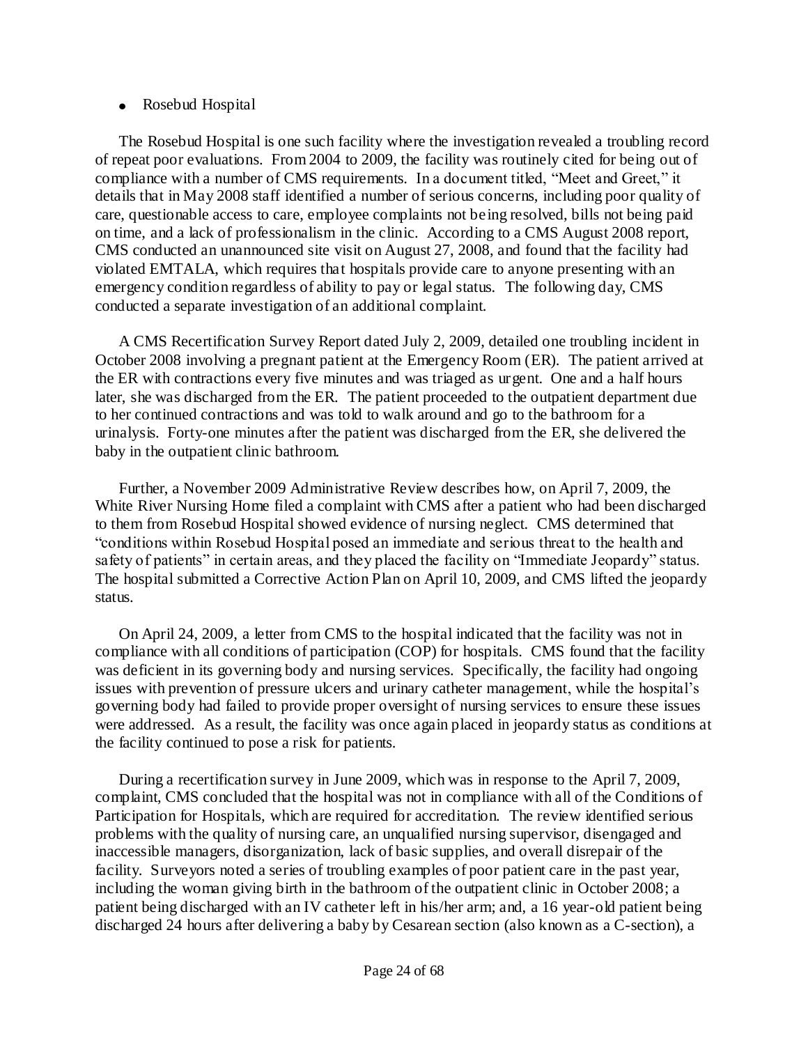- Rosebud Hospital

The Rosebud Hospital is one such facility where the investigation revealed a troubling record of repeat poor evaluations. From 2004 to 2009, the facility was routinely cited for being out of compliance with a number of CMS requirements. In a document titled, "Meet and Greet," it details that in May 2008 staff identified a number of serious concerns, including poor quality of care, questionable access to care, employee complaints not being resolved, bills not being paid on time, and a lack of professionalism in the clinic. According to a CMS August 2008 report, CMS conducted an unannounced site visit on August 27, 2008, and found that the facility had violated EMTALA, which requires that hospitals provide care to anyone presenting with an emergency condition regardless of ability to pay or legal status. The following day, CMS conducted a separate investigation of an additional complaint.

A CMS Recertification Survey Report dated July 2, 2009, detailed one troubling incident in October 2008 involving a pregnant patient at the Emergency Room (ER). The patient arrived at the ER with contractions every five minutes and was triaged as urgent. One and a half hours later, she was discharged from the ER. The patient proceeded to the outpatient department due to her continued contractions and was told to walk around and go to the bathroom for a urinalysis. Forty-one minutes after the patient was discharged from the ER, she delivered the baby in the outpatient clinic bathroom.

Further, a November 2009 Administrative Review describes how, on April 7, 2009, the White River Nursing Home filed a complaint with CMS after a patient who had been discharged to them from Rosebud Hospital showed evidence of nursing neglect. CMS determined that "conditions within Rosebud Hospital posed an immediate and serious threat to the health and safety of patients" in certain areas, and they placed the facility on "Immediate Jeopardy" status. The hospital submitted a Corrective Action Plan on April 10, 2009, and CMS lifted the jeopardy status.

On April 24, 2009, a letter from CMS to the hospital indicated that the facility was not in compliance with all conditions of participation (COP) for hospitals. CMS found that the facility was deficient in its governing body and nursing services. Specifically, the facility had ongoing issues with prevention of pressure ulcers and urinary catheter management, while the hospital's governing body had failed to provide proper oversight of nursing services to ensure these issues were addressed. As a result, the facility was once again placed in jeopardy status as conditions at the facility continued to pose a risk for patients.

During a recertification survey in June 2009, which was in response to the April 7, 2009, complaint, CMS concluded that the hospital was not in compliance with all of the Conditions of Participation for Hospitals, which are required for accreditation. The review identified serious problems with the quality of nursing care, an unqualified nursing supervisor, disengaged and inaccessible managers, disorganization, lack of basic supplies, and overall disrepair of the facility. Surveyors noted a series of troubling examples of poor patient care in the past year, including the woman giving birth in the bathroom of the outpatient clinic in October 2008; a patient being discharged with an IV catheter left in his/her arm; and, a 16 year-old patient being discharged 24 hours after delivering a baby by Cesarean section (also known as a C-section), a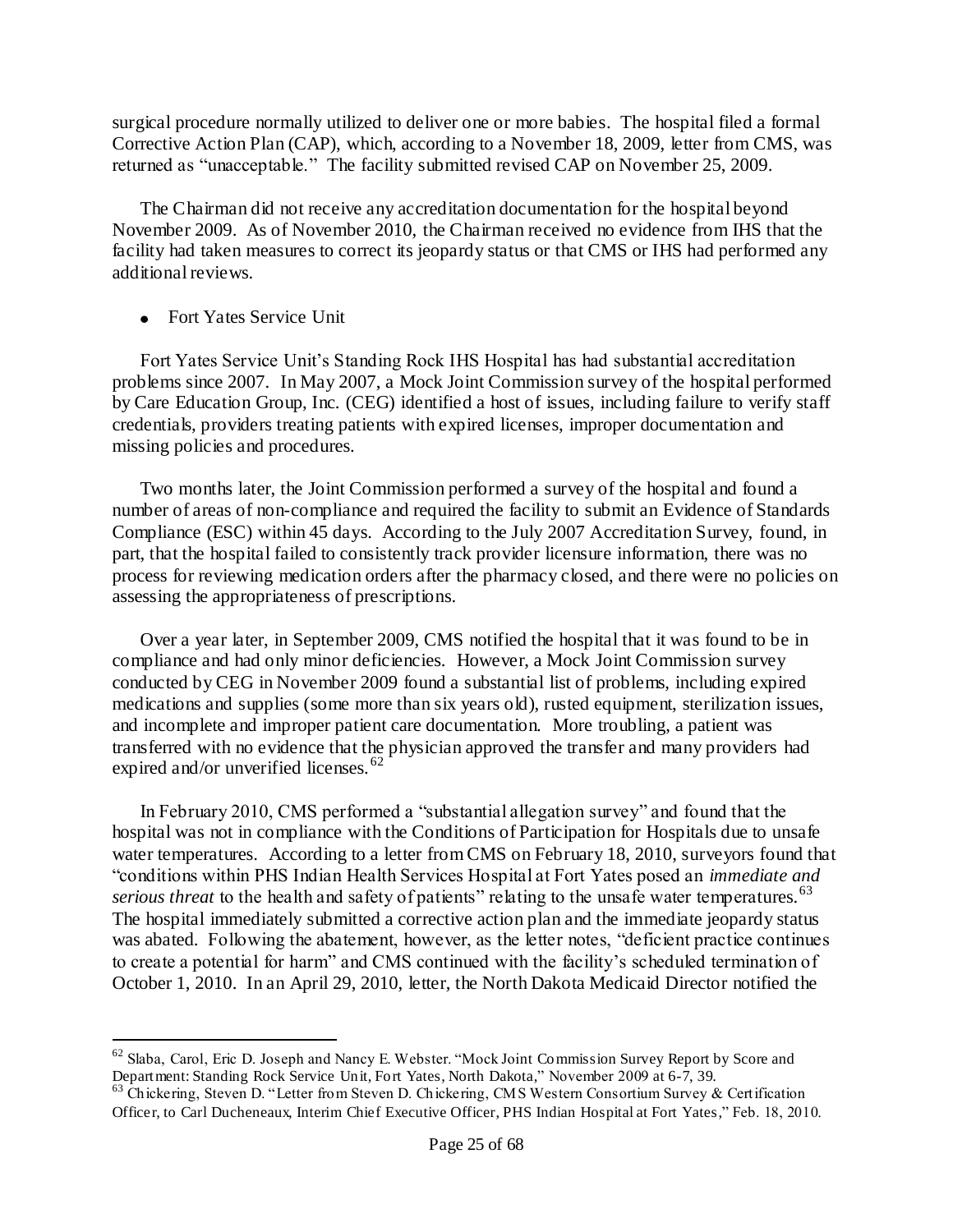surgical procedure normally utilized to deliver one or more babies. The hospital filed a formal Corrective Action Plan (CAP), which, according to a November 18, 2009, letter from CMS, was returned as "unacceptable." The facility submitted revised CAP on November 25, 2009.

The Chairman did not receive any accreditation documentation for the hospital beyond November 2009. As of November 2010, the Chairman received no evidence from IHS that the facility had taken measures to correct its jeopardy status or that CMS or IHS had performed any additional reviews.

- Fort Yates Service Unit

Fort Yates Service Unit's Standing Rock IHS Hospital has had substantial accreditation problems since 2007. In May 2007, a Mock Joint Commission survey of the hospital performed by Care Education Group, Inc. (CEG) identified a host of issues, including failure to verify staff credentials, providers treating patients with expired licenses, improper documentation and missing policies and procedures.

Two months later, the Joint Commission performed a survey of the hospital and found a number of areas of non-compliance and required the facility to submit an Evidence of Standards Compliance (ESC) within 45 days. According to the July 2007 Accreditation Survey, found, in part, that the hospital failed to consistently track provider licensure information, there was no process for reviewing medication orders after the pharmacy closed, and there were no policies on assessing the appropriateness of prescriptions.

Over a year later, in September 2009, CMS notified the hospital that it was found to be in compliance and had only minor deficiencies. However, a Mock Joint Commission survey conducted by CEG in November 2009 found a substantial list of problems, including expired medications and supplies (some more than six years old), rusted equipment, sterilization issues, and incomplete and improper patient care documentation. More troubling, a patient was transferred with no evidence that the physician approved the transfer and many providers had expired and/or unverified licenses.[62]

In February 2010, CMS performed a "substantial allegation survey" and found that the hospital was not in compliance with the Conditions of Participation for Hospitals due to unsafe water temperatures. According to a letter from CMS on February 18, 2010, surveyors found that "conditions within PHS Indian Health Services Hospital at Fort Yates posed an *immediate and serious threat* to the health and safety of patients" relating to the unsafe water temperatures.[63] The hospital immediately submitted a corrective action plan and the immediate jeopardy status was abated. Following the abatement, however, as the letter notes, "deficient practice continues to create a potential for harm" and CMS continued with the facility's scheduled termination of October 1, 2010. In an April 29, 2010, letter, the North Dakota Medicaid Director notified the

---

[62] Slaba, Carol, Eric D. Joseph and Nancy E. Webster. "Mock Joint Commission Survey Report by Score and Department: Standing Rock Service Unit, Fort Yates, North Dakota," November 2009 at 6-7, 39.

[63] Chickering, Steven D. "Letter from Steven D. Chickering, CMS Western Consortium Survey & Certification Officer, to Carl Ducheneaux, Interim Chief Executive Officer, PHS Indian Hospital at Fort Yates," Feb. 18, 2010.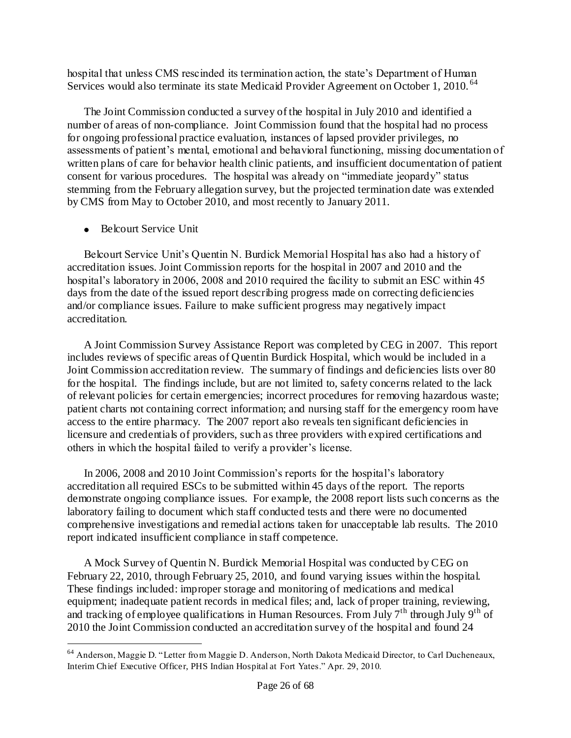hospital that unless CMS rescinded its termination action, the state's Department of Human Services would also terminate its state Medicaid Provider Agreement on October 1, 2010.[64]

The Joint Commission conducted a survey of the hospital in July 2010 and identified a number of areas of non-compliance. Joint Commission found that the hospital had no process for ongoing professional practice evaluation, instances of lapsed provider privileges, no assessments of patient's mental, emotional and behavioral functioning, missing documentation of written plans of care for behavior health clinic patients, and insufficient documentation of patient consent for various procedures. The hospital was already on "immediate jeopardy" status stemming from the February allegation survey, but the projected termination date was extended by CMS from May to October 2010, and most recently to January 2011.

- Belcourt Service Unit

Belcourt Service Unit's Quentin N. Burdick Memorial Hospital has also had a history of accreditation issues. Joint Commission reports for the hospital in 2007 and 2010 and the hospital's laboratory in 2006, 2008 and 2010 required the facility to submit an ESC within 45 days from the date of the issued report describing progress made on correcting deficiencies and/or compliance issues. Failure to make sufficient progress may negatively impact accreditation.

A Joint Commission Survey Assistance Report was completed by CEG in 2007. This report includes reviews of specific areas of Quentin Burdick Hospital, which would be included in a Joint Commission accreditation review. The summary of findings and deficiencies lists over 80 for the hospital. The findings include, but are not limited to, safety concerns related to the lack of relevant policies for certain emergencies; incorrect procedures for removing hazardous waste; patient charts not containing correct information; and nursing staff for the emergency room have access to the entire pharmacy. The 2007 report also reveals ten significant deficiencies in licensure and credentials of providers, such as three providers with expired certifications and others in which the hospital failed to verify a provider's license.

In 2006, 2008 and 2010 Joint Commission's reports for the hospital's laboratory accreditation all required ESCs to be submitted within 45 days of the report. The reports demonstrate ongoing compliance issues. For example, the 2008 report lists such concerns as the laboratory failing to document which staff conducted tests and there were no documented comprehensive investigations and remedial actions taken for unacceptable lab results. The 2010 report indicated insufficient compliance in staff competence.

A Mock Survey of Quentin N. Burdick Memorial Hospital was conducted by CEG on February 22, 2010, through February 25, 2010, and found varying issues within the hospital. These findings included: improper storage and monitoring of medications and medical equipment; inadequate patient records in medical files; and, lack of proper training, reviewing, and tracking of employee qualifications in Human Resources. From July 7th through July 9th of 2010 the Joint Commission conducted an accreditation survey of the hospital and found 24

[64] Anderson, Maggie D. "Letter from Maggie D. Anderson, North Dakota Medicaid Director, to Carl Ducheneaux, Interim Chief Executive Officer, PHS Indian Hospital at Fort Yates." Apr. 29, 2010.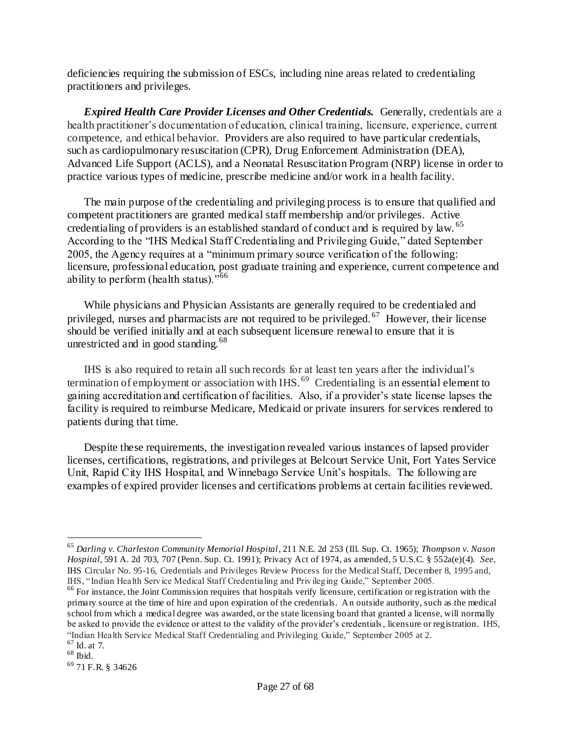deficiencies requiring the submission of ESCs, including nine areas related to credentialing practitioners and privileges.

***Expired Health Care Provider Licenses and Other Credentials.*** Generally, credentials are a health practitioner's documentation of education, clinical training, licensure, experience, current competence, and ethical behavior. Providers are also required to have particular credentials, such as cardiopulmonary resuscitation (CPR), Drug Enforcement Administration (DEA), Advanced Life Support (ACLS), and a Neonatal Resuscitation Program (NRP) license in order to practice various types of medicine, prescribe medicine and/or work in a health facility.

The main purpose of the credentialing and privileging process is to ensure that qualified and competent practitioners are granted medical staff membership and/or privileges. Active credentialing of providers is an established standard of conduct and is required by law.[65] According to the "IHS Medical Staff Credentialing and Privileging Guide," dated September 2005, the Agency requires at a "minimum primary source verification of the following: licensure, professional education, post graduate training and experience, current competence and ability to perform (health status)."[66]

While physicians and Physician Assistants are generally required to be credentialed and privileged, nurses and pharmacists are not required to be privileged.[67] However, their license should be verified initially and at each subsequent licensure renewal to ensure that it is unrestricted and in good standing.[68]

IHS is also required to retain all such records for at least ten years after the individual's termination of employment or association with IHS.[69] Credentialing is an essential element to gaining accreditation and certification of facilities. Also, if a provider's state license lapses the facility is required to reimburse Medicare, Medicaid or private insurers for services rendered to patients during that time.

Despite these requirements, the investigation revealed various instances of lapsed provider licenses, certifications, registrations, and privileges at Belcourt Service Unit, Fort Yates Service Unit, Rapid City IHS Hospital, and Winnebago Service Unit's hospitals. The following are examples of expired provider licenses and certifications problems at certain facilities reviewed.

---

[65] *Darling v. Charleston Community Memorial Hospital*, 211 N.E. 2d 253 (Ill. Sup. Ct. 1965); *Thompson v. Nason Hospital*, 591 A. 2d 703, 707 (Penn. Sup. Ct. 1991); Privacy Act of 1974, as amended, 5 U.S.C. § 552a(e)(4). *See,* IHS Circular No. 95-16, Credentials and Privileges Review Process for the Medical Staff, December 8, 1995 and, IHS, "Indian Health Service Medical Staff Credentialing and Privileging Guide," September 2005.

[66] For instance, the Joint Commission requires that hospitals verify licensure, certification or registration with the primary source at the time of hire and upon expiration of the credentials. An outside authority, such as the medical school from which a medical degree was awarded, or the state licensing board that granted a license, will normally be asked to provide the evidence or attest to the validity of the provider's credentials, licensure or registration. IHS, "Indian Health Service Medical Staff Credentialing and Privileging Guide," September 2005 at 2.

[67] Id. at 7.

[68] Ibid.

[69] 71 F.R. § 34626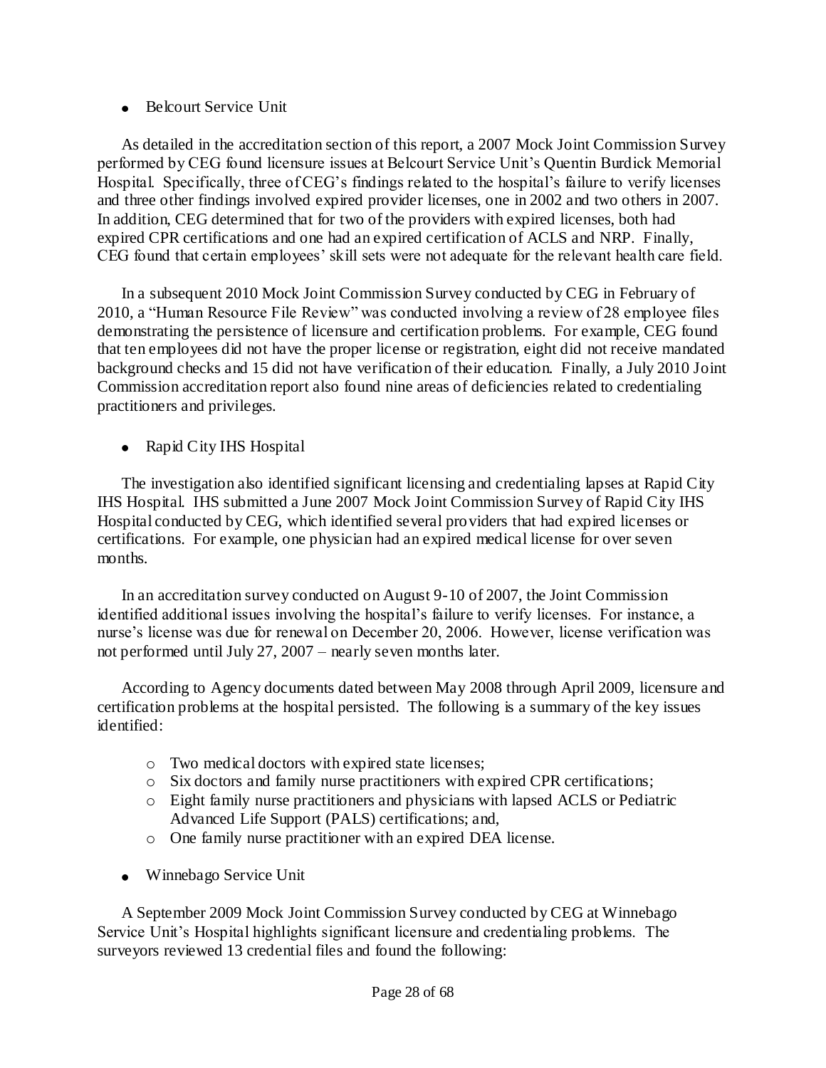- Belcourt Service Unit

As detailed in the accreditation section of this report, a 2007 Mock Joint Commission Survey performed by CEG found licensure issues at Belcourt Service Unit's Quentin Burdick Memorial Hospital. Specifically, three of CEG's findings related to the hospital's failure to verify licenses and three other findings involved expired provider licenses, one in 2002 and two others in 2007. In addition, CEG determined that for two of the providers with expired licenses, both had expired CPR certifications and one had an expired certification of ACLS and NRP. Finally, CEG found that certain employees' skill sets were not adequate for the relevant health care field.

In a subsequent 2010 Mock Joint Commission Survey conducted by CEG in February of 2010, a "Human Resource File Review" was conducted involving a review of 28 employee files demonstrating the persistence of licensure and certification problems. For example, CEG found that ten employees did not have the proper license or registration, eight did not receive mandated background checks and 15 did not have verification of their education. Finally, a July 2010 Joint Commission accreditation report also found nine areas of deficiencies related to credentialing practitioners and privileges.

- Rapid City IHS Hospital

The investigation also identified significant licensing and credentialing lapses at Rapid City IHS Hospital. IHS submitted a June 2007 Mock Joint Commission Survey of Rapid City IHS Hospital conducted by CEG, which identified several providers that had expired licenses or certifications. For example, one physician had an expired medical license for over seven months.

In an accreditation survey conducted on August 9-10 of 2007, the Joint Commission identified additional issues involving the hospital's failure to verify licenses. For instance, a nurse's license was due for renewal on December 20, 2006. However, license verification was not performed until July 27, 2007 – nearly seven months later.

According to Agency documents dated between May 2008 through April 2009, licensure and certification problems at the hospital persisted. The following is a summary of the key issues identified:

- Two medical doctors with expired state licenses;
- Six doctors and family nurse practitioners with expired CPR certifications;
- Eight family nurse practitioners and physicians with lapsed ACLS or Pediatric Advanced Life Support (PALS) certifications; and,
- One family nurse practitioner with an expired DEA license.

- Winnebago Service Unit

A September 2009 Mock Joint Commission Survey conducted by CEG at Winnebago Service Unit's Hospital highlights significant licensure and credentialing problems. The surveyors reviewed 13 credential files and found the following: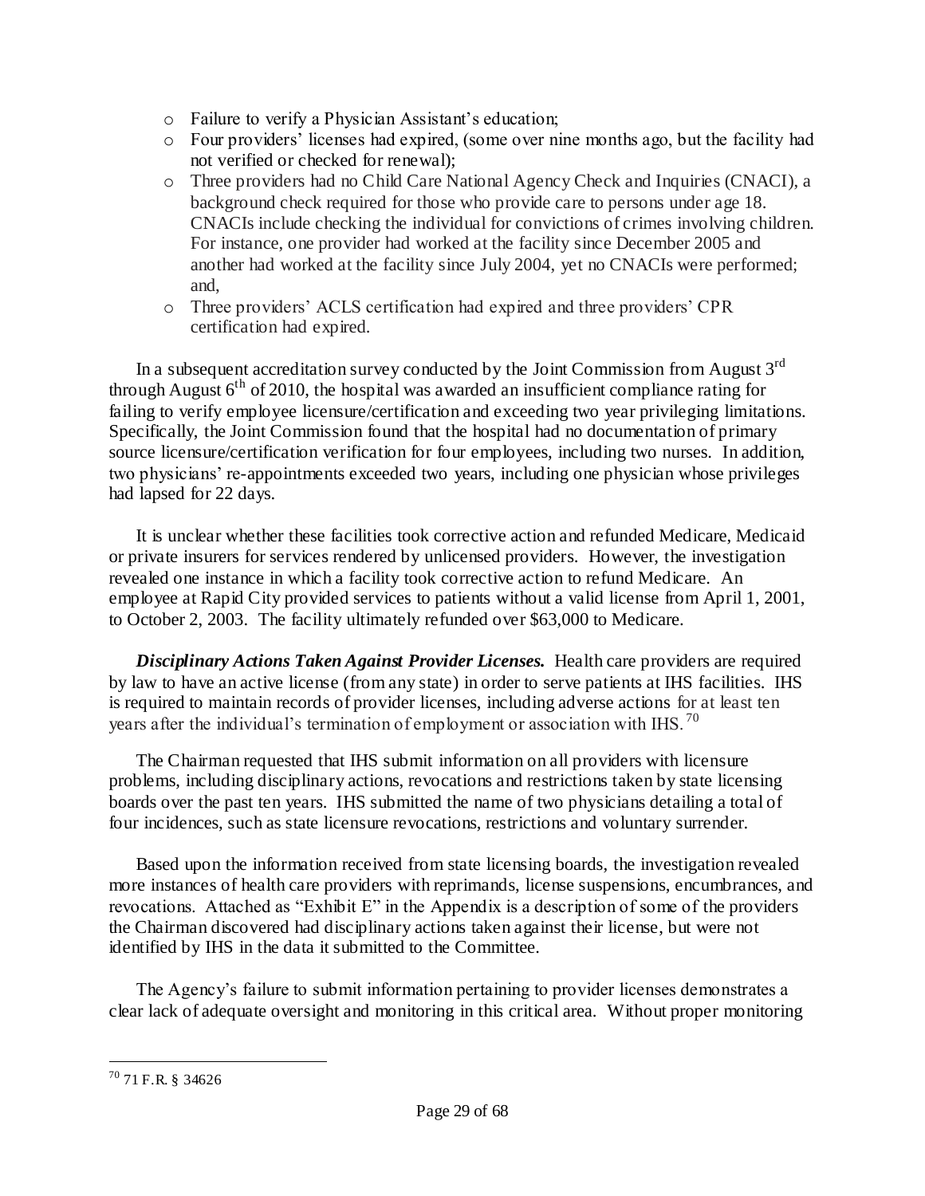- Failure to verify a Physician Assistant's education;
- Four providers' licenses had expired, (some over nine months ago, but the facility had not verified or checked for renewal);
- Three providers had no Child Care National Agency Check and Inquiries (CNACI), a background check required for those who provide care to persons under age 18. CNACIs include checking the individual for convictions of crimes involving children. For instance, one provider had worked at the facility since December 2005 and another had worked at the facility since July 2004, yet no CNACIs were performed; and,
- Three providers' ACLS certification had expired and three providers' CPR certification had expired.

In a subsequent accreditation survey conducted by the Joint Commission from August 3rd through August 6th of 2010, the hospital was awarded an insufficient compliance rating for failing to verify employee licensure/certification and exceeding two year privileging limitations. Specifically, the Joint Commission found that the hospital had no documentation of primary source licensure/certification verification for four employees, including two nurses. In addition, two physicians' re-appointments exceeded two years, including one physician whose privileges had lapsed for 22 days.

It is unclear whether these facilities took corrective action and refunded Medicare, Medicaid or private insurers for services rendered by unlicensed providers. However, the investigation revealed one instance in which a facility took corrective action to refund Medicare. An employee at Rapid City provided services to patients without a valid license from April 1, 2001, to October 2, 2003. The facility ultimately refunded over $63,000 to Medicare.

***Disciplinary Actions Taken Against Provider Licenses.*** Health care providers are required by law to have an active license (from any state) in order to serve patients at IHS facilities. IHS is required to maintain records of provider licenses, including adverse actions for at least ten years after the individual's termination of employment or association with IHS.[70]

The Chairman requested that IHS submit information on all providers with licensure problems, including disciplinary actions, revocations and restrictions taken by state licensing boards over the past ten years. IHS submitted the name of two physicians detailing a total of four incidences, such as state licensure revocations, restrictions and voluntary surrender.

Based upon the information received from state licensing boards, the investigation revealed more instances of health care providers with reprimands, license suspensions, encumbrances, and revocations. Attached as "Exhibit E" in the Appendix is a description of some of the providers the Chairman discovered had disciplinary actions taken against their license, but were not identified by IHS in the data it submitted to the Committee.

The Agency's failure to submit information pertaining to provider licenses demonstrates a clear lack of adequate oversight and monitoring in this critical area. Without proper monitoring

---

[70] 71 F.R. § 34626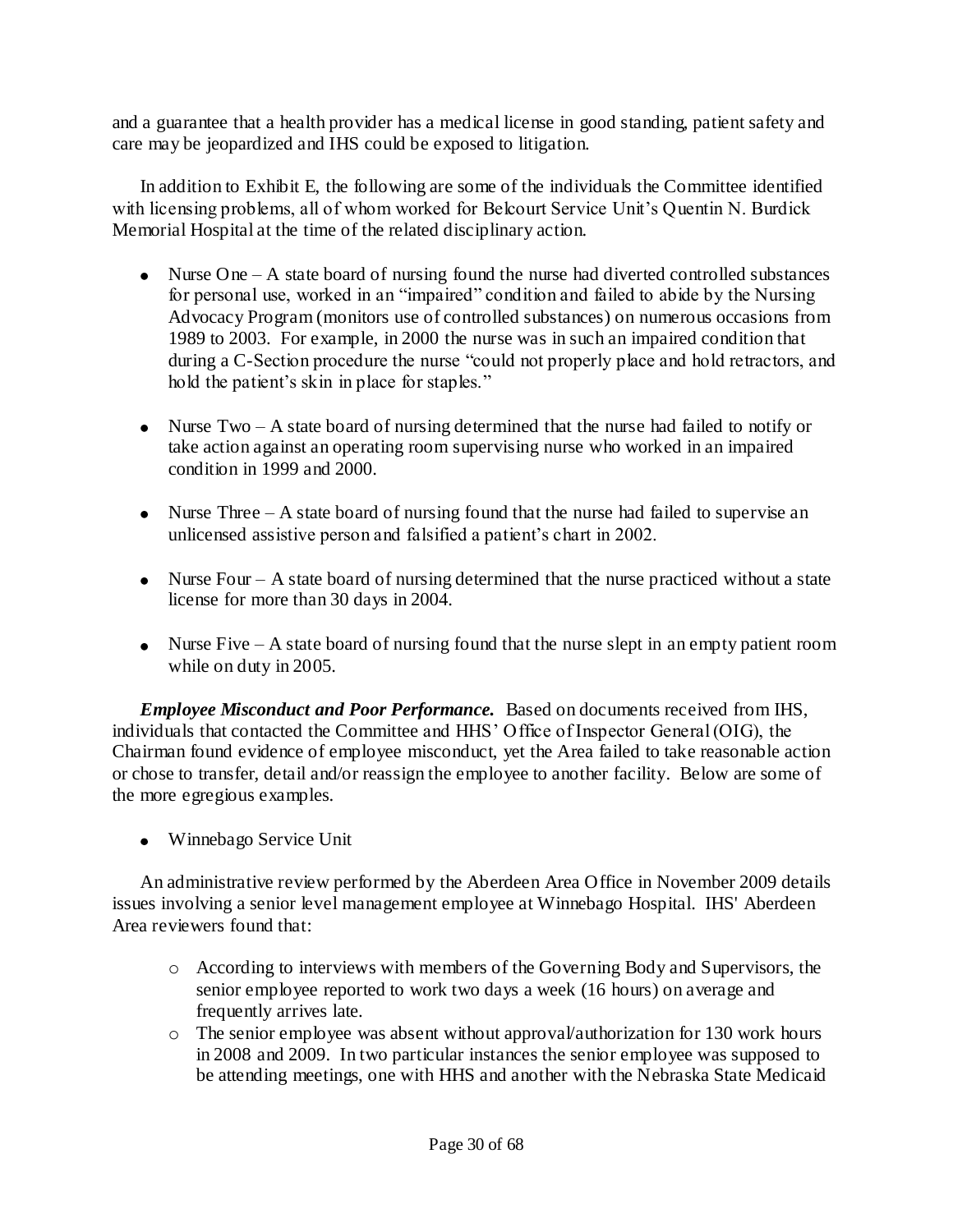and a guarantee that a health provider has a medical license in good standing, patient safety and care may be jeopardized and IHS could be exposed to litigation.

In addition to Exhibit E, the following are some of the individuals the Committee identified with licensing problems, all of whom worked for Belcourt Service Unit's Quentin N. Burdick Memorial Hospital at the time of the related disciplinary action.

- Nurse One – A state board of nursing found the nurse had diverted controlled substances for personal use, worked in an "impaired" condition and failed to abide by the Nursing Advocacy Program (monitors use of controlled substances) on numerous occasions from 1989 to 2003. For example, in 2000 the nurse was in such an impaired condition that during a C-Section procedure the nurse "could not properly place and hold retractors, and hold the patient's skin in place for staples."

- Nurse Two – A state board of nursing determined that the nurse had failed to notify or take action against an operating room supervising nurse who worked in an impaired condition in 1999 and 2000.

- Nurse Three – A state board of nursing found that the nurse had failed to supervise an unlicensed assistive person and falsified a patient's chart in 2002.

- Nurse Four – A state board of nursing determined that the nurse practiced without a state license for more than 30 days in 2004.

- Nurse Five – A state board of nursing found that the nurse slept in an empty patient room while on duty in 2005.

***Employee Misconduct and Poor Performance.*** Based on documents received from IHS, individuals that contacted the Committee and HHS' Office of Inspector General (OIG), the Chairman found evidence of employee misconduct, yet the Area failed to take reasonable action or chose to transfer, detail and/or reassign the employee to another facility. Below are some of the more egregious examples.

- Winnebago Service Unit

An administrative review performed by the Aberdeen Area Office in November 2009 details issues involving a senior level management employee at Winnebago Hospital. IHS' Aberdeen Area reviewers found that:

- According to interviews with members of the Governing Body and Supervisors, the senior employee reported to work two days a week (16 hours) on average and frequently arrives late.
- The senior employee was absent without approval/authorization for 130 work hours in 2008 and 2009. In two particular instances the senior employee was supposed to be attending meetings, one with HHS and another with the Nebraska State Medicaid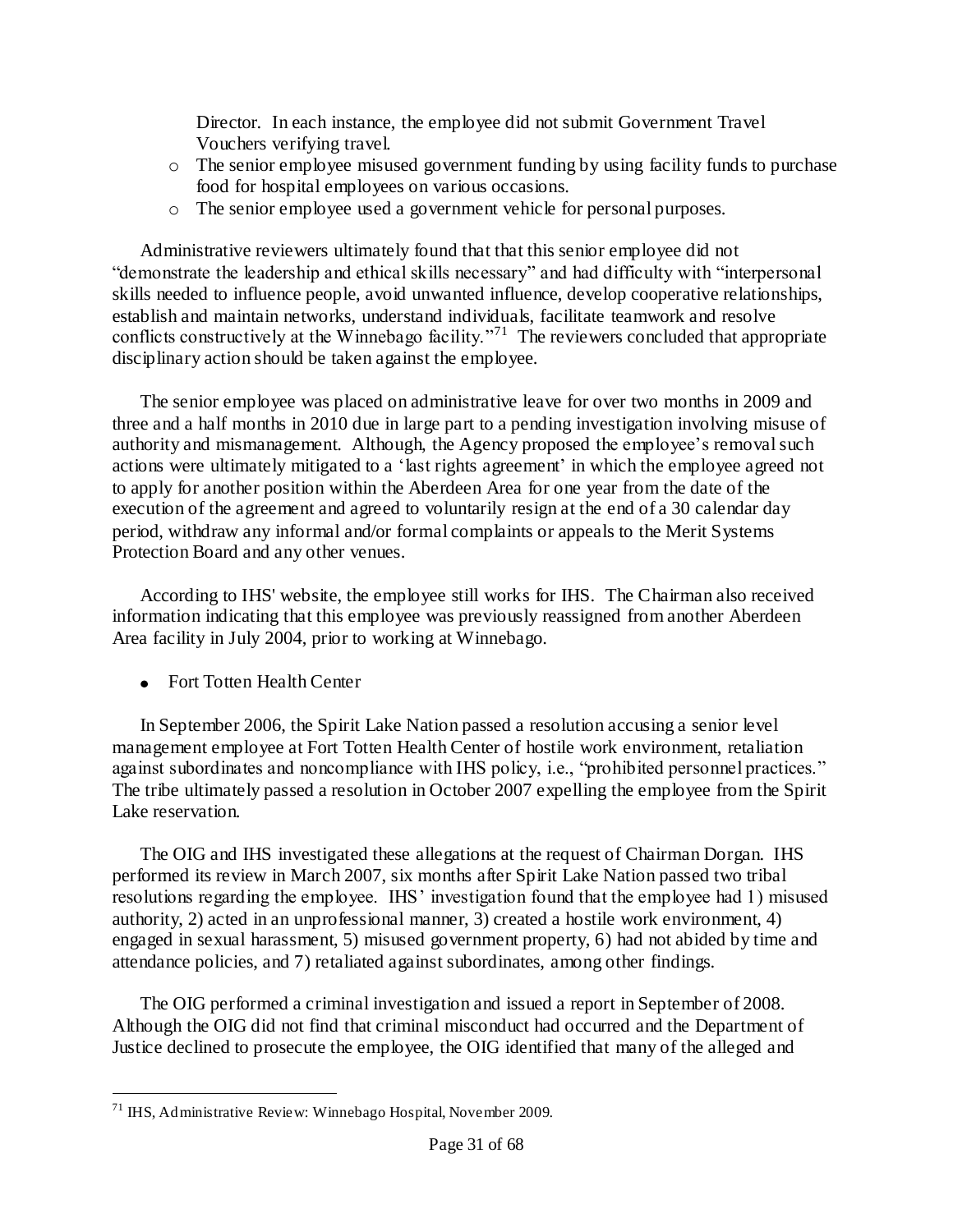Director. In each instance, the employee did not submit Government Travel Vouchers verifying travel.

- The senior employee misused government funding by using facility funds to purchase food for hospital employees on various occasions.
- The senior employee used a government vehicle for personal purposes.

Administrative reviewers ultimately found that that this senior employee did not "demonstrate the leadership and ethical skills necessary" and had difficulty with "interpersonal skills needed to influence people, avoid unwanted influence, develop cooperative relationships, establish and maintain networks, understand individuals, facilitate teamwork and resolve conflicts constructively at the Winnebago facility."[71] The reviewers concluded that appropriate disciplinary action should be taken against the employee.

The senior employee was placed on administrative leave for over two months in 2009 and three and a half months in 2010 due in large part to a pending investigation involving misuse of authority and mismanagement. Although, the Agency proposed the employee's removal such actions were ultimately mitigated to a 'last rights agreement' in which the employee agreed not to apply for another position within the Aberdeen Area for one year from the date of the execution of the agreement and agreed to voluntarily resign at the end of a 30 calendar day period, withdraw any informal and/or formal complaints or appeals to the Merit Systems Protection Board and any other venues.

According to IHS' website, the employee still works for IHS. The Chairman also received information indicating that this employee was previously reassigned from another Aberdeen Area facility in July 2004, prior to working at Winnebago.

- Fort Totten Health Center

In September 2006, the Spirit Lake Nation passed a resolution accusing a senior level management employee at Fort Totten Health Center of hostile work environment, retaliation against subordinates and noncompliance with IHS policy, i.e., "prohibited personnel practices." The tribe ultimately passed a resolution in October 2007 expelling the employee from the Spirit Lake reservation.

The OIG and IHS investigated these allegations at the request of Chairman Dorgan. IHS performed its review in March 2007, six months after Spirit Lake Nation passed two tribal resolutions regarding the employee. IHS' investigation found that the employee had 1) misused authority, 2) acted in an unprofessional manner, 3) created a hostile work environment, 4) engaged in sexual harassment, 5) misused government property, 6) had not abided by time and attendance policies, and 7) retaliated against subordinates, among other findings.

The OIG performed a criminal investigation and issued a report in September of 2008. Although the OIG did not find that criminal misconduct had occurred and the Department of Justice declined to prosecute the employee, the OIG identified that many of the alleged and

[71] IHS, Administrative Review: Winnebago Hospital, November 2009.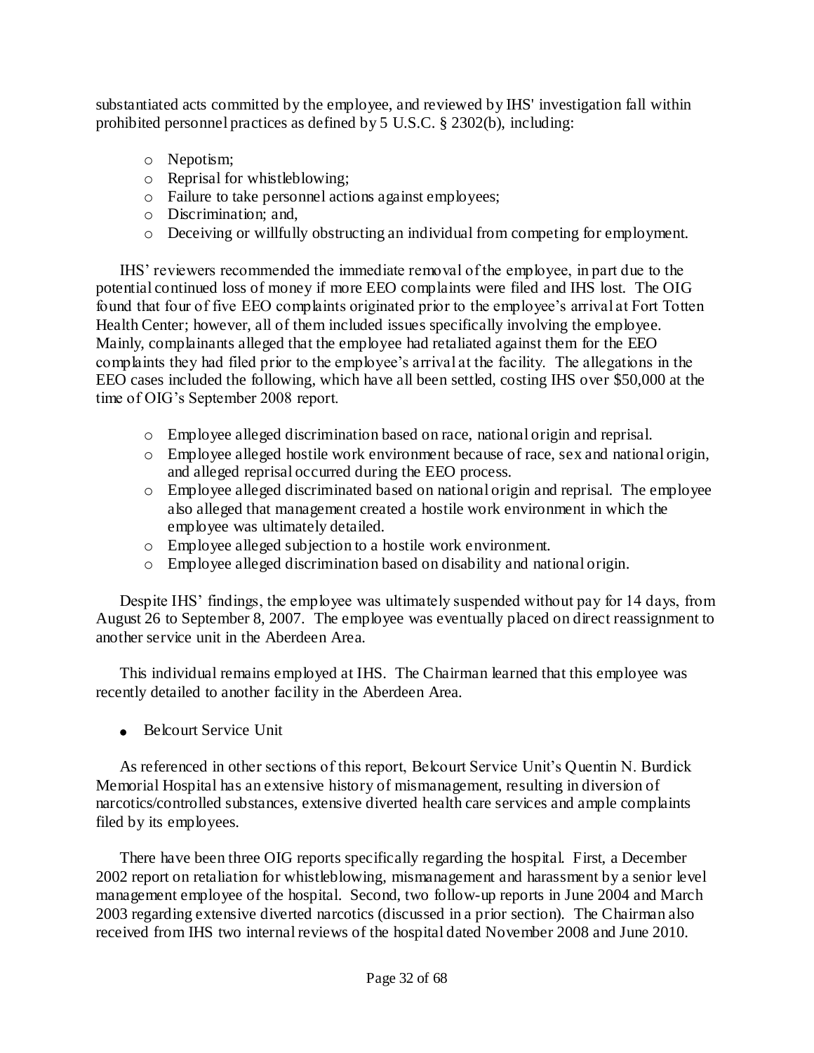substantiated acts committed by the employee, and reviewed by IHS' investigation fall within prohibited personnel practices as defined by 5 U.S.C. § 2302(b), including:

- Nepotism;
- Reprisal for whistleblowing;
- Failure to take personnel actions against employees;
- Discrimination; and,
- Deceiving or willfully obstructing an individual from competing for employment.

IHS' reviewers recommended the immediate removal of the employee, in part due to the potential continued loss of money if more EEO complaints were filed and IHS lost. The OIG found that four of five EEO complaints originated prior to the employee's arrival at Fort Totten Health Center; however, all of them included issues specifically involving the employee. Mainly, complainants alleged that the employee had retaliated against them for the EEO complaints they had filed prior to the employee's arrival at the facility. The allegations in the EEO cases included the following, which have all been settled, costing IHS over $50,000 at the time of OIG's September 2008 report.

- Employee alleged discrimination based on race, national origin and reprisal.
- Employee alleged hostile work environment because of race, sex and national origin, and alleged reprisal occurred during the EEO process.
- Employee alleged discriminated based on national origin and reprisal. The employee also alleged that management created a hostile work environment in which the employee was ultimately detailed.
- Employee alleged subjection to a hostile work environment.
- Employee alleged discrimination based on disability and national origin.

Despite IHS' findings, the employee was ultimately suspended without pay for 14 days, from August 26 to September 8, 2007. The employee was eventually placed on direct reassignment to another service unit in the Aberdeen Area.

This individual remains employed at IHS. The Chairman learned that this employee was recently detailed to another facility in the Aberdeen Area.

- Belcourt Service Unit

As referenced in other sections of this report, Belcourt Service Unit's Quentin N. Burdick Memorial Hospital has an extensive history of mismanagement, resulting in diversion of narcotics/controlled substances, extensive diverted health care services and ample complaints filed by its employees.

There have been three OIG reports specifically regarding the hospital. First, a December 2002 report on retaliation for whistleblowing, mismanagement and harassment by a senior level management employee of the hospital. Second, two follow-up reports in June 2004 and March 2003 regarding extensive diverted narcotics (discussed in a prior section). The Chairman also received from IHS two internal reviews of the hospital dated November 2008 and June 2010.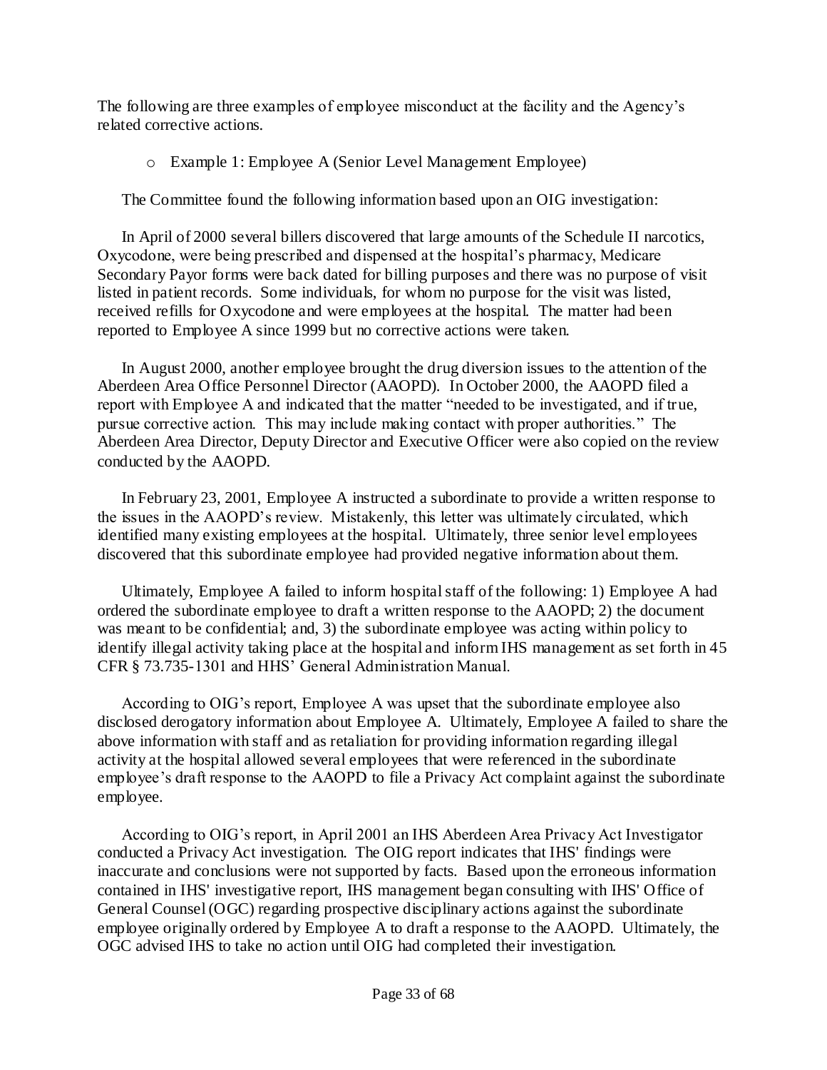The following are three examples of employee misconduct at the facility and the Agency's related corrective actions.

- Example 1: Employee A (Senior Level Management Employee)

The Committee found the following information based upon an OIG investigation:

In April of 2000 several billers discovered that large amounts of the Schedule II narcotics, Oxycodone, were being prescribed and dispensed at the hospital's pharmacy, Medicare Secondary Payor forms were back dated for billing purposes and there was no purpose of visit listed in patient records. Some individuals, for whom no purpose for the visit was listed, received refills for Oxycodone and were employees at the hospital. The matter had been reported to Employee A since 1999 but no corrective actions were taken.

In August 2000, another employee brought the drug diversion issues to the attention of the Aberdeen Area Office Personnel Director (AAOPD). In October 2000, the AAOPD filed a report with Employee A and indicated that the matter "needed to be investigated, and if true, pursue corrective action. This may include making contact with proper authorities." The Aberdeen Area Director, Deputy Director and Executive Officer were also copied on the review conducted by the AAOPD.

In February 23, 2001, Employee A instructed a subordinate to provide a written response to the issues in the AAOPD's review. Mistakenly, this letter was ultimately circulated, which identified many existing employees at the hospital. Ultimately, three senior level employees discovered that this subordinate employee had provided negative information about them.

Ultimately, Employee A failed to inform hospital staff of the following: 1) Employee A had ordered the subordinate employee to draft a written response to the AAOPD; 2) the document was meant to be confidential; and, 3) the subordinate employee was acting within policy to identify illegal activity taking place at the hospital and inform IHS management as set forth in 45 CFR § 73.735-1301 and HHS' General Administration Manual.

According to OIG's report, Employee A was upset that the subordinate employee also disclosed derogatory information about Employee A. Ultimately, Employee A failed to share the above information with staff and as retaliation for providing information regarding illegal activity at the hospital allowed several employees that were referenced in the subordinate employee's draft response to the AAOPD to file a Privacy Act complaint against the subordinate employee.

According to OIG's report, in April 2001 an IHS Aberdeen Area Privacy Act Investigator conducted a Privacy Act investigation. The OIG report indicates that IHS' findings were inaccurate and conclusions were not supported by facts. Based upon the erroneous information contained in IHS' investigative report, IHS management began consulting with IHS' Office of General Counsel (OGC) regarding prospective disciplinary actions against the subordinate employee originally ordered by Employee A to draft a response to the AAOPD. Ultimately, the OGC advised IHS to take no action until OIG had completed their investigation.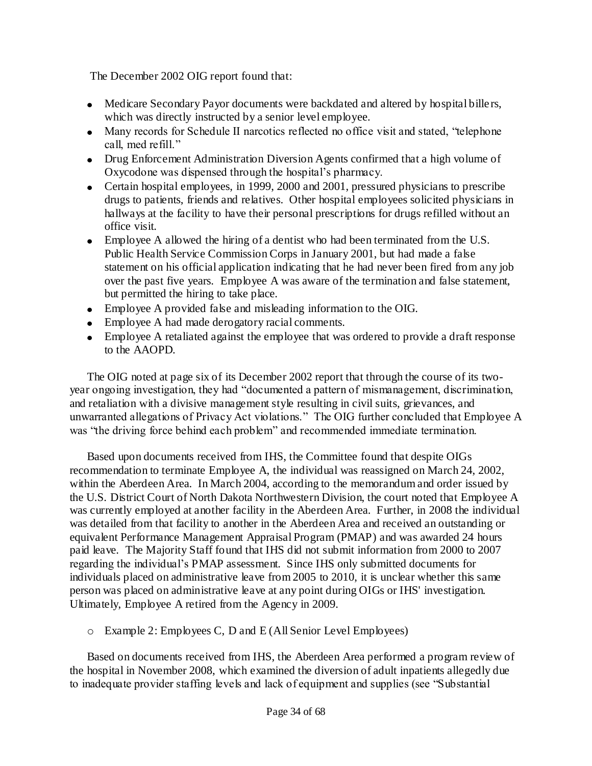The December 2002 OIG report found that:

- Medicare Secondary Payor documents were backdated and altered by hospital billers, which was directly instructed by a senior level employee.
- Many records for Schedule II narcotics reflected no office visit and stated, "telephone call, med refill."
- Drug Enforcement Administration Diversion Agents confirmed that a high volume of Oxycodone was dispensed through the hospital's pharmacy.
- Certain hospital employees, in 1999, 2000 and 2001, pressured physicians to prescribe drugs to patients, friends and relatives. Other hospital employees solicited physicians in hallways at the facility to have their personal prescriptions for drugs refilled without an office visit.
- Employee A allowed the hiring of a dentist who had been terminated from the U.S. Public Health Service Commission Corps in January 2001, but had made a false statement on his official application indicating that he had never been fired from any job over the past five years. Employee A was aware of the termination and false statement, but permitted the hiring to take place.
- Employee A provided false and misleading information to the OIG.
- Employee A had made derogatory racial comments.
- Employee A retaliated against the employee that was ordered to provide a draft response to the AAOPD.

The OIG noted at page six of its December 2002 report that through the course of its two-year ongoing investigation, they had "documented a pattern of mismanagement, discrimination, and retaliation with a divisive management style resulting in civil suits, grievances, and unwarranted allegations of Privacy Act violations." The OIG further concluded that Employee A was "the driving force behind each problem" and recommended immediate termination.

Based upon documents received from IHS, the Committee found that despite OIGs recommendation to terminate Employee A, the individual was reassigned on March 24, 2002, within the Aberdeen Area. In March 2004, according to the memorandum and order issued by the U.S. District Court of North Dakota Northwestern Division, the court noted that Employee A was currently employed at another facility in the Aberdeen Area. Further, in 2008 the individual was detailed from that facility to another in the Aberdeen Area and received an outstanding or equivalent Performance Management Appraisal Program (PMAP) and was awarded 24 hours paid leave. The Majority Staff found that IHS did not submit information from 2000 to 2007 regarding the individual's PMAP assessment. Since IHS only submitted documents for individuals placed on administrative leave from 2005 to 2010, it is unclear whether this same person was placed on administrative leave at any point during OIGs or IHS' investigation. Ultimately, Employee A retired from the Agency in 2009.

- Example 2: Employees C, D and E (All Senior Level Employees)

Based on documents received from IHS, the Aberdeen Area performed a program review of the hospital in November 2008, which examined the diversion of adult inpatients allegedly due to inadequate provider staffing levels and lack of equipment and supplies (see "Substantial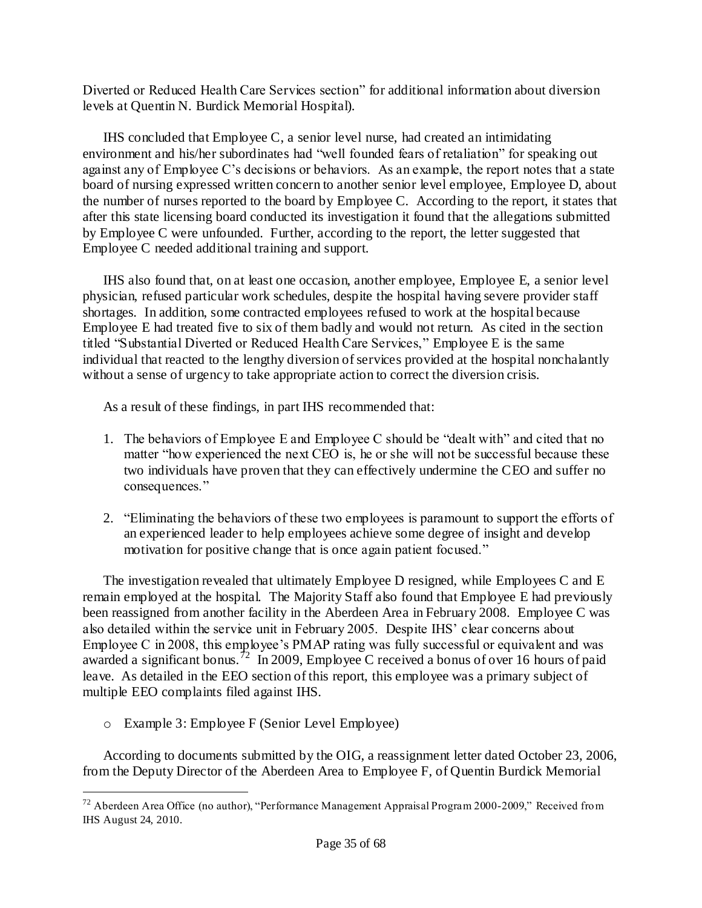Diverted or Reduced Health Care Services section" for additional information about diversion levels at Quentin N. Burdick Memorial Hospital).

IHS concluded that Employee C, a senior level nurse, had created an intimidating environment and his/her subordinates had "well founded fears of retaliation" for speaking out against any of Employee C's decisions or behaviors. As an example, the report notes that a state board of nursing expressed written concern to another senior level employee, Employee D, about the number of nurses reported to the board by Employee C. According to the report, it states that after this state licensing board conducted its investigation it found that the allegations submitted by Employee C were unfounded. Further, according to the report, the letter suggested that Employee C needed additional training and support.

IHS also found that, on at least one occasion, another employee, Employee E, a senior level physician, refused particular work schedules, despite the hospital having severe provider staff shortages. In addition, some contracted employees refused to work at the hospital because Employee E had treated five to six of them badly and would not return. As cited in the section titled "Substantial Diverted or Reduced Health Care Services," Employee E is the same individual that reacted to the lengthy diversion of services provided at the hospital nonchalantly without a sense of urgency to take appropriate action to correct the diversion crisis.

As a result of these findings, in part IHS recommended that:

1. The behaviors of Employee E and Employee C should be "dealt with" and cited that no matter "how experienced the next CEO is, he or she will not be successful because these two individuals have proven that they can effectively undermine the CEO and suffer no consequences."
2. "Eliminating the behaviors of these two employees is paramount to support the efforts of an experienced leader to help employees achieve some degree of insight and develop motivation for positive change that is once again patient focused."

The investigation revealed that ultimately Employee D resigned, while Employees C and E remain employed at the hospital. The Majority Staff also found that Employee E had previously been reassigned from another facility in the Aberdeen Area in February 2008. Employee C was also detailed within the service unit in February 2005. Despite IHS' clear concerns about Employee C in 2008, this employee's PMAP rating was fully successful or equivalent and was awarded a significant bonus.[72] In 2009, Employee C received a bonus of over 16 hours of paid leave. As detailed in the EEO section of this report, this employee was a primary subject of multiple EEO complaints filed against IHS.

- Example 3: Employee F (Senior Level Employee)

According to documents submitted by the OIG, a reassignment letter dated October 23, 2006, from the Deputy Director of the Aberdeen Area to Employee F, of Quentin Burdick Memorial

---

[72] Aberdeen Area Office (no author), "Performance Management Appraisal Program 2000-2009," Received from IHS August 24, 2010.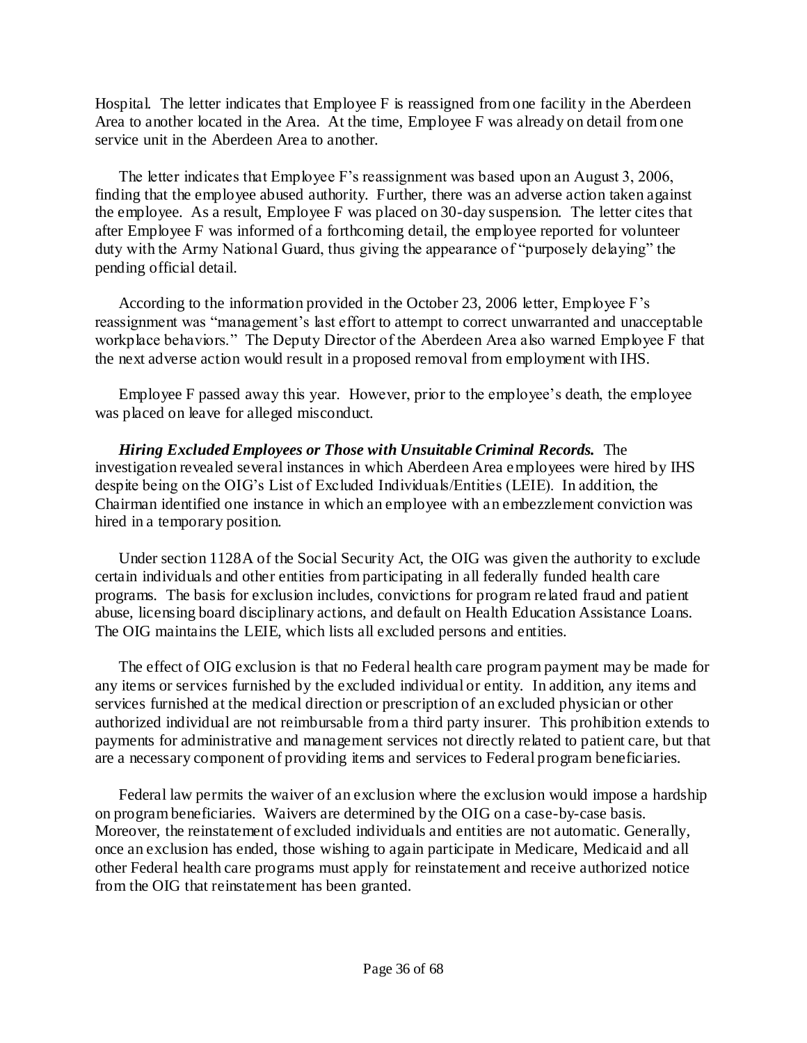Hospital. The letter indicates that Employee F is reassigned from one facility in the Aberdeen Area to another located in the Area. At the time, Employee F was already on detail from one service unit in the Aberdeen Area to another.

The letter indicates that Employee F's reassignment was based upon an August 3, 2006, finding that the employee abused authority. Further, there was an adverse action taken against the employee. As a result, Employee F was placed on 30-day suspension. The letter cites that after Employee F was informed of a forthcoming detail, the employee reported for volunteer duty with the Army National Guard, thus giving the appearance of "purposely delaying" the pending official detail.

According to the information provided in the October 23, 2006 letter, Employee F's reassignment was "management's last effort to attempt to correct unwarranted and unacceptable workplace behaviors." The Deputy Director of the Aberdeen Area also warned Employee F that the next adverse action would result in a proposed removal from employment with IHS.

Employee F passed away this year. However, prior to the employee's death, the employee was placed on leave for alleged misconduct.

***Hiring Excluded Employees or Those with Unsuitable Criminal Records.*** The investigation revealed several instances in which Aberdeen Area employees were hired by IHS despite being on the OIG's List of Excluded Individuals/Entities (LEIE). In addition, the Chairman identified one instance in which an employee with an embezzlement conviction was hired in a temporary position.

Under section 1128A of the Social Security Act, the OIG was given the authority to exclude certain individuals and other entities from participating in all federally funded health care programs. The basis for exclusion includes, convictions for program related fraud and patient abuse, licensing board disciplinary actions, and default on Health Education Assistance Loans. The OIG maintains the LEIE, which lists all excluded persons and entities.

The effect of OIG exclusion is that no Federal health care program payment may be made for any items or services furnished by the excluded individual or entity. In addition, any items and services furnished at the medical direction or prescription of an excluded physician or other authorized individual are not reimbursable from a third party insurer. This prohibition extends to payments for administrative and management services not directly related to patient care, but that are a necessary component of providing items and services to Federal program beneficiaries.

Federal law permits the waiver of an exclusion where the exclusion would impose a hardship on program beneficiaries. Waivers are determined by the OIG on a case-by-case basis. Moreover, the reinstatement of excluded individuals and entities are not automatic. Generally, once an exclusion has ended, those wishing to again participate in Medicare, Medicaid and all other Federal health care programs must apply for reinstatement and receive authorized notice from the OIG that reinstatement has been granted.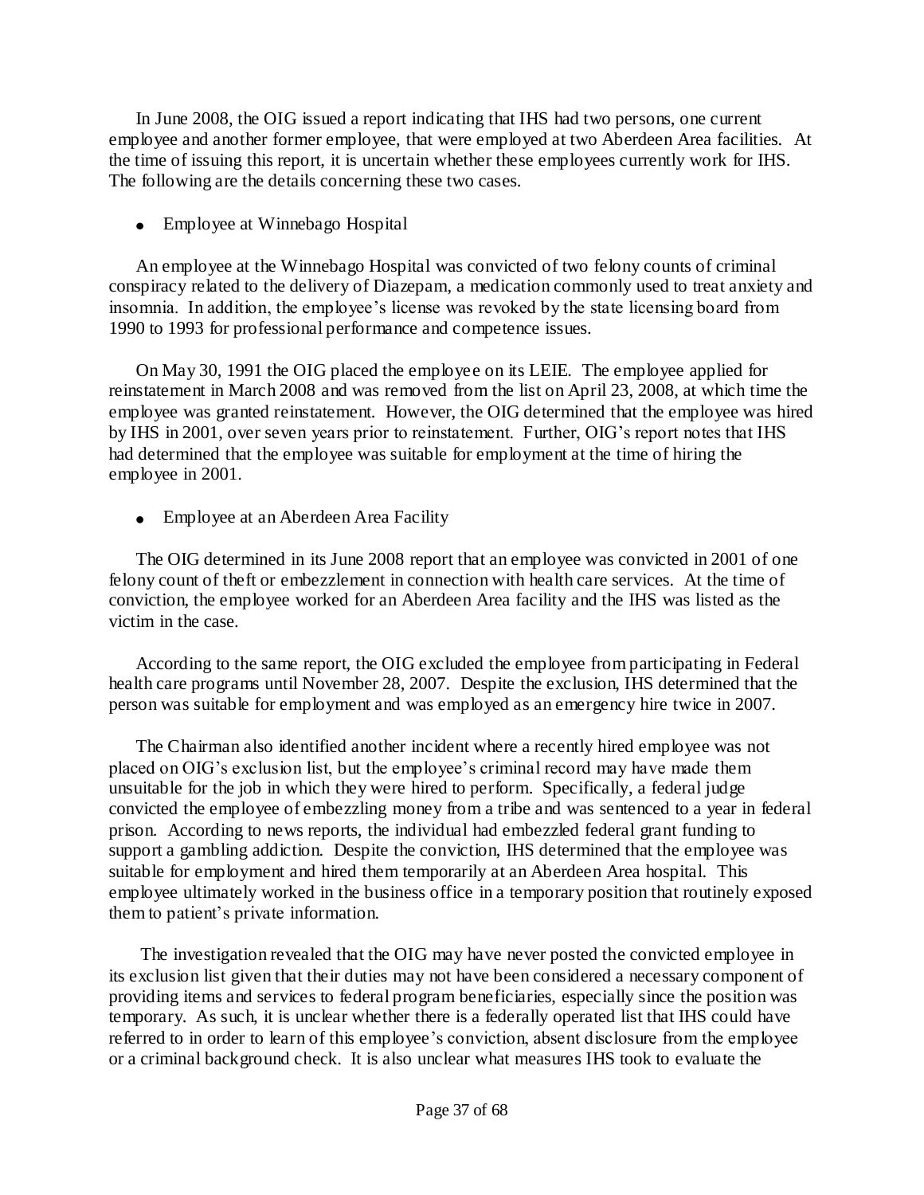In June 2008, the OIG issued a report indicating that IHS had two persons, one current employee and another former employee, that were employed at two Aberdeen Area facilities. At the time of issuing this report, it is uncertain whether these employees currently work for IHS. The following are the details concerning these two cases.

- Employee at Winnebago Hospital

An employee at the Winnebago Hospital was convicted of two felony counts of criminal conspiracy related to the delivery of Diazepam, a medication commonly used to treat anxiety and insomnia. In addition, the employee's license was revoked by the state licensing board from 1990 to 1993 for professional performance and competence issues.

On May 30, 1991 the OIG placed the employee on its LEIE. The employee applied for reinstatement in March 2008 and was removed from the list on April 23, 2008, at which time the employee was granted reinstatement. However, the OIG determined that the employee was hired by IHS in 2001, over seven years prior to reinstatement. Further, OIG's report notes that IHS had determined that the employee was suitable for employment at the time of hiring the employee in 2001.

- Employee at an Aberdeen Area Facility

The OIG determined in its June 2008 report that an employee was convicted in 2001 of one felony count of theft or embezzlement in connection with health care services. At the time of conviction, the employee worked for an Aberdeen Area facility and the IHS was listed as the victim in the case.

According to the same report, the OIG excluded the employee from participating in Federal health care programs until November 28, 2007. Despite the exclusion, IHS determined that the person was suitable for employment and was employed as an emergency hire twice in 2007.

The Chairman also identified another incident where a recently hired employee was not placed on OIG's exclusion list, but the employee's criminal record may have made them unsuitable for the job in which they were hired to perform. Specifically, a federal judge convicted the employee of embezzling money from a tribe and was sentenced to a year in federal prison. According to news reports, the individual had embezzled federal grant funding to support a gambling addiction. Despite the conviction, IHS determined that the employee was suitable for employment and hired them temporarily at an Aberdeen Area hospital. This employee ultimately worked in the business office in a temporary position that routinely exposed them to patient's private information.

The investigation revealed that the OIG may have never posted the convicted employee in its exclusion list given that their duties may not have been considered a necessary component of providing items and services to federal program beneficiaries, especially since the position was temporary. As such, it is unclear whether there is a federally operated list that IHS could have referred to in order to learn of this employee's conviction, absent disclosure from the employee or a criminal background check. It is also unclear what measures IHS took to evaluate the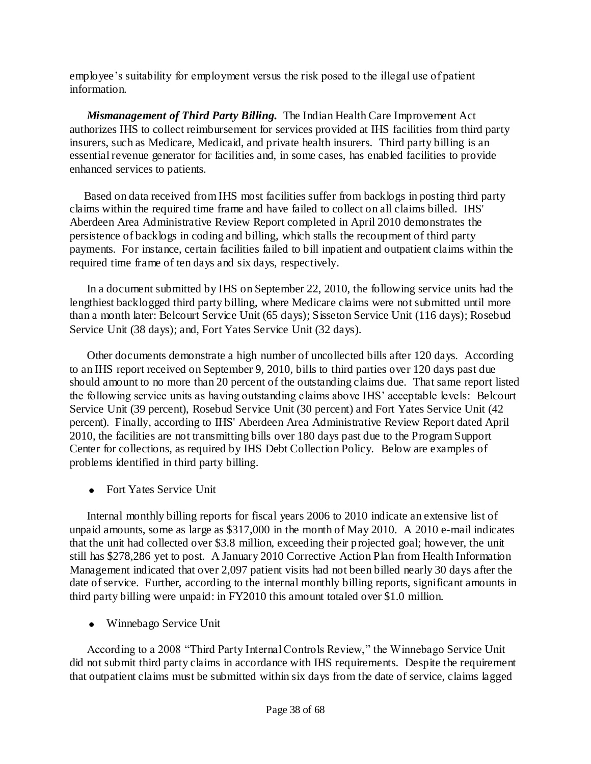employee's suitability for employment versus the risk posed to the illegal use of patient information.

***Mismanagement of Third Party Billing.*** The Indian Health Care Improvement Act authorizes IHS to collect reimbursement for services provided at IHS facilities from third party insurers, such as Medicare, Medicaid, and private health insurers. Third party billing is an essential revenue generator for facilities and, in some cases, has enabled facilities to provide enhanced services to patients.

Based on data received from IHS most facilities suffer from backlogs in posting third party claims within the required time frame and have failed to collect on all claims billed. IHS' Aberdeen Area Administrative Review Report completed in April 2010 demonstrates the persistence of backlogs in coding and billing, which stalls the recoupment of third party payments. For instance, certain facilities failed to bill inpatient and outpatient claims within the required time frame of ten days and six days, respectively.

In a document submitted by IHS on September 22, 2010, the following service units had the lengthiest backlogged third party billing, where Medicare claims were not submitted until more than a month later: Belcourt Service Unit (65 days); Sisseton Service Unit (116 days); Rosebud Service Unit (38 days); and, Fort Yates Service Unit (32 days).

Other documents demonstrate a high number of uncollected bills after 120 days. According to an IHS report received on September 9, 2010, bills to third parties over 120 days past due should amount to no more than 20 percent of the outstanding claims due. That same report listed the following service units as having outstanding claims above IHS' acceptable levels: Belcourt Service Unit (39 percent), Rosebud Service Unit (30 percent) and Fort Yates Service Unit (42 percent). Finally, according to IHS' Aberdeen Area Administrative Review Report dated April 2010, the facilities are not transmitting bills over 180 days past due to the Program Support Center for collections, as required by IHS Debt Collection Policy. Below are examples of problems identified in third party billing.

- Fort Yates Service Unit

Internal monthly billing reports for fiscal years 2006 to 2010 indicate an extensive list of unpaid amounts, some as large as $317,000 in the month of May 2010. A 2010 e-mail indicates that the unit had collected over $3.8 million, exceeding their projected goal; however, the unit still has $278,286 yet to post. A January 2010 Corrective Action Plan from Health Information Management indicated that over 2,097 patient visits had not been billed nearly 30 days after the date of service. Further, according to the internal monthly billing reports, significant amounts in third party billing were unpaid: in FY2010 this amount totaled over $1.0 million.

- Winnebago Service Unit

According to a 2008 "Third Party Internal Controls Review," the Winnebago Service Unit did not submit third party claims in accordance with IHS requirements. Despite the requirement that outpatient claims must be submitted within six days from the date of service, claims lagged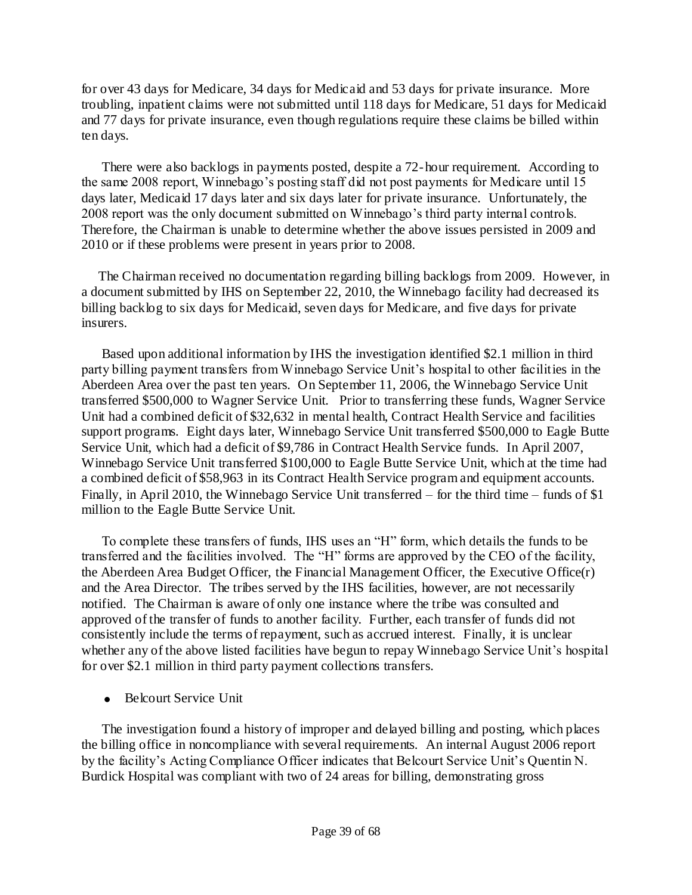for over 43 days for Medicare, 34 days for Medicaid and 53 days for private insurance. More troubling, inpatient claims were not submitted until 118 days for Medicare, 51 days for Medicaid and 77 days for private insurance, even though regulations require these claims be billed within ten days.

There were also backlogs in payments posted, despite a 72-hour requirement. According to the same 2008 report, Winnebago's posting staff did not post payments for Medicare until 15 days later, Medicaid 17 days later and six days later for private insurance. Unfortunately, the 2008 report was the only document submitted on Winnebago's third party internal controls. Therefore, the Chairman is unable to determine whether the above issues persisted in 2009 and 2010 or if these problems were present in years prior to 2008.

The Chairman received no documentation regarding billing backlogs from 2009. However, in a document submitted by IHS on September 22, 2010, the Winnebago facility had decreased its billing backlog to six days for Medicaid, seven days for Medicare, and five days for private insurers.

Based upon additional information by IHS the investigation identified $2.1 million in third party billing payment transfers from Winnebago Service Unit's hospital to other facilities in the Aberdeen Area over the past ten years. On September 11, 2006, the Winnebago Service Unit transferred $500,000 to Wagner Service Unit. Prior to transferring these funds, Wagner Service Unit had a combined deficit of $32,632 in mental health, Contract Health Service and facilities support programs. Eight days later, Winnebago Service Unit transferred $500,000 to Eagle Butte Service Unit, which had a deficit of $9,786 in Contract Health Service funds. In April 2007, Winnebago Service Unit transferred $100,000 to Eagle Butte Service Unit, which at the time had a combined deficit of $58,963 in its Contract Health Service program and equipment accounts. Finally, in April 2010, the Winnebago Service Unit transferred – for the third time – funds of $1 million to the Eagle Butte Service Unit.

To complete these transfers of funds, IHS uses an "H" form, which details the funds to be transferred and the facilities involved. The "H" forms are approved by the CEO of the facility, the Aberdeen Area Budget Officer, the Financial Management Officer, the Executive Office(r) and the Area Director. The tribes served by the IHS facilities, however, are not necessarily notified. The Chairman is aware of only one instance where the tribe was consulted and approved of the transfer of funds to another facility. Further, each transfer of funds did not consistently include the terms of repayment, such as accrued interest. Finally, it is unclear whether any of the above listed facilities have begun to repay Winnebago Service Unit's hospital for over $2.1 million in third party payment collections transfers.

- Belcourt Service Unit

The investigation found a history of improper and delayed billing and posting, which places the billing office in noncompliance with several requirements. An internal August 2006 report by the facility's Acting Compliance Officer indicates that Belcourt Service Unit's Quentin N. Burdick Hospital was compliant with two of 24 areas for billing, demonstrating gross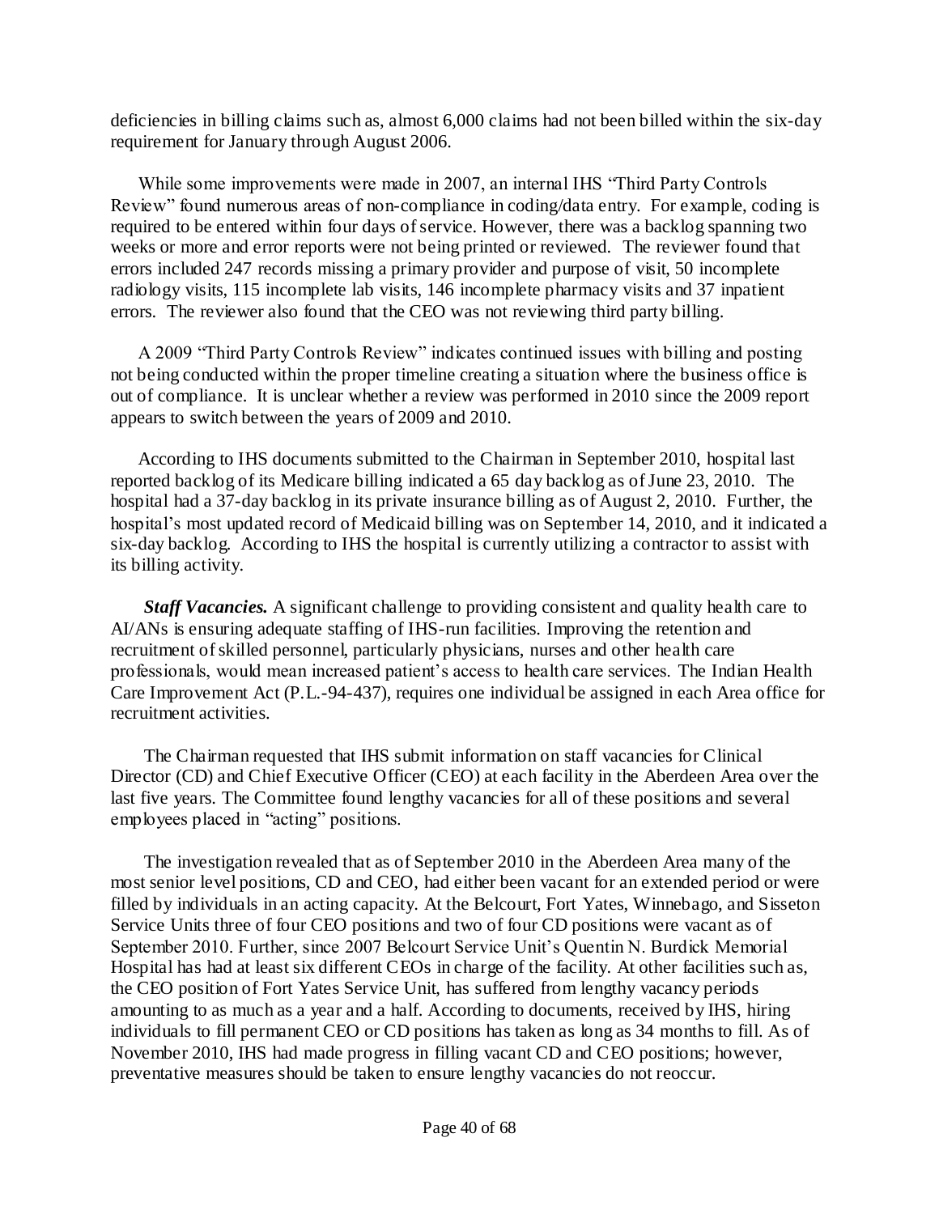deficiencies in billing claims such as, almost 6,000 claims had not been billed within the six-day requirement for January through August 2006.

While some improvements were made in 2007, an internal IHS "Third Party Controls Review" found numerous areas of non-compliance in coding/data entry. For example, coding is required to be entered within four days of service. However, there was a backlog spanning two weeks or more and error reports were not being printed or reviewed. The reviewer found that errors included 247 records missing a primary provider and purpose of visit, 50 incomplete radiology visits, 115 incomplete lab visits, 146 incomplete pharmacy visits and 37 inpatient errors. The reviewer also found that the CEO was not reviewing third party billing.

A 2009 "Third Party Controls Review" indicates continued issues with billing and posting not being conducted within the proper timeline creating a situation where the business office is out of compliance. It is unclear whether a review was performed in 2010 since the 2009 report appears to switch between the years of 2009 and 2010.

According to IHS documents submitted to the Chairman in September 2010, hospital last reported backlog of its Medicare billing indicated a 65 day backlog as of June 23, 2010. The hospital had a 37-day backlog in its private insurance billing as of August 2, 2010. Further, the hospital's most updated record of Medicaid billing was on September 14, 2010, and it indicated a six-day backlog. According to IHS the hospital is currently utilizing a contractor to assist with its billing activity.

***Staff Vacancies.*** A significant challenge to providing consistent and quality health care to AI/ANs is ensuring adequate staffing of IHS-run facilities. Improving the retention and recruitment of skilled personnel, particularly physicians, nurses and other health care professionals, would mean increased patient's access to health care services. The Indian Health Care Improvement Act (P.L.-94-437), requires one individual be assigned in each Area office for recruitment activities.

The Chairman requested that IHS submit information on staff vacancies for Clinical Director (CD) and Chief Executive Officer (CEO) at each facility in the Aberdeen Area over the last five years. The Committee found lengthy vacancies for all of these positions and several employees placed in "acting" positions.

The investigation revealed that as of September 2010 in the Aberdeen Area many of the most senior level positions, CD and CEO, had either been vacant for an extended period or were filled by individuals in an acting capacity. At the Belcourt, Fort Yates, Winnebago, and Sisseton Service Units three of four CEO positions and two of four CD positions were vacant as of September 2010. Further, since 2007 Belcourt Service Unit's Quentin N. Burdick Memorial Hospital has had at least six different CEOs in charge of the facility. At other facilities such as, the CEO position of Fort Yates Service Unit, has suffered from lengthy vacancy periods amounting to as much as a year and a half. According to documents, received by IHS, hiring individuals to fill permanent CEO or CD positions has taken as long as 34 months to fill. As of November 2010, IHS had made progress in filling vacant CD and CEO positions; however, preventative measures should be taken to ensure lengthy vacancies do not reoccur.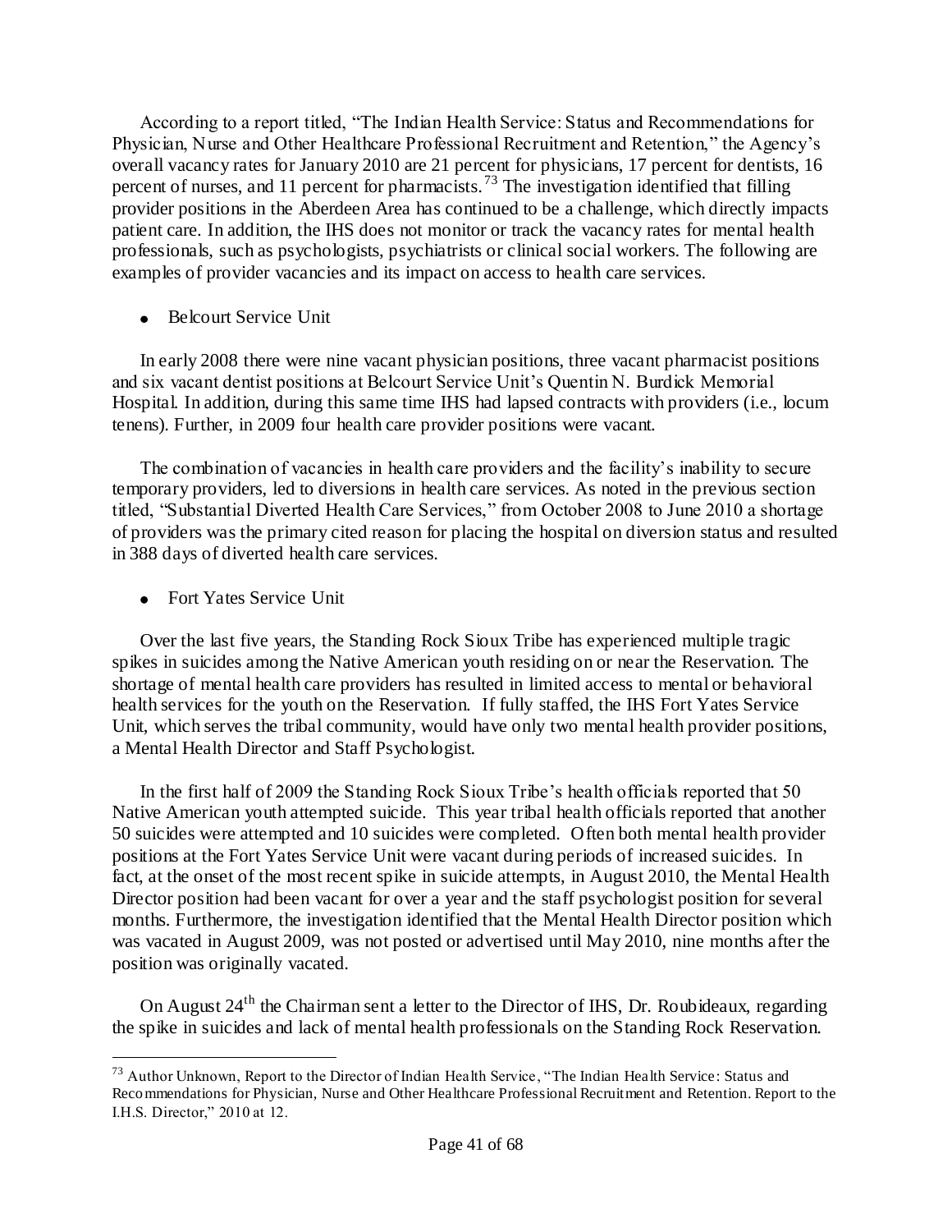According to a report titled, "The Indian Health Service: Status and Recommendations for Physician, Nurse and Other Healthcare Professional Recruitment and Retention," the Agency's overall vacancy rates for January 2010 are 21 percent for physicians, 17 percent for dentists, 16 percent of nurses, and 11 percent for pharmacists.[73] The investigation identified that filling provider positions in the Aberdeen Area has continued to be a challenge, which directly impacts patient care. In addition, the IHS does not monitor or track the vacancy rates for mental health professionals, such as psychologists, psychiatrists or clinical social workers. The following are examples of provider vacancies and its impact on access to health care services.

- Belcourt Service Unit

In early 2008 there were nine vacant physician positions, three vacant pharmacist positions and six vacant dentist positions at Belcourt Service Unit's Quentin N. Burdick Memorial Hospital. In addition, during this same time IHS had lapsed contracts with providers (i.e., locum tenens). Further, in 2009 four health care provider positions were vacant.

The combination of vacancies in health care providers and the facility's inability to secure temporary providers, led to diversions in health care services. As noted in the previous section titled, "Substantial Diverted Health Care Services," from October 2008 to June 2010 a shortage of providers was the primary cited reason for placing the hospital on diversion status and resulted in 388 days of diverted health care services.

- Fort Yates Service Unit

Over the last five years, the Standing Rock Sioux Tribe has experienced multiple tragic spikes in suicides among the Native American youth residing on or near the Reservation. The shortage of mental health care providers has resulted in limited access to mental or behavioral health services for the youth on the Reservation. If fully staffed, the IHS Fort Yates Service Unit, which serves the tribal community, would have only two mental health provider positions, a Mental Health Director and Staff Psychologist.

In the first half of 2009 the Standing Rock Sioux Tribe's health officials reported that 50 Native American youth attempted suicide. This year tribal health officials reported that another 50 suicides were attempted and 10 suicides were completed. Often both mental health provider positions at the Fort Yates Service Unit were vacant during periods of increased suicides. In fact, at the onset of the most recent spike in suicide attempts, in August 2010, the Mental Health Director position had been vacant for over a year and the staff psychologist position for several months. Furthermore, the investigation identified that the Mental Health Director position which was vacated in August 2009, was not posted or advertised until May 2010, nine months after the position was originally vacated.

On August 24th the Chairman sent a letter to the Director of IHS, Dr. Roubideaux, regarding the spike in suicides and lack of mental health professionals on the Standing Rock Reservation.

---

[73] Author Unknown, Report to the Director of Indian Health Service, "The Indian Health Service: Status and Recommendations for Physician, Nurse and Other Healthcare Professional Recruitment and Retention. Report to the I.H.S. Director," 2010 at 12.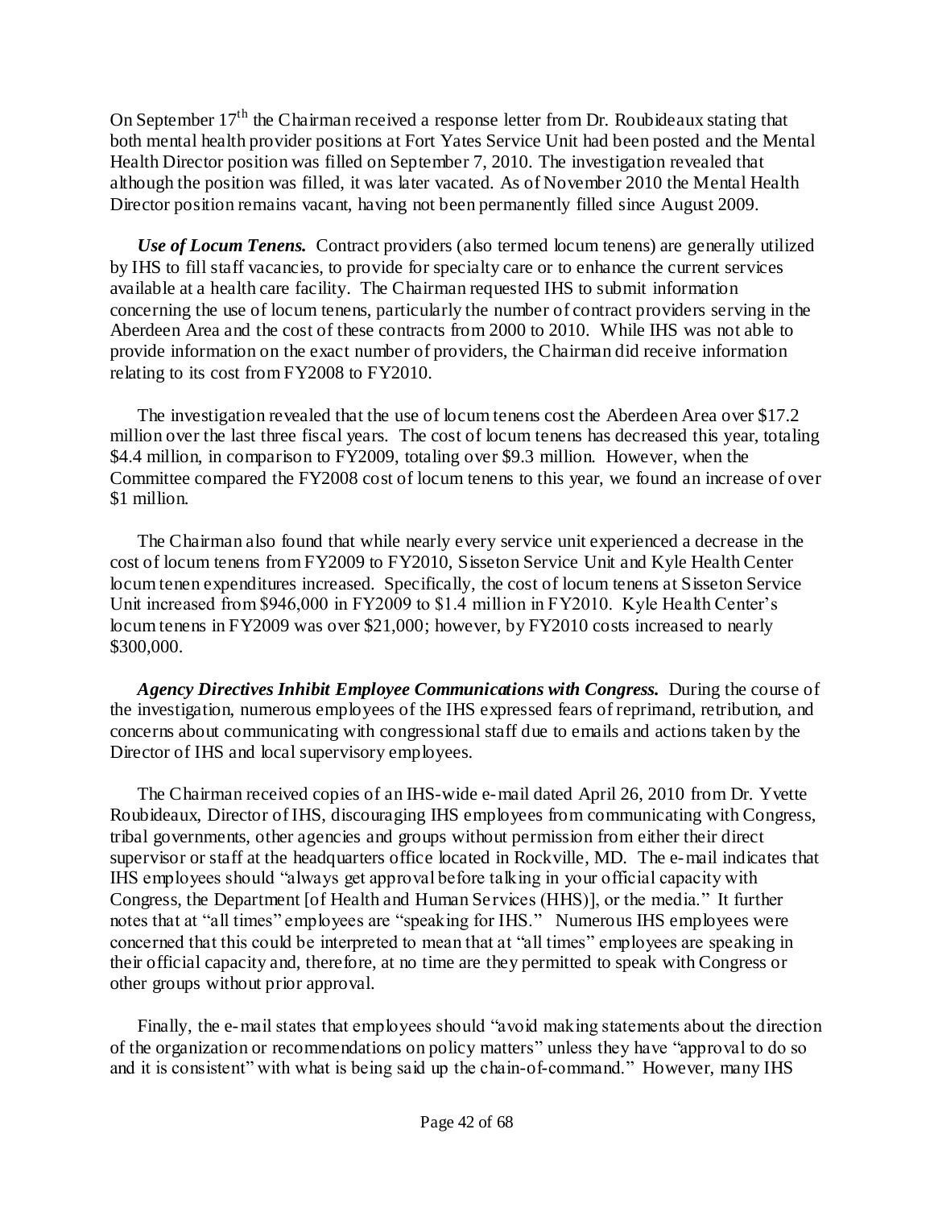On September 17th the Chairman received a response letter from Dr. Roubideaux stating that both mental health provider positions at Fort Yates Service Unit had been posted and the Mental Health Director position was filled on September 7, 2010. The investigation revealed that although the position was filled, it was later vacated. As of November 2010 the Mental Health Director position remains vacant, having not been permanently filled since August 2009.

***Use of Locum Tenens.*** Contract providers (also termed locum tenens) are generally utilized by IHS to fill staff vacancies, to provide for specialty care or to enhance the current services available at a health care facility. The Chairman requested IHS to submit information concerning the use of locum tenens, particularly the number of contract providers serving in the Aberdeen Area and the cost of these contracts from 2000 to 2010. While IHS was not able to provide information on the exact number of providers, the Chairman did receive information relating to its cost from FY2008 to FY2010.

The investigation revealed that the use of locum tenens cost the Aberdeen Area over $17.2 million over the last three fiscal years. The cost of locum tenens has decreased this year, totaling $4.4 million, in comparison to FY2009, totaling over $9.3 million. However, when the Committee compared the FY2008 cost of locum tenens to this year, we found an increase of over $1 million.

The Chairman also found that while nearly every service unit experienced a decrease in the cost of locum tenens from FY2009 to FY2010, Sisseton Service Unit and Kyle Health Center locum tenen expenditures increased. Specifically, the cost of locum tenens at Sisseton Service Unit increased from $946,000 in FY2009 to $1.4 million in FY2010. Kyle Health Center's locum tenens in FY2009 was over $21,000; however, by FY2010 costs increased to nearly $300,000.

***Agency Directives Inhibit Employee Communications with Congress.*** During the course of the investigation, numerous employees of the IHS expressed fears of reprimand, retribution, and concerns about communicating with congressional staff due to emails and actions taken by the Director of IHS and local supervisory employees.

The Chairman received copies of an IHS-wide e-mail dated April 26, 2010 from Dr. Yvette Roubideaux, Director of IHS, discouraging IHS employees from communicating with Congress, tribal governments, other agencies and groups without permission from either their direct supervisor or staff at the headquarters office located in Rockville, MD. The e-mail indicates that IHS employees should "always get approval before talking in your official capacity with Congress, the Department [of Health and Human Services (HHS)], or the media." It further notes that at "all times" employees are "speaking for IHS." Numerous IHS employees were concerned that this could be interpreted to mean that at "all times" employees are speaking in their official capacity and, therefore, at no time are they permitted to speak with Congress or other groups without prior approval.

Finally, the e-mail states that employees should "avoid making statements about the direction of the organization or recommendations on policy matters" unless they have "approval to do so and it is consistent" with what is being said up the chain-of-command." However, many IHS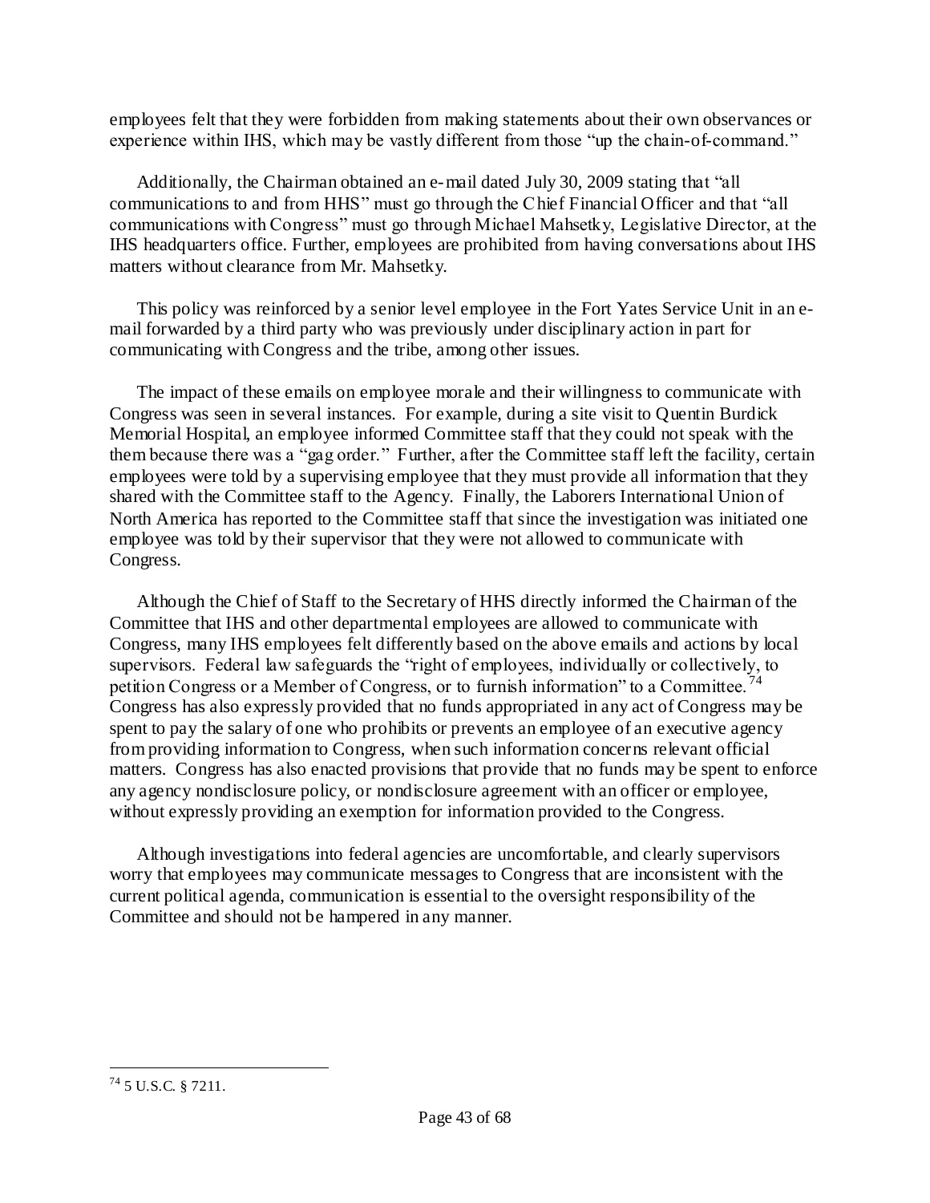employees felt that they were forbidden from making statements about their own observances or experience within IHS, which may be vastly different from those "up the chain-of-command."

Additionally, the Chairman obtained an e-mail dated July 30, 2009 stating that "all communications to and from HHS" must go through the Chief Financial Officer and that "all communications with Congress" must go through Michael Mahsetky, Legislative Director, at the IHS headquarters office. Further, employees are prohibited from having conversations about IHS matters without clearance from Mr. Mahsetky.

This policy was reinforced by a senior level employee in the Fort Yates Service Unit in an e-mail forwarded by a third party who was previously under disciplinary action in part for communicating with Congress and the tribe, among other issues.

The impact of these emails on employee morale and their willingness to communicate with Congress was seen in several instances. For example, during a site visit to Quentin Burdick Memorial Hospital, an employee informed Committee staff that they could not speak with the them because there was a "gag order." Further, after the Committee staff left the facility, certain employees were told by a supervising employee that they must provide all information that they shared with the Committee staff to the Agency. Finally, the Laborers International Union of North America has reported to the Committee staff that since the investigation was initiated one employee was told by their supervisor that they were not allowed to communicate with Congress.

Although the Chief of Staff to the Secretary of HHS directly informed the Chairman of the Committee that IHS and other departmental employees are allowed to communicate with Congress, many IHS employees felt differently based on the above emails and actions by local supervisors. Federal law safeguards the "right of employees, individually or collectively, to petition Congress or a Member of Congress, or to furnish information" to a Committee.[74] Congress has also expressly provided that no funds appropriated in any act of Congress may be spent to pay the salary of one who prohibits or prevents an employee of an executive agency from providing information to Congress, when such information concerns relevant official matters. Congress has also enacted provisions that provide that no funds may be spent to enforce any agency nondisclosure policy, or nondisclosure agreement with an officer or employee, without expressly providing an exemption for information provided to the Congress.

Although investigations into federal agencies are uncomfortable, and clearly supervisors worry that employees may communicate messages to Congress that are inconsistent with the current political agenda, communication is essential to the oversight responsibility of the Committee and should not be hampered in any manner.

---

[74] 5 U.S.C. § 7211.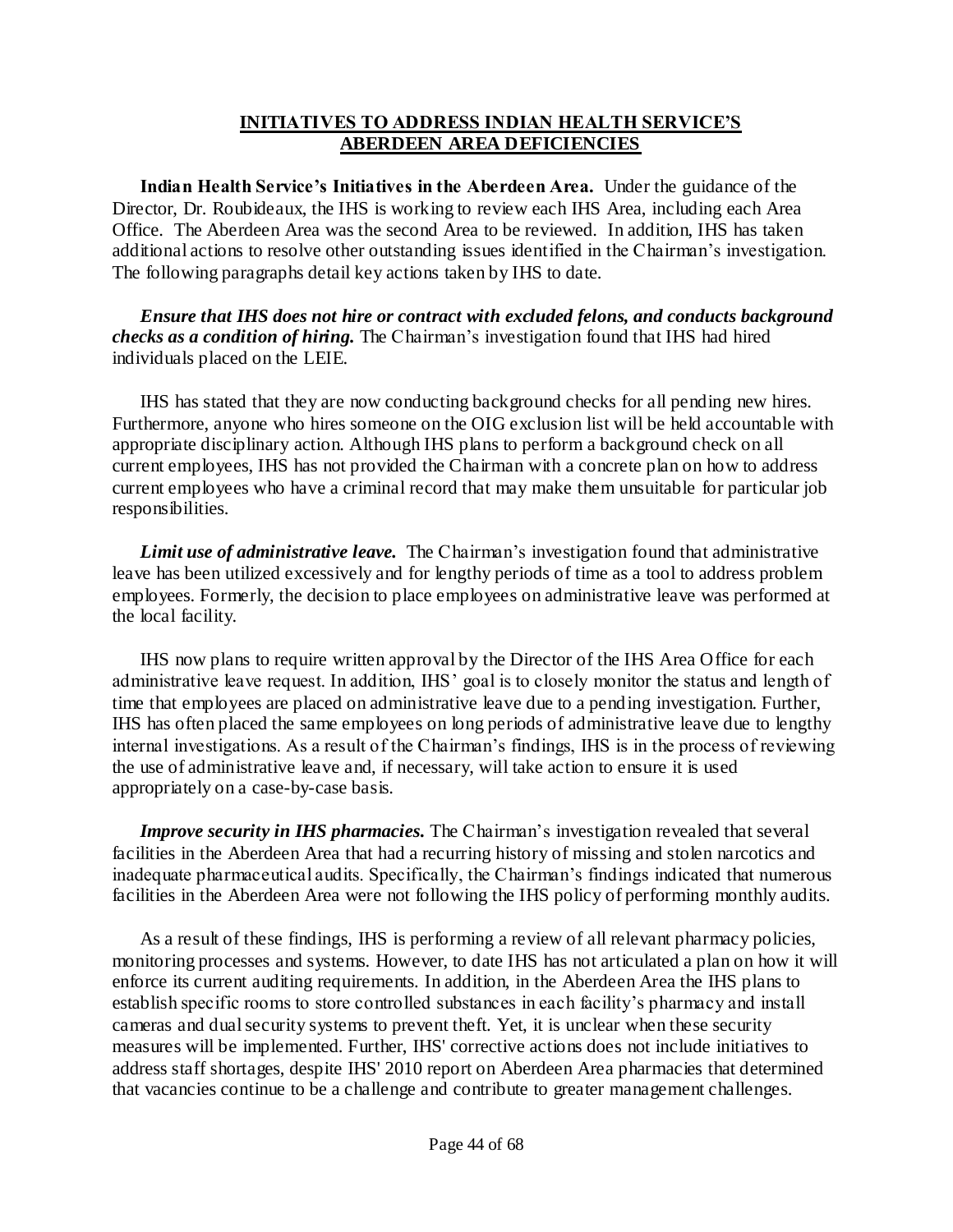## INITIATIVES TO ADDRESS INDIAN HEALTH SERVICE'S ABERDEEN AREA DEFICIENCIES

**Indian Health Service's Initiatives in the Aberdeen Area.** Under the guidance of the Director, Dr. Roubideaux, the IHS is working to review each IHS Area, including each Area Office. The Aberdeen Area was the second Area to be reviewed. In addition, IHS has taken additional actions to resolve other outstanding issues identified in the Chairman's investigation. The following paragraphs detail key actions taken by IHS to date.

***Ensure that IHS does not hire or contract with excluded felons, and conducts background checks as a condition of hiring.*** The Chairman's investigation found that IHS had hired individuals placed on the LEIE.

IHS has stated that they are now conducting background checks for all pending new hires. Furthermore, anyone who hires someone on the OIG exclusion list will be held accountable with appropriate disciplinary action. Although IHS plans to perform a background check on all current employees, IHS has not provided the Chairman with a concrete plan on how to address current employees who have a criminal record that may make them unsuitable for particular job responsibilities.

***Limit use of administrative leave.*** The Chairman's investigation found that administrative leave has been utilized excessively and for lengthy periods of time as a tool to address problem employees. Formerly, the decision to place employees on administrative leave was performed at the local facility.

IHS now plans to require written approval by the Director of the IHS Area Office for each administrative leave request. In addition, IHS' goal is to closely monitor the status and length of time that employees are placed on administrative leave due to a pending investigation. Further, IHS has often placed the same employees on long periods of administrative leave due to lengthy internal investigations. As a result of the Chairman's findings, IHS is in the process of reviewing the use of administrative leave and, if necessary, will take action to ensure it is used appropriately on a case-by-case basis.

***Improve security in IHS pharmacies.*** The Chairman's investigation revealed that several facilities in the Aberdeen Area that had a recurring history of missing and stolen narcotics and inadequate pharmaceutical audits. Specifically, the Chairman's findings indicated that numerous facilities in the Aberdeen Area were not following the IHS policy of performing monthly audits.

As a result of these findings, IHS is performing a review of all relevant pharmacy policies, monitoring processes and systems. However, to date IHS has not articulated a plan on how it will enforce its current auditing requirements. In addition, in the Aberdeen Area the IHS plans to establish specific rooms to store controlled substances in each facility's pharmacy and install cameras and dual security systems to prevent theft. Yet, it is unclear when these security measures will be implemented. Further, IHS' corrective actions does not include initiatives to address staff shortages, despite IHS' 2010 report on Aberdeen Area pharmacies that determined that vacancies continue to be a challenge and contribute to greater management challenges.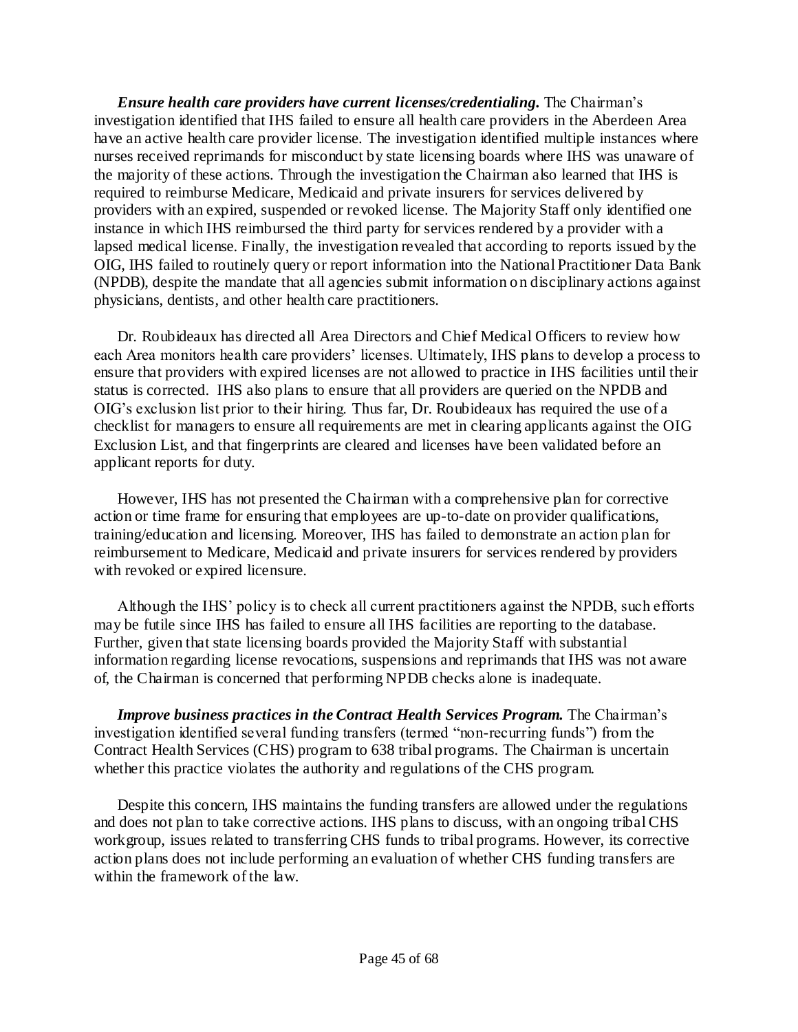***Ensure health care providers have current licenses/credentialing.*** The Chairman's investigation identified that IHS failed to ensure all health care providers in the Aberdeen Area have an active health care provider license. The investigation identified multiple instances where nurses received reprimands for misconduct by state licensing boards where IHS was unaware of the majority of these actions. Through the investigation the Chairman also learned that IHS is required to reimburse Medicare, Medicaid and private insurers for services delivered by providers with an expired, suspended or revoked license. The Majority Staff only identified one instance in which IHS reimbursed the third party for services rendered by a provider with a lapsed medical license. Finally, the investigation revealed that according to reports issued by the OIG, IHS failed to routinely query or report information into the National Practitioner Data Bank (NPDB), despite the mandate that all agencies submit information on disciplinary actions against physicians, dentists, and other health care practitioners.

Dr. Roubideaux has directed all Area Directors and Chief Medical Officers to review how each Area monitors health care providers' licenses. Ultimately, IHS plans to develop a process to ensure that providers with expired licenses are not allowed to practice in IHS facilities until their status is corrected. IHS also plans to ensure that all providers are queried on the NPDB and OIG's exclusion list prior to their hiring. Thus far, Dr. Roubideaux has required the use of a checklist for managers to ensure all requirements are met in clearing applicants against the OIG Exclusion List, and that fingerprints are cleared and licenses have been validated before an applicant reports for duty.

However, IHS has not presented the Chairman with a comprehensive plan for corrective action or time frame for ensuring that employees are up-to-date on provider qualifications, training/education and licensing. Moreover, IHS has failed to demonstrate an action plan for reimbursement to Medicare, Medicaid and private insurers for services rendered by providers with revoked or expired licensure.

Although the IHS' policy is to check all current practitioners against the NPDB, such efforts may be futile since IHS has failed to ensure all IHS facilities are reporting to the database. Further, given that state licensing boards provided the Majority Staff with substantial information regarding license revocations, suspensions and reprimands that IHS was not aware of, the Chairman is concerned that performing NPDB checks alone is inadequate.

***Improve business practices in the Contract Health Services Program.*** The Chairman's investigation identified several funding transfers (termed "non-recurring funds") from the Contract Health Services (CHS) program to 638 tribal programs. The Chairman is uncertain whether this practice violates the authority and regulations of the CHS program.

Despite this concern, IHS maintains the funding transfers are allowed under the regulations and does not plan to take corrective actions. IHS plans to discuss, with an ongoing tribal CHS workgroup, issues related to transferring CHS funds to tribal programs. However, its corrective action plans does not include performing an evaluation of whether CHS funding transfers are within the framework of the law.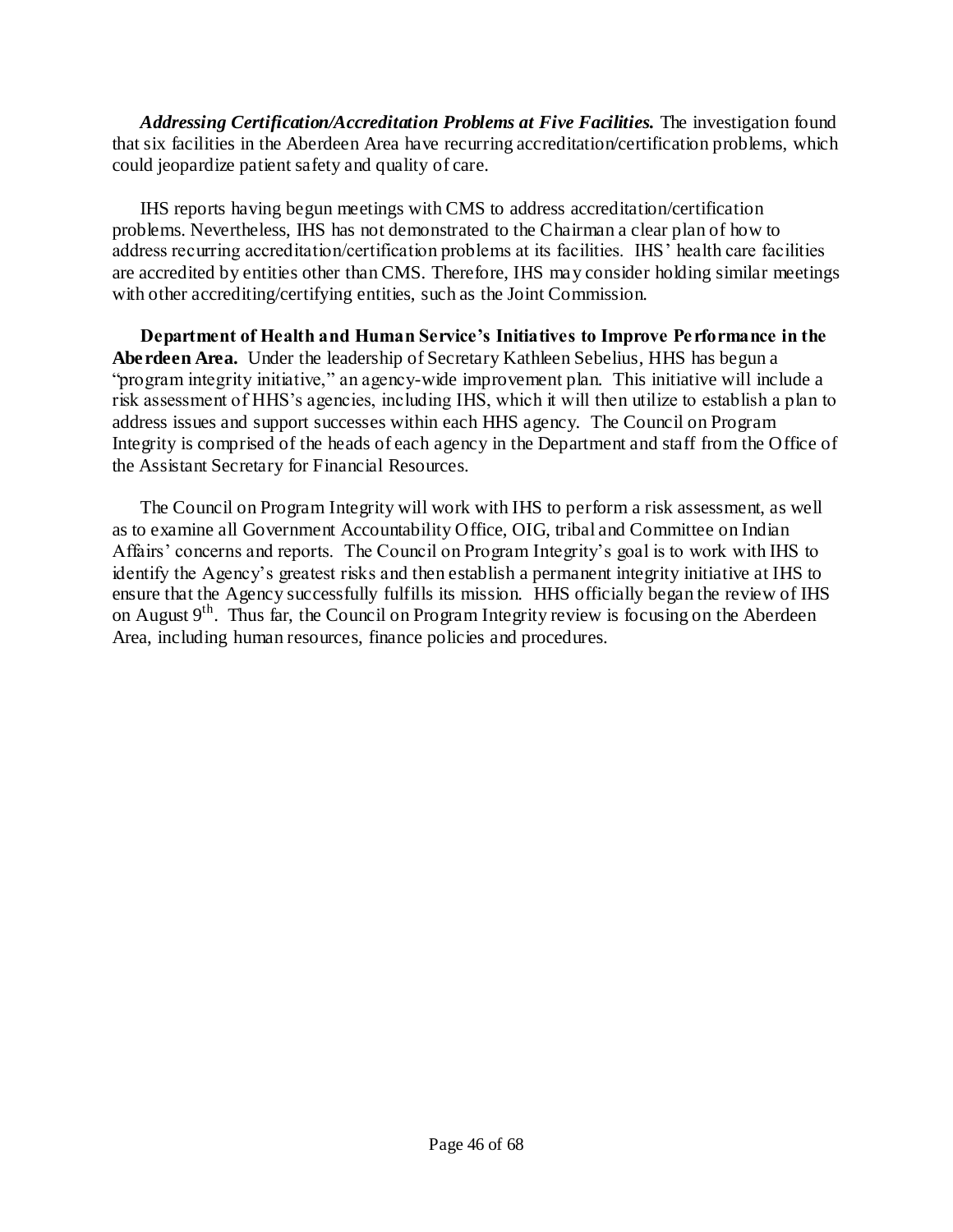***Addressing Certification/Accreditation Problems at Five Facilities.*** The investigation found that six facilities in the Aberdeen Area have recurring accreditation/certification problems, which could jeopardize patient safety and quality of care.

IHS reports having begun meetings with CMS to address accreditation/certification problems. Nevertheless, IHS has not demonstrated to the Chairman a clear plan of how to address recurring accreditation/certification problems at its facilities. IHS' health care facilities are accredited by entities other than CMS. Therefore, IHS may consider holding similar meetings with other accrediting/certifying entities, such as the Joint Commission.

**Department of Health and Human Service's Initiatives to Improve Performance in the Aberdeen Area.** Under the leadership of Secretary Kathleen Sebelius, HHS has begun a "program integrity initiative," an agency-wide improvement plan. This initiative will include a risk assessment of HHS's agencies, including IHS, which it will then utilize to establish a plan to address issues and support successes within each HHS agency. The Council on Program Integrity is comprised of the heads of each agency in the Department and staff from the Office of the Assistant Secretary for Financial Resources.

The Council on Program Integrity will work with IHS to perform a risk assessment, as well as to examine all Government Accountability Office, OIG, tribal and Committee on Indian Affairs' concerns and reports. The Council on Program Integrity's goal is to work with IHS to identify the Agency's greatest risks and then establish a permanent integrity initiative at IHS to ensure that the Agency successfully fulfills its mission. HHS officially began the review of IHS on August 9th. Thus far, the Council on Program Integrity review is focusing on the Aberdeen Area, including human resources, finance policies and procedures.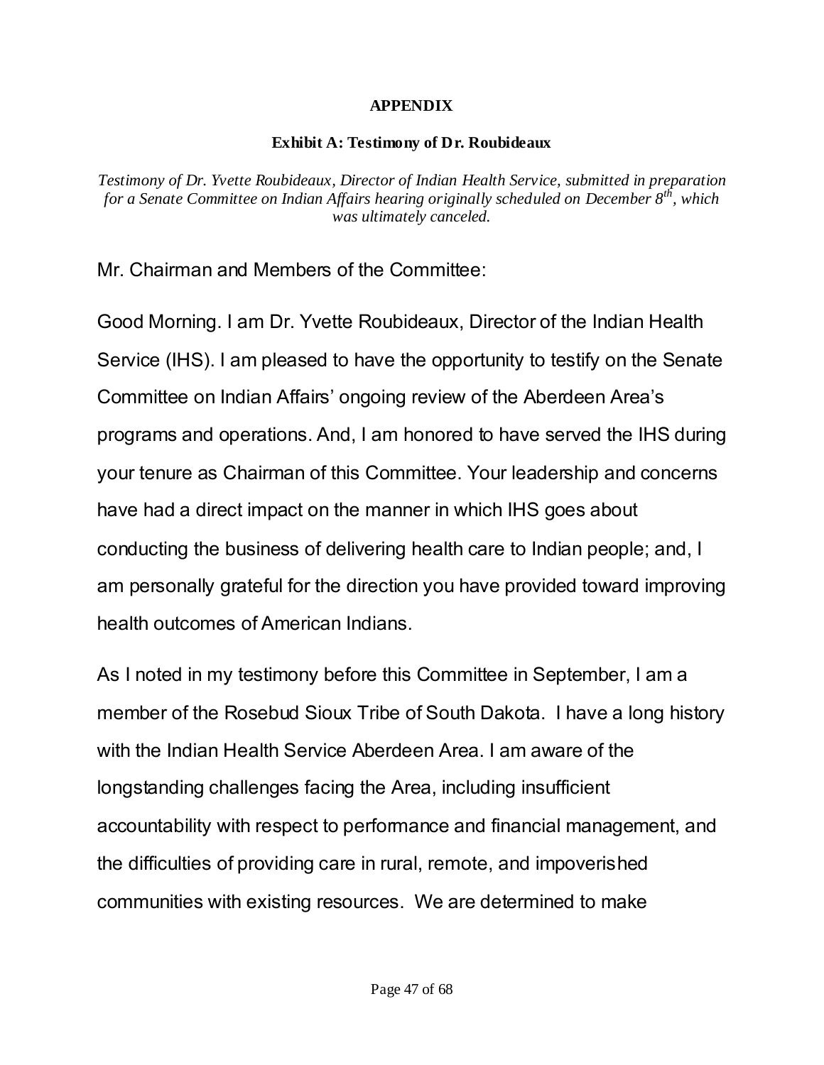## APPENDIX

### Exhibit A: Testimony of Dr. Roubideaux

*Testimony of Dr. Yvette Roubideaux, Director of Indian Health Service, submitted in preparation for a Senate Committee on Indian Affairs hearing originally scheduled on December 8th, which was ultimately canceled.*

Mr. Chairman and Members of the Committee:

Good Morning. I am Dr. Yvette Roubideaux, Director of the Indian Health Service (IHS). I am pleased to have the opportunity to testify on the Senate Committee on Indian Affairs' ongoing review of the Aberdeen Area's programs and operations. And, I am honored to have served the IHS during your tenure as Chairman of this Committee. Your leadership and concerns have had a direct impact on the manner in which IHS goes about conducting the business of delivering health care to Indian people; and, I am personally grateful for the direction you have provided toward improving health outcomes of American Indians.

As I noted in my testimony before this Committee in September, I am a member of the Rosebud Sioux Tribe of South Dakota. I have a long history with the Indian Health Service Aberdeen Area. I am aware of the longstanding challenges facing the Area, including insufficient accountability with respect to performance and financial management, and the difficulties of providing care in rural, remote, and impoverished communities with existing resources. We are determined to make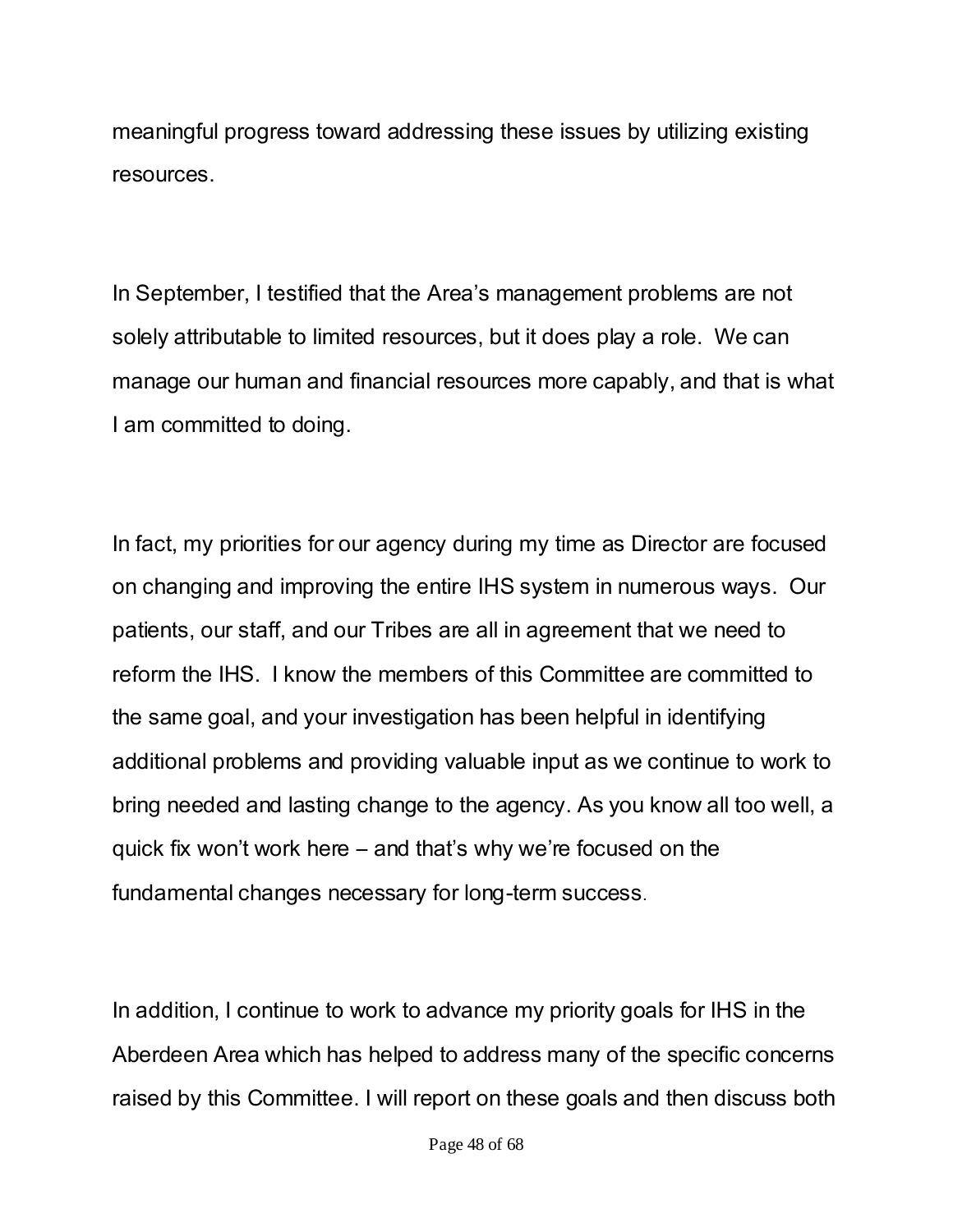meaningful progress toward addressing these issues by utilizing existing resources.

In September, I testified that the Area's management problems are not solely attributable to limited resources, but it does play a role. We can manage our human and financial resources more capably, and that is what I am committed to doing.

In fact, my priorities for our agency during my time as Director are focused on changing and improving the entire IHS system in numerous ways. Our patients, our staff, and our Tribes are all in agreement that we need to reform the IHS. I know the members of this Committee are committed to the same goal, and your investigation has been helpful in identifying additional problems and providing valuable input as we continue to work to bring needed and lasting change to the agency. As you know all too well, a quick fix won't work here – and that's why we're focused on the fundamental changes necessary for long-term success.

In addition, I continue to work to advance my priority goals for IHS in the Aberdeen Area which has helped to address many of the specific concerns raised by this Committee. I will report on these goals and then discuss both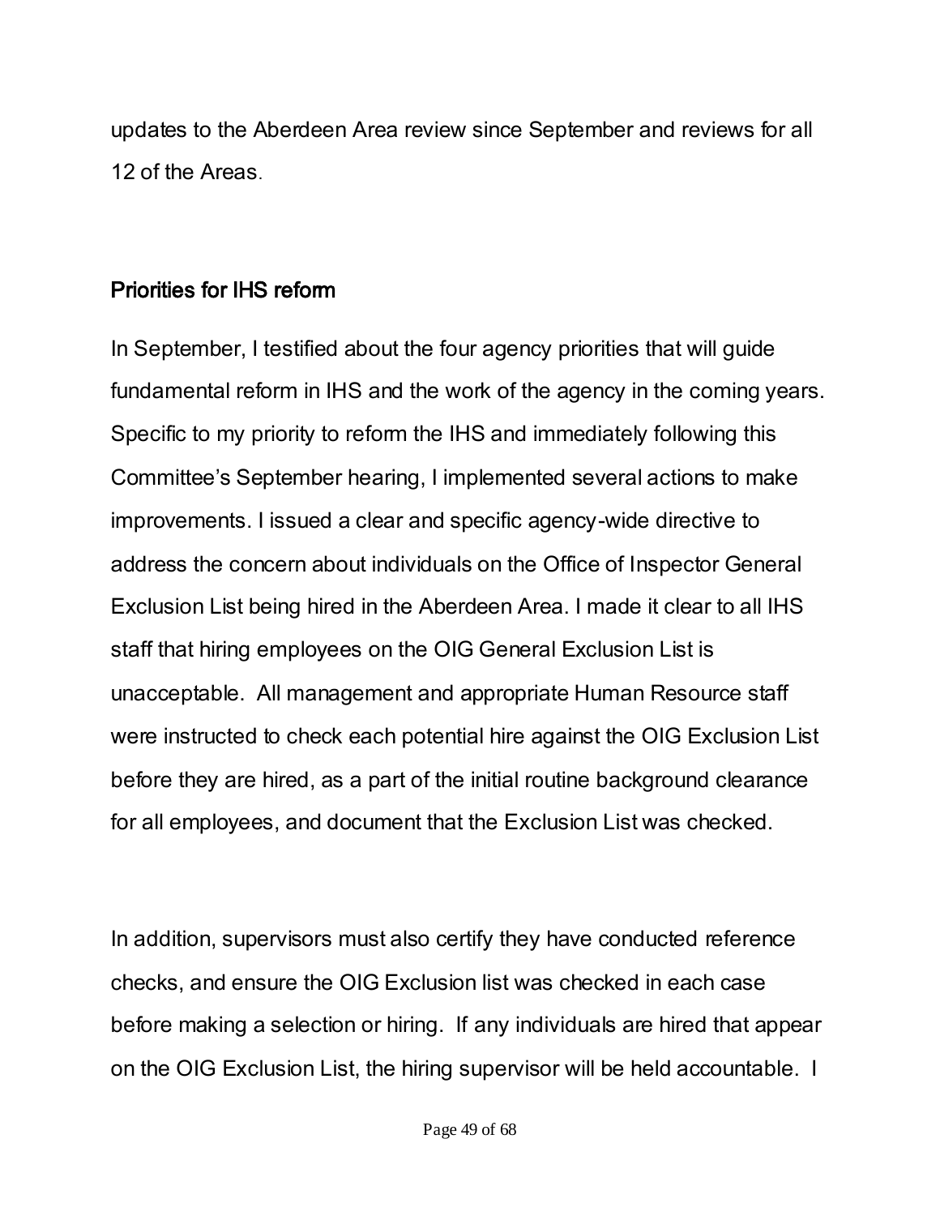updates to the Aberdeen Area review since September and reviews for all 12 of the Areas.

## Priorities for IHS reform

In September, I testified about the four agency priorities that will guide fundamental reform in IHS and the work of the agency in the coming years. Specific to my priority to reform the IHS and immediately following this Committee's September hearing, I implemented several actions to make improvements. I issued a clear and specific agency-wide directive to address the concern about individuals on the Office of Inspector General Exclusion List being hired in the Aberdeen Area. I made it clear to all IHS staff that hiring employees on the OIG General Exclusion List is unacceptable. All management and appropriate Human Resource staff were instructed to check each potential hire against the OIG Exclusion List before they are hired, as a part of the initial routine background clearance for all employees, and document that the Exclusion List was checked.

In addition, supervisors must also certify they have conducted reference checks, and ensure the OIG Exclusion list was checked in each case before making a selection or hiring. If any individuals are hired that appear on the OIG Exclusion List, the hiring supervisor will be held accountable. I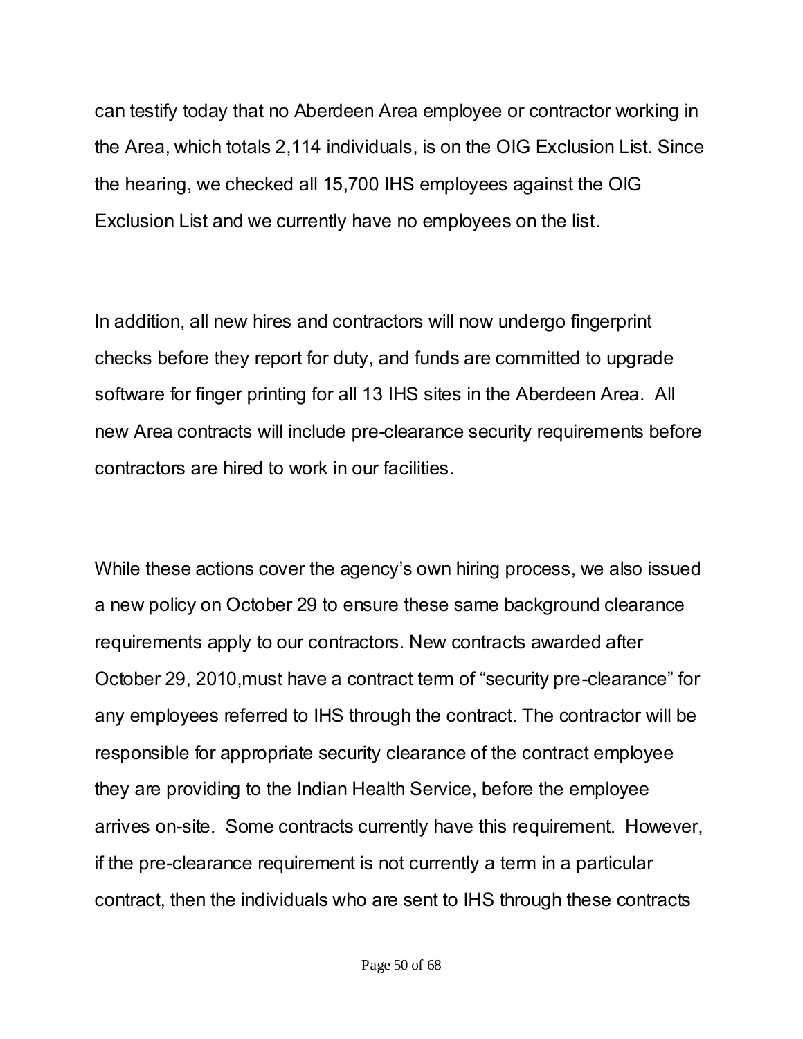can testify today that no Aberdeen Area employee or contractor working in the Area, which totals 2,114 individuals, is on the OIG Exclusion List. Since the hearing, we checked all 15,700 IHS employees against the OIG Exclusion List and we currently have no employees on the list.

In addition, all new hires and contractors will now undergo fingerprint checks before they report for duty, and funds are committed to upgrade software for finger printing for all 13 IHS sites in the Aberdeen Area. All new Area contracts will include pre-clearance security requirements before contractors are hired to work in our facilities.

While these actions cover the agency's own hiring process, we also issued a new policy on October 29 to ensure these same background clearance requirements apply to our contractors. New contracts awarded after October 29, 2010,must have a contract term of "security pre-clearance" for any employees referred to IHS through the contract. The contractor will be responsible for appropriate security clearance of the contract employee they are providing to the Indian Health Service, before the employee arrives on-site. Some contracts currently have this requirement. However, if the pre-clearance requirement is not currently a term in a particular contract, then the individuals who are sent to IHS through these contracts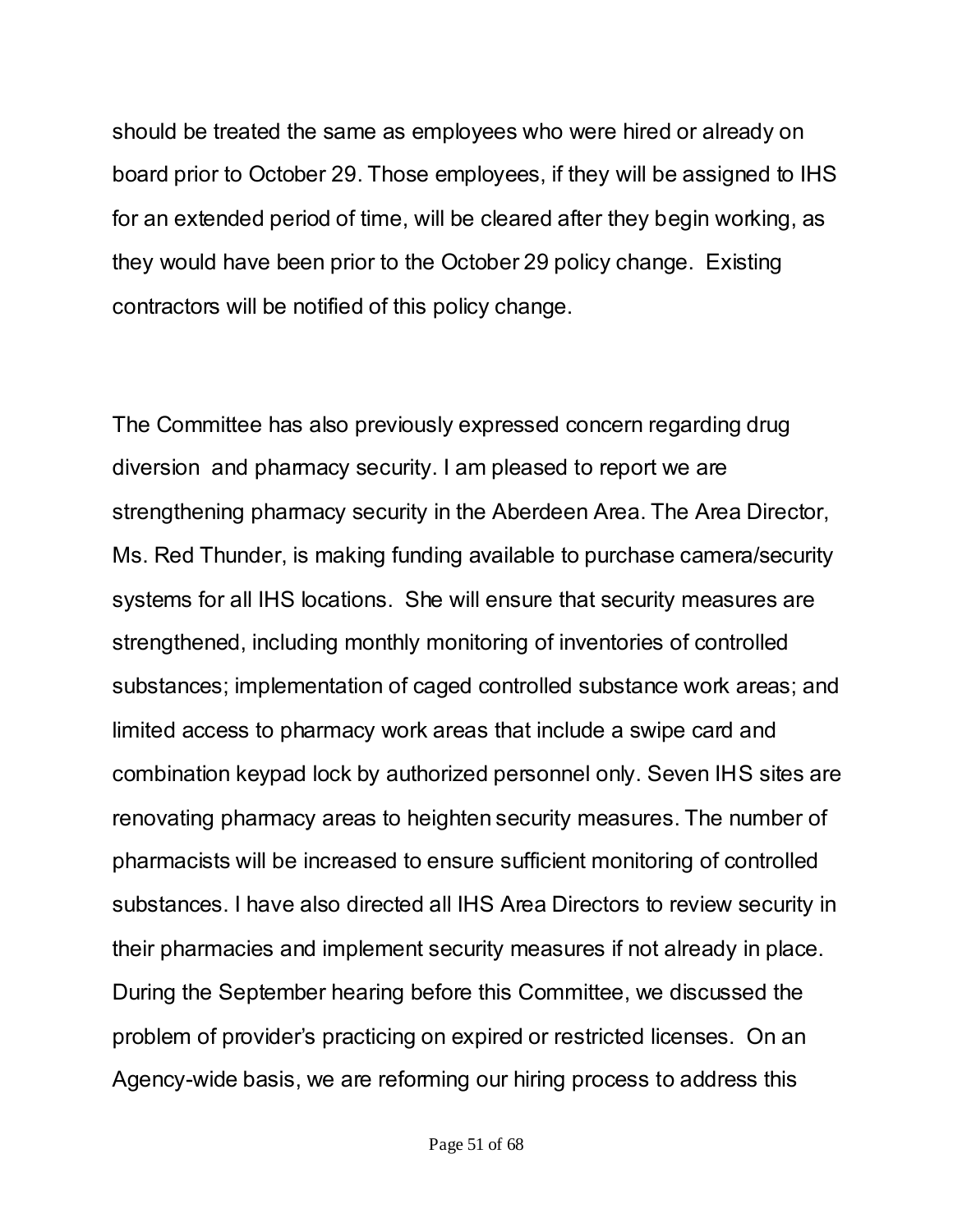should be treated the same as employees who were hired or already on board prior to October 29. Those employees, if they will be assigned to IHS for an extended period of time, will be cleared after they begin working, as they would have been prior to the October 29 policy change. Existing contractors will be notified of this policy change.

The Committee has also previously expressed concern regarding drug diversion and pharmacy security. I am pleased to report we are strengthening pharmacy security in the Aberdeen Area. The Area Director, Ms. Red Thunder, is making funding available to purchase camera/security systems for all IHS locations. She will ensure that security measures are strengthened, including monthly monitoring of inventories of controlled substances; implementation of caged controlled substance work areas; and limited access to pharmacy work areas that include a swipe card and combination keypad lock by authorized personnel only. Seven IHS sites are renovating pharmacy areas to heighten security measures. The number of pharmacists will be increased to ensure sufficient monitoring of controlled substances. I have also directed all IHS Area Directors to review security in their pharmacies and implement security measures if not already in place. During the September hearing before this Committee, we discussed the problem of provider's practicing on expired or restricted licenses. On an Agency-wide basis, we are reforming our hiring process to address this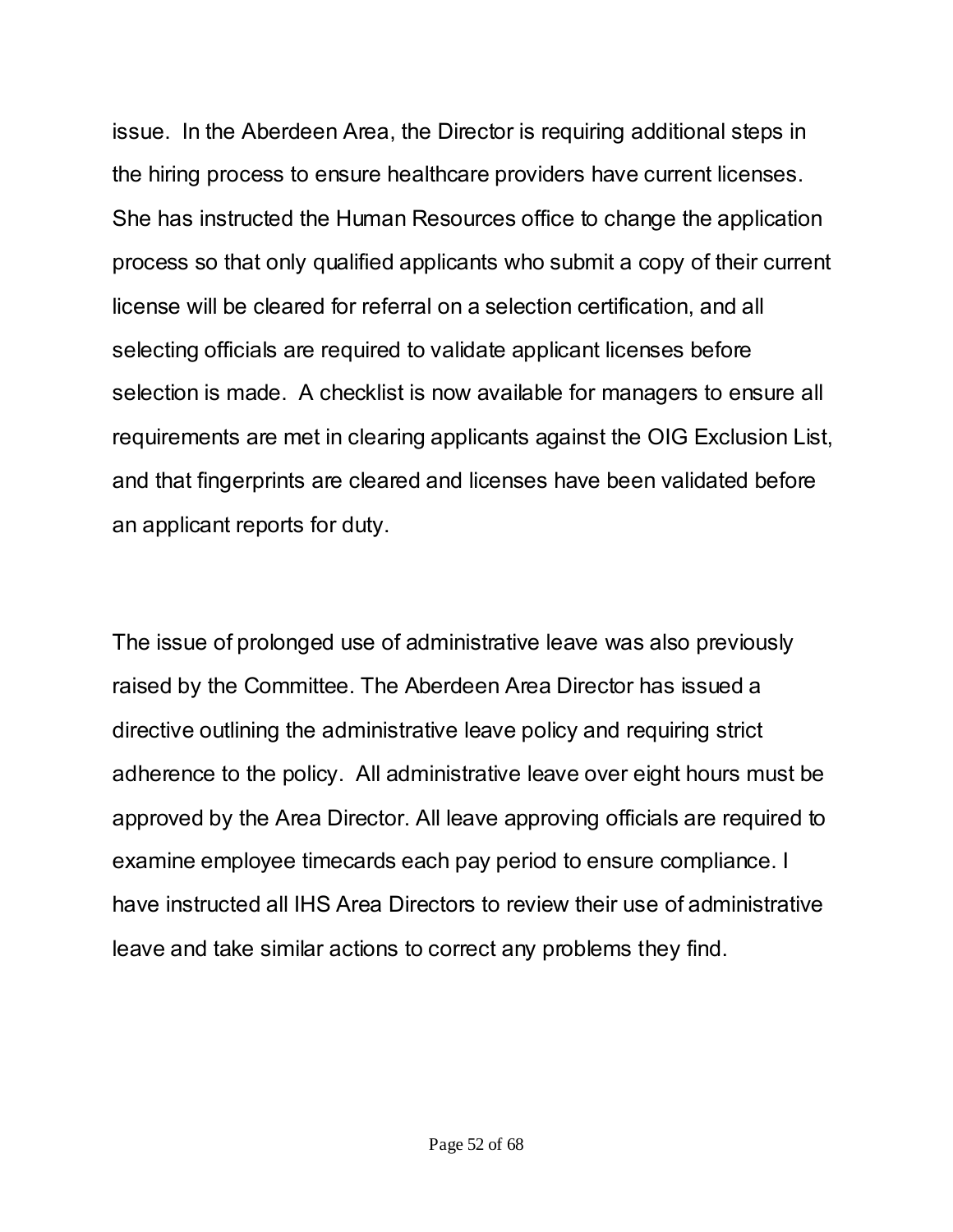issue. In the Aberdeen Area, the Director is requiring additional steps in the hiring process to ensure healthcare providers have current licenses. She has instructed the Human Resources office to change the application process so that only qualified applicants who submit a copy of their current license will be cleared for referral on a selection certification, and all selecting officials are required to validate applicant licenses before selection is made. A checklist is now available for managers to ensure all requirements are met in clearing applicants against the OIG Exclusion List, and that fingerprints are cleared and licenses have been validated before an applicant reports for duty.

The issue of prolonged use of administrative leave was also previously raised by the Committee. The Aberdeen Area Director has issued a directive outlining the administrative leave policy and requiring strict adherence to the policy. All administrative leave over eight hours must be approved by the Area Director. All leave approving officials are required to examine employee timecards each pay period to ensure compliance. I have instructed all IHS Area Directors to review their use of administrative leave and take similar actions to correct any problems they find.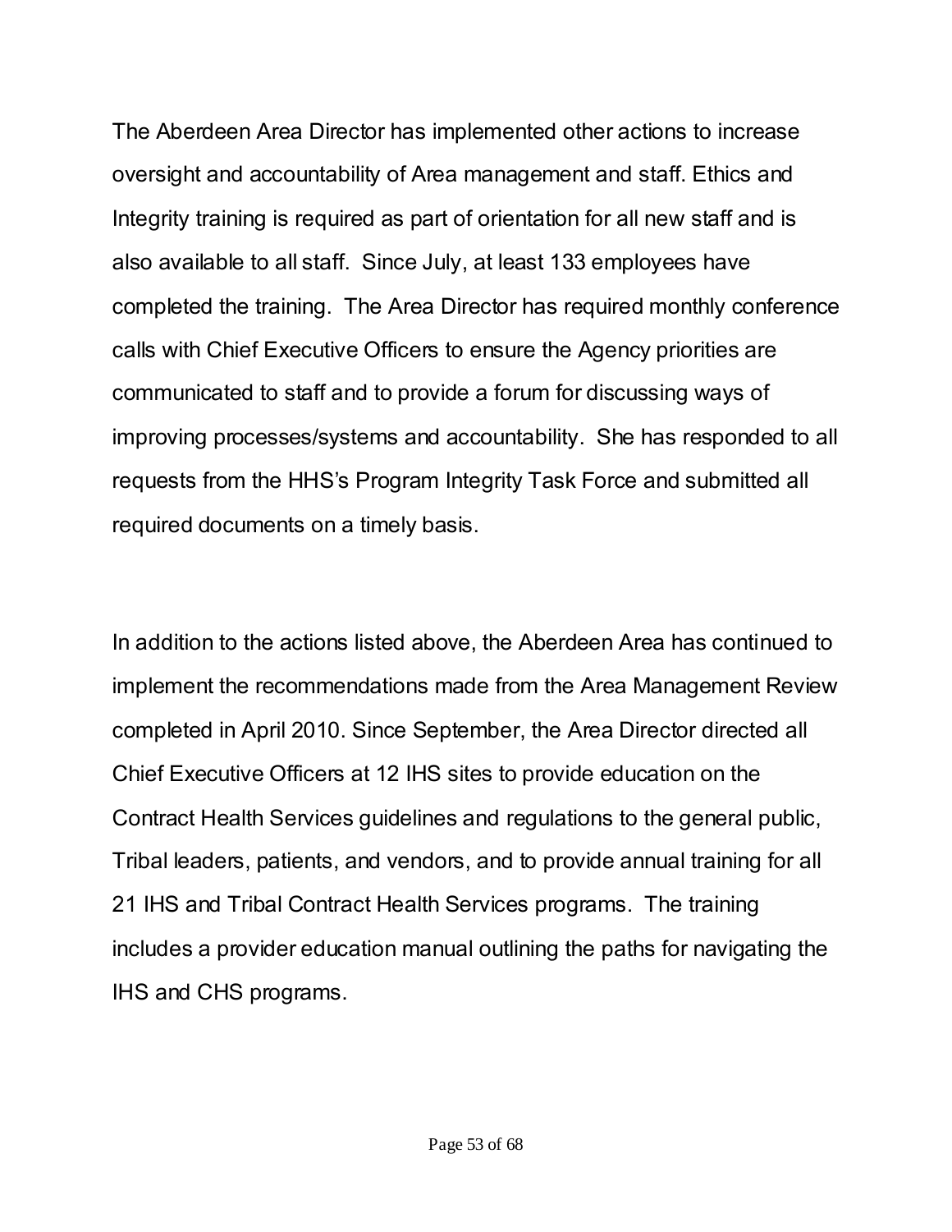The Aberdeen Area Director has implemented other actions to increase oversight and accountability of Area management and staff. Ethics and Integrity training is required as part of orientation for all new staff and is also available to all staff. Since July, at least 133 employees have completed the training. The Area Director has required monthly conference calls with Chief Executive Officers to ensure the Agency priorities are communicated to staff and to provide a forum for discussing ways of improving processes/systems and accountability. She has responded to all requests from the HHS's Program Integrity Task Force and submitted all required documents on a timely basis.

In addition to the actions listed above, the Aberdeen Area has continued to implement the recommendations made from the Area Management Review completed in April 2010. Since September, the Area Director directed all Chief Executive Officers at 12 IHS sites to provide education on the Contract Health Services guidelines and regulations to the general public, Tribal leaders, patients, and vendors, and to provide annual training for all 21 IHS and Tribal Contract Health Services programs. The training includes a provider education manual outlining the paths for navigating the IHS and CHS programs.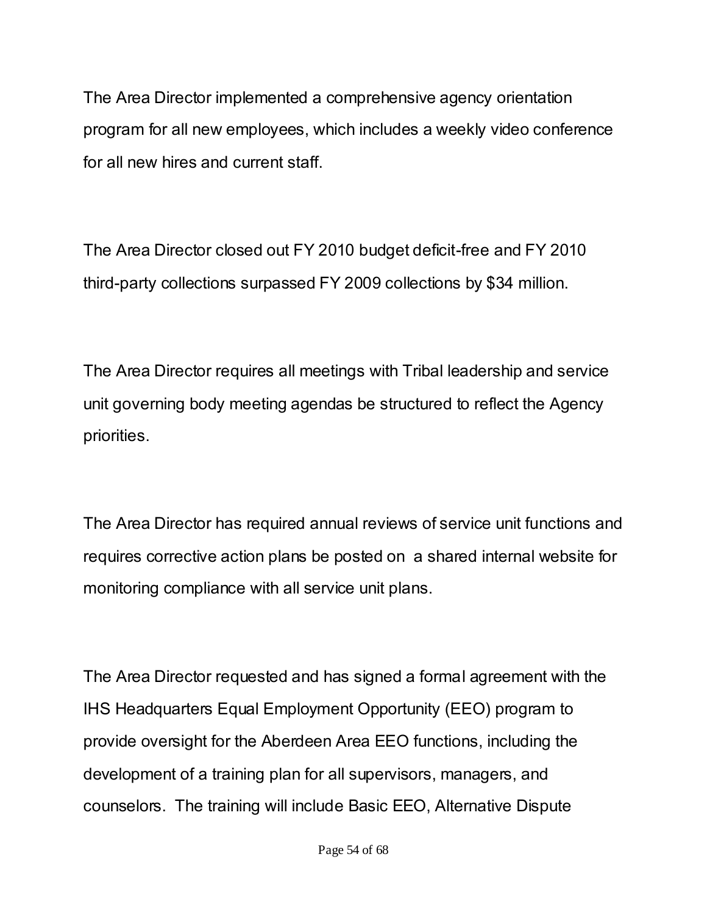The Area Director implemented a comprehensive agency orientation program for all new employees, which includes a weekly video conference for all new hires and current staff.

The Area Director closed out FY 2010 budget deficit-free and FY 2010 third-party collections surpassed FY 2009 collections by $34 million.

The Area Director requires all meetings with Tribal leadership and service unit governing body meeting agendas be structured to reflect the Agency priorities.

The Area Director has required annual reviews of service unit functions and requires corrective action plans be posted on a shared internal website for monitoring compliance with all service unit plans.

The Area Director requested and has signed a formal agreement with the IHS Headquarters Equal Employment Opportunity (EEO) program to provide oversight for the Aberdeen Area EEO functions, including the development of a training plan for all supervisors, managers, and counselors. The training will include Basic EEO, Alternative Dispute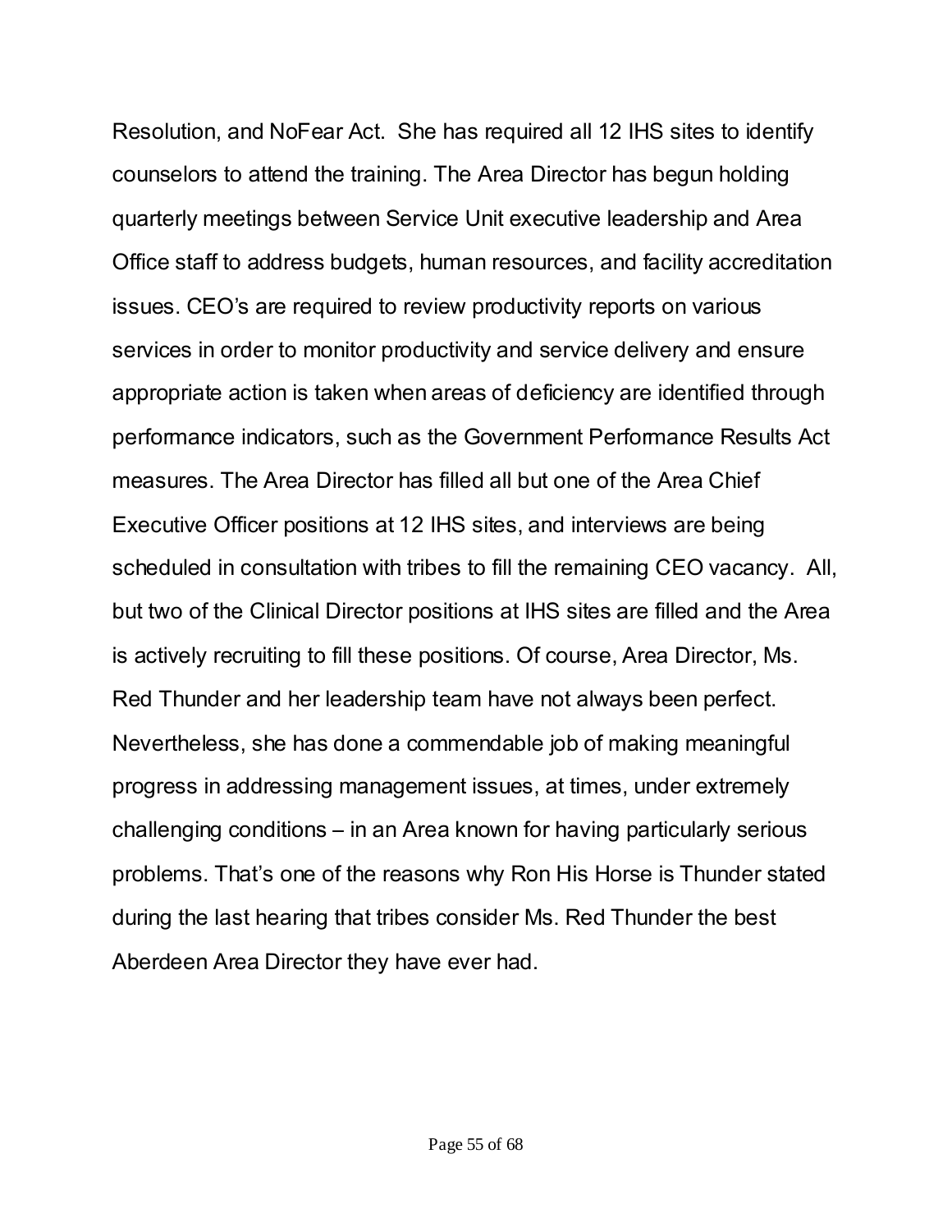Resolution, and NoFear Act. She has required all 12 IHS sites to identify counselors to attend the training. The Area Director has begun holding quarterly meetings between Service Unit executive leadership and Area Office staff to address budgets, human resources, and facility accreditation issues. CEO's are required to review productivity reports on various services in order to monitor productivity and service delivery and ensure appropriate action is taken when areas of deficiency are identified through performance indicators, such as the Government Performance Results Act measures. The Area Director has filled all but one of the Area Chief Executive Officer positions at 12 IHS sites, and interviews are being scheduled in consultation with tribes to fill the remaining CEO vacancy. All, but two of the Clinical Director positions at IHS sites are filled and the Area is actively recruiting to fill these positions. Of course, Area Director, Ms. Red Thunder and her leadership team have not always been perfect. Nevertheless, she has done a commendable job of making meaningful progress in addressing management issues, at times, under extremely challenging conditions – in an Area known for having particularly serious problems. That's one of the reasons why Ron His Horse is Thunder stated during the last hearing that tribes consider Ms. Red Thunder the best Aberdeen Area Director they have ever had.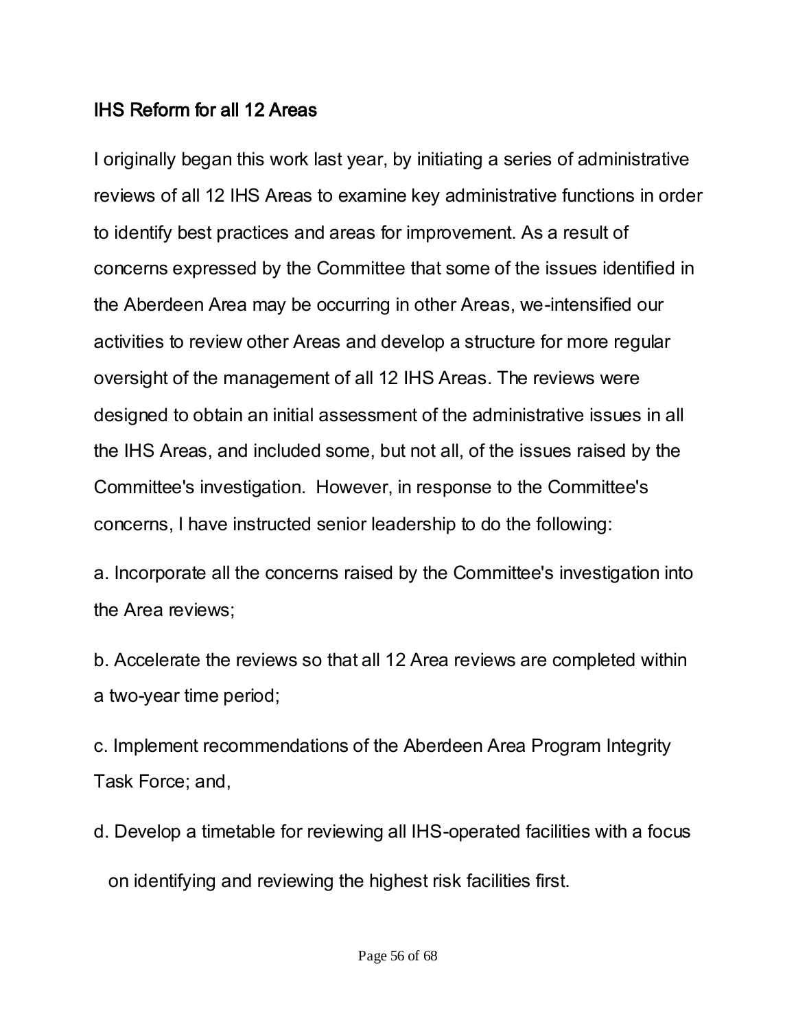## IHS Reform for all 12 Areas

I originally began this work last year, by initiating a series of administrative reviews of all 12 IHS Areas to examine key administrative functions in order to identify best practices and areas for improvement. As a result of concerns expressed by the Committee that some of the issues identified in the Aberdeen Area may be occurring in other Areas, we-intensified our activities to review other Areas and develop a structure for more regular oversight of the management of all 12 IHS Areas. The reviews were designed to obtain an initial assessment of the administrative issues in all the IHS Areas, and included some, but not all, of the issues raised by the Committee's investigation. However, in response to the Committee's concerns, I have instructed senior leadership to do the following:

a. Incorporate all the concerns raised by the Committee's investigation into the Area reviews;

b. Accelerate the reviews so that all 12 Area reviews are completed within a two-year time period;

c. Implement recommendations of the Aberdeen Area Program Integrity Task Force; and,

d. Develop a timetable for reviewing all IHS-operated facilities with a focus on identifying and reviewing the highest risk facilities first.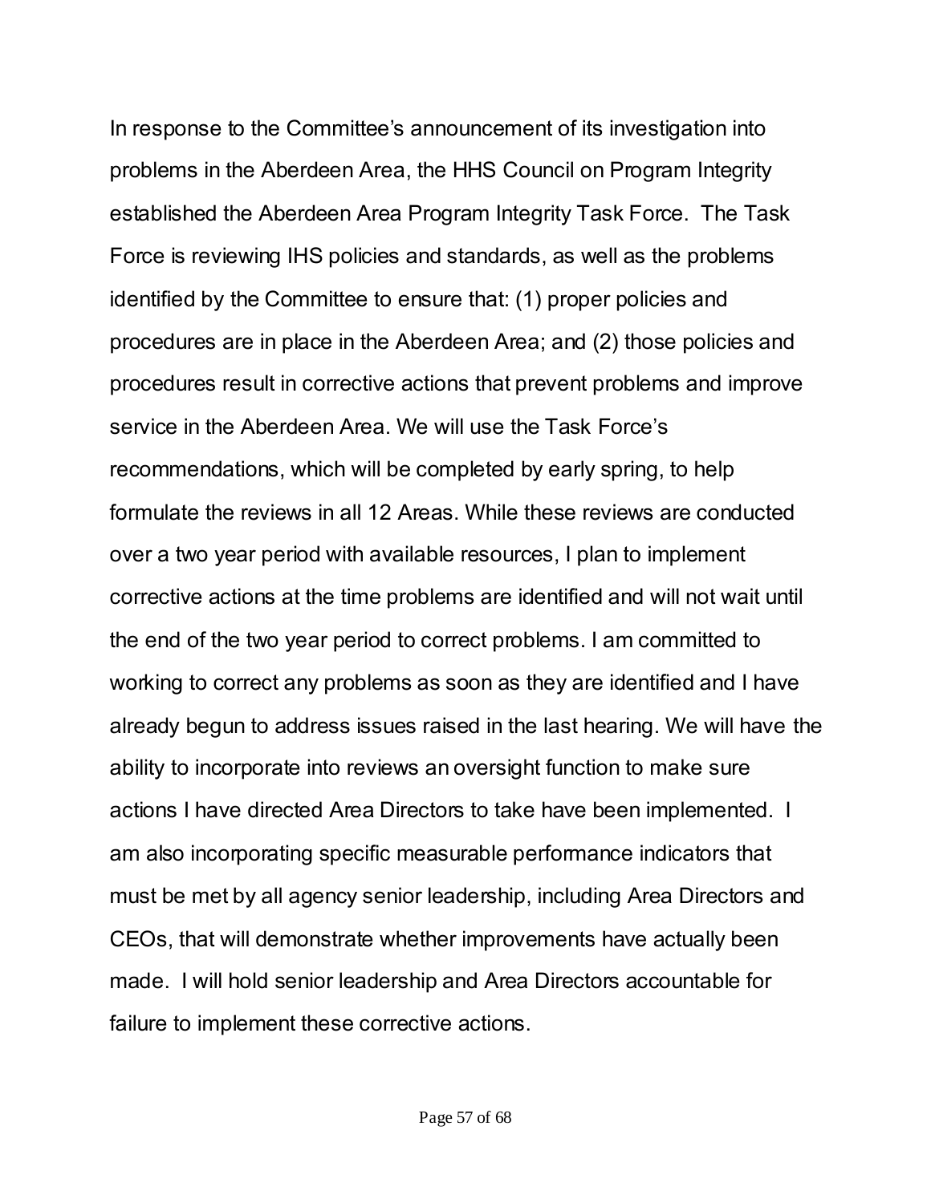In response to the Committee's announcement of its investigation into problems in the Aberdeen Area, the HHS Council on Program Integrity established the Aberdeen Area Program Integrity Task Force. The Task Force is reviewing IHS policies and standards, as well as the problems identified by the Committee to ensure that: (1) proper policies and procedures are in place in the Aberdeen Area; and (2) those policies and procedures result in corrective actions that prevent problems and improve service in the Aberdeen Area. We will use the Task Force's recommendations, which will be completed by early spring, to help formulate the reviews in all 12 Areas. While these reviews are conducted over a two year period with available resources, I plan to implement corrective actions at the time problems are identified and will not wait until the end of the two year period to correct problems. I am committed to working to correct any problems as soon as they are identified and I have already begun to address issues raised in the last hearing. We will have the ability to incorporate into reviews an oversight function to make sure actions I have directed Area Directors to take have been implemented. I am also incorporating specific measurable performance indicators that must be met by all agency senior leadership, including Area Directors and CEOs, that will demonstrate whether improvements have actually been made. I will hold senior leadership and Area Directors accountable for failure to implement these corrective actions.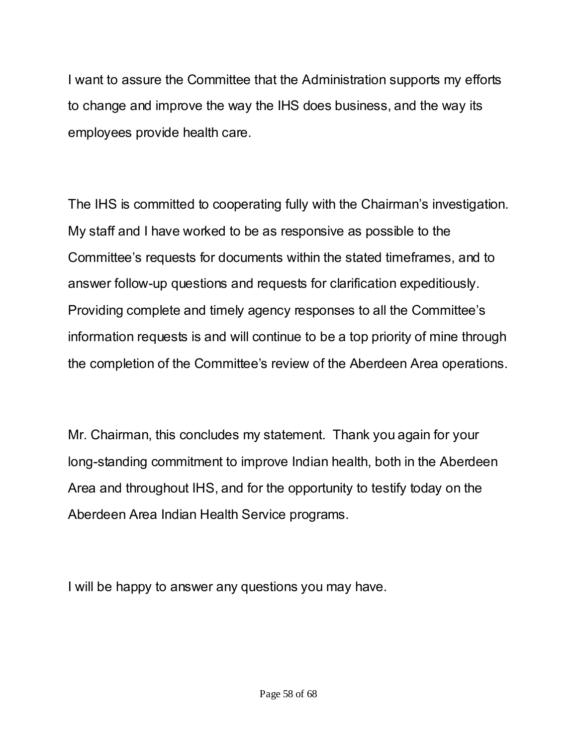I want to assure the Committee that the Administration supports my efforts to change and improve the way the IHS does business, and the way its employees provide health care.

The IHS is committed to cooperating fully with the Chairman's investigation. My staff and I have worked to be as responsive as possible to the Committee's requests for documents within the stated timeframes, and to answer follow-up questions and requests for clarification expeditiously. Providing complete and timely agency responses to all the Committee's information requests is and will continue to be a top priority of mine through the completion of the Committee's review of the Aberdeen Area operations.

Mr. Chairman, this concludes my statement. Thank you again for your long-standing commitment to improve Indian health, both in the Aberdeen Area and throughout IHS, and for the opportunity to testify today on the Aberdeen Area Indian Health Service programs.

I will be happy to answer any questions you may have.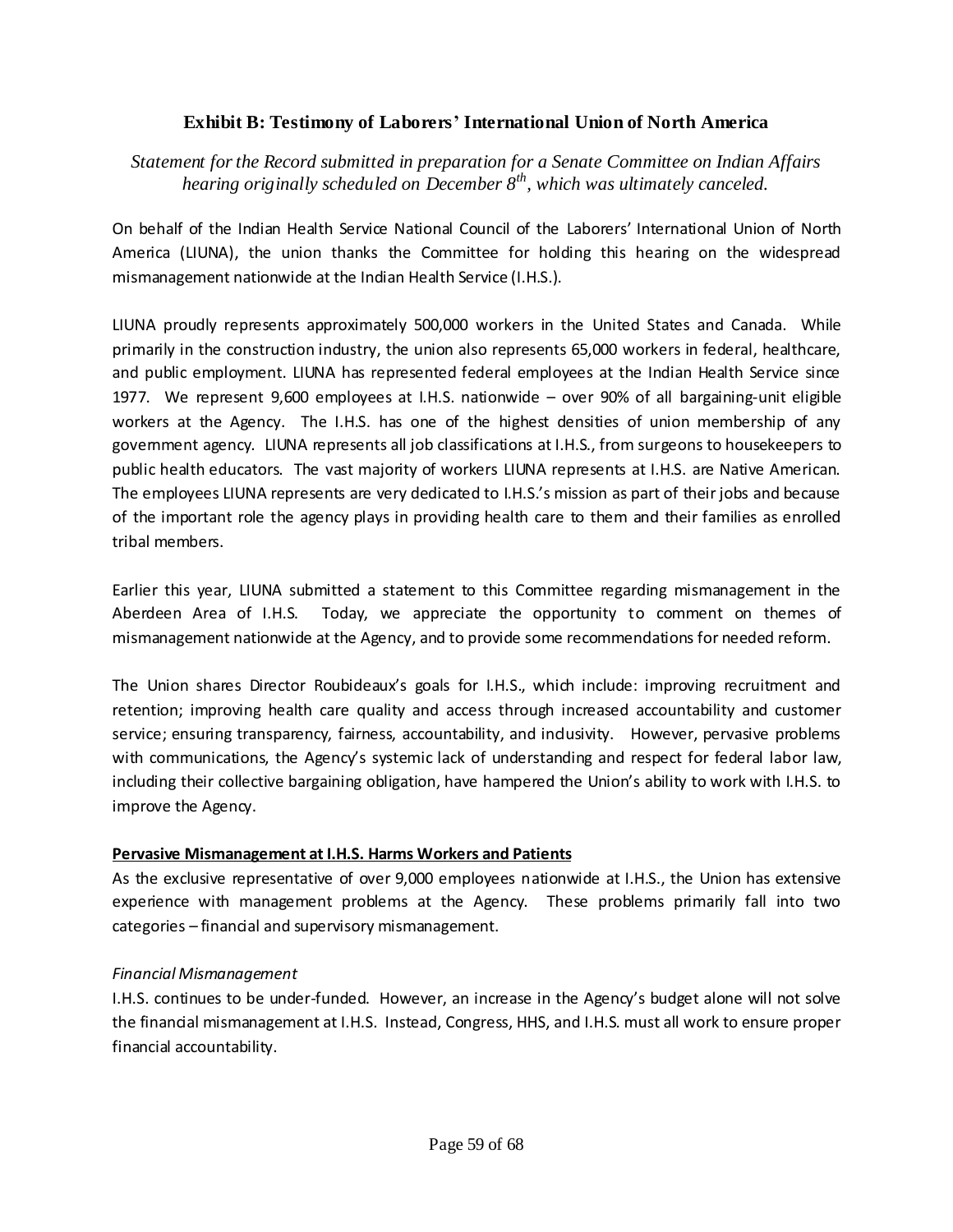## Exhibit B: Testimony of Laborers' International Union of North America

*Statement for the Record submitted in preparation for a Senate Committee on Indian Affairs hearing originally scheduled on December 8th, which was ultimately canceled.*

On behalf of the Indian Health Service National Council of the Laborers' International Union of North America (LIUNA), the union thanks the Committee for holding this hearing on the widespread mismanagement nationwide at the Indian Health Service (I.H.S.).

LIUNA proudly represents approximately 500,000 workers in the United States and Canada. While primarily in the construction industry, the union also represents 65,000 workers in federal, healthcare, and public employment. LIUNA has represented federal employees at the Indian Health Service since 1977. We represent 9,600 employees at I.H.S. nationwide – over 90% of all bargaining-unit eligible workers at the Agency. The I.H.S. has one of the highest densities of union membership of any government agency. LIUNA represents all job classifications at I.H.S., from surgeons to housekeepers to public health educators. The vast majority of workers LIUNA represents at I.H.S. are Native American. The employees LIUNA represents are very dedicated to I.H.S.'s mission as part of their jobs and because of the important role the agency plays in providing health care to them and their families as enrolled tribal members.

Earlier this year, LIUNA submitted a statement to this Committee regarding mismanagement in the Aberdeen Area of I.H.S. Today, we appreciate the opportunity to comment on themes of mismanagement nationwide at the Agency, and to provide some recommendations for needed reform.

The Union shares Director Roubideaux's goals for I.H.S., which include: improving recruitment and retention; improving health care quality and access through increased accountability and customer service; ensuring transparency, fairness, accountability, and inclusivity. However, pervasive problems with communications, the Agency's systemic lack of understanding and respect for federal labor law, including their collective bargaining obligation, have hampered the Union's ability to work with I.H.S. to improve the Agency.

**Pervasive Mismanagement at I.H.S. Harms Workers and Patients**

As the exclusive representative of over 9,000 employees nationwide at I.H.S., the Union has extensive experience with management problems at the Agency. These problems primarily fall into two categories – financial and supervisory mismanagement.

*Financial Mismanagement*

I.H.S. continues to be under-funded. However, an increase in the Agency's budget alone will not solve the financial mismanagement at I.H.S. Instead, Congress, HHS, and I.H.S. must all work to ensure proper financial accountability.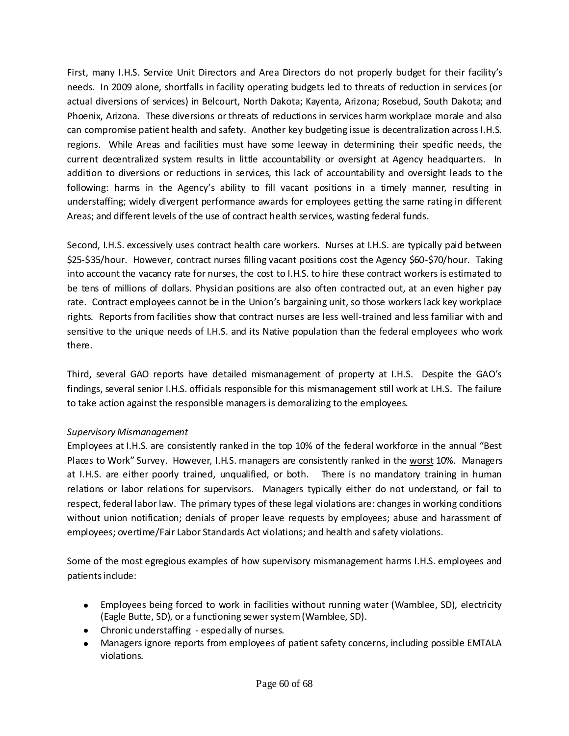First, many I.H.S. Service Unit Directors and Area Directors do not properly budget for their facility's needs. In 2009 alone, shortfalls in facility operating budgets led to threats of reduction in services (or actual diversions of services) in Belcourt, North Dakota; Kayenta, Arizona; Rosebud, South Dakota; and Phoenix, Arizona. These diversions or threats of reductions in services harm workplace morale and also can compromise patient health and safety. Another key budgeting issue is decentralization across I.H.S. regions. While Areas and facilities must have some leeway in determining their specific needs, the current decentralized system results in little accountability or oversight at Agency headquarters. In addition to diversions or reductions in services, this lack of accountability and oversight leads to the following: harms in the Agency's ability to fill vacant positions in a timely manner, resulting in understaffing; widely divergent performance awards for employees getting the same rating in different Areas; and different levels of the use of contract health services, wasting federal funds.

Second, I.H.S. excessively uses contract health care workers. Nurses at I.H.S. are typically paid between $25-$35/hour. However, contract nurses filling vacant positions cost the Agency $60-$70/hour. Taking into account the vacancy rate for nurses, the cost to I.H.S. to hire these contract workers is estimated to be tens of millions of dollars. Physician positions are also often contracted out, at an even higher pay rate. Contract employees cannot be in the Union's bargaining unit, so those workers lack key workplace rights. Reports from facilities show that contract nurses are less well-trained and less familiar with and sensitive to the unique needs of I.H.S. and its Native population than the federal employees who work there.

Third, several GAO reports have detailed mismanagement of property at I.H.S. Despite the GAO's findings, several senior I.H.S. officials responsible for this mismanagement still work at I.H.S. The failure to take action against the responsible managers is demoralizing to the employees.

*Supervisory Mismanagement*

Employees at I.H.S. are consistently ranked in the top 10% of the federal workforce in the annual "Best Places to Work" Survey. However, I.H.S. managers are consistently ranked in the worst 10%. Managers at I.H.S. are either poorly trained, unqualified, or both. There is no mandatory training in human relations or labor relations for supervisors. Managers typically either do not understand, or fail to respect, federal labor law. The primary types of these legal violations are: changes in working conditions without union notification; denials of proper leave requests by employees; abuse and harassment of employees; overtime/Fair Labor Standards Act violations; and health and safety violations.

Some of the most egregious examples of how supervisory mismanagement harms I.H.S. employees and patients include:

- Employees being forced to work in facilities without running water (Wamblee, SD), electricity (Eagle Butte, SD), or a functioning sewer system (Wamblee, SD).
- Chronic understaffing - especially of nurses.
- Managers ignore reports from employees of patient safety concerns, including possible EMTALA violations.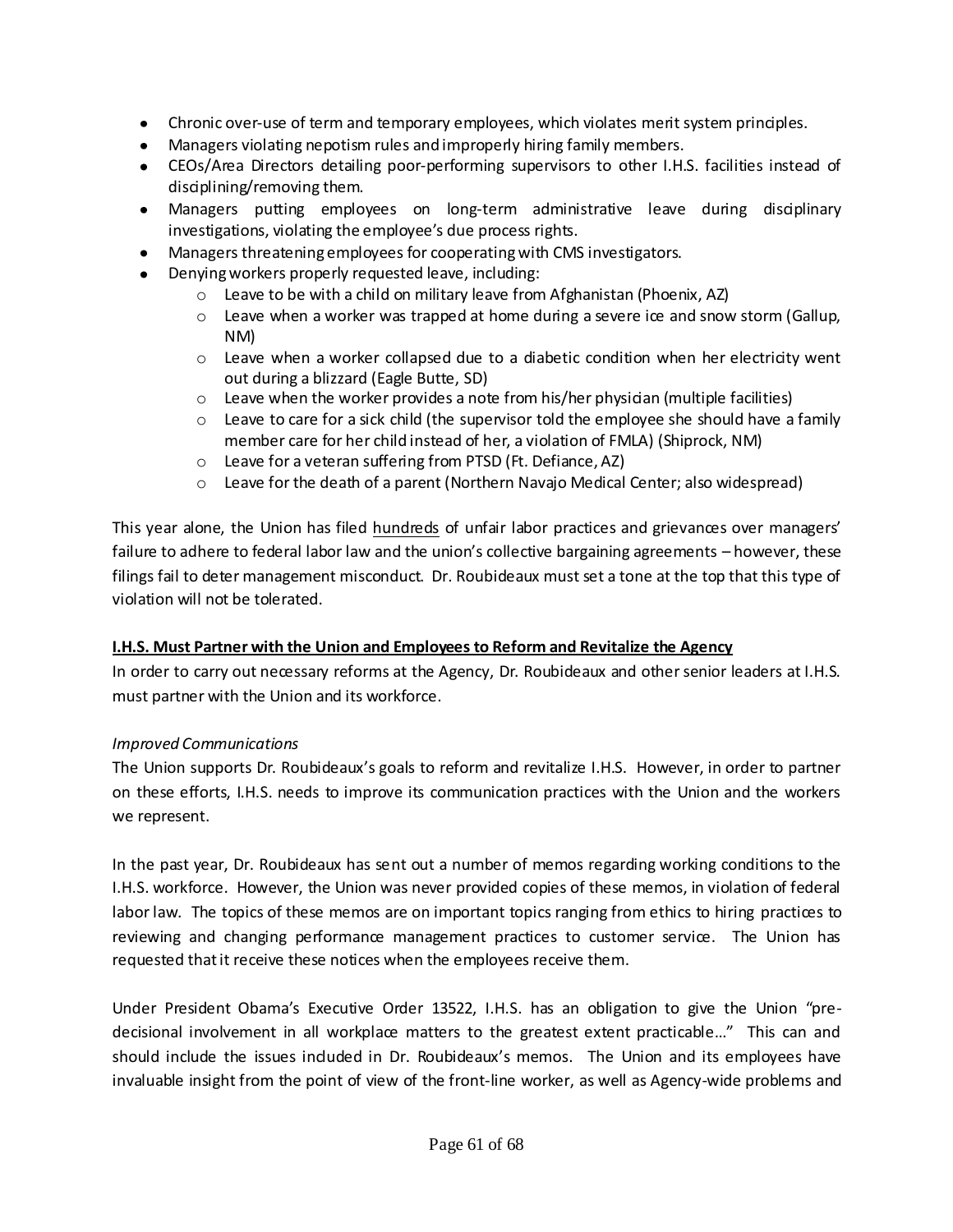- Chronic over-use of term and temporary employees, which violates merit system principles.
- Managers violating nepotism rules and improperly hiring family members.
- CEOs/Area Directors detailing poor-performing supervisors to other I.H.S. facilities instead of disciplining/removing them.
- Managers putting employees on long-term administrative leave during disciplinary investigations, violating the employee's due process rights.
- Managers threatening employees for cooperating with CMS investigators.
- Denying workers properly requested leave, including:
  - Leave to be with a child on military leave from Afghanistan (Phoenix, AZ)
  - Leave when a worker was trapped at home during a severe ice and snow storm (Gallup, NM)
  - Leave when a worker collapsed due to a diabetic condition when her electricity went out during a blizzard (Eagle Butte, SD)
  - Leave when the worker provides a note from his/her physician (multiple facilities)
  - Leave to care for a sick child (the supervisor told the employee she should have a family member care for her child instead of her, a violation of FMLA) (Shiprock, NM)
  - Leave for a veteran suffering from PTSD (Ft. Defiance, AZ)
  - Leave for the death of a parent (Northern Navajo Medical Center; also widespread)

This year alone, the Union has filed <u>hundreds</u> of unfair labor practices and grievances over managers' failure to adhere to federal labor law and the union's collective bargaining agreements – however, these filings fail to deter management misconduct. Dr. Roubideaux must set a tone at the top that this type of violation will not be tolerated.

**<u>I.H.S. Must Partner with the Union and Employees to Reform and Revitalize the Agency</u>**

In order to carry out necessary reforms at the Agency, Dr. Roubideaux and other senior leaders at I.H.S. must partner with the Union and its workforce.

*Improved Communications*

The Union supports Dr. Roubideaux's goals to reform and revitalize I.H.S. However, in order to partner on these efforts, I.H.S. needs to improve its communication practices with the Union and the workers we represent.

In the past year, Dr. Roubideaux has sent out a number of memos regarding working conditions to the I.H.S. workforce. However, the Union was never provided copies of these memos, in violation of federal labor law. The topics of these memos are on important topics ranging from ethics to hiring practices to reviewing and changing performance management practices to customer service. The Union has requested that it receive these notices when the employees receive them.

Under President Obama's Executive Order 13522, I.H.S. has an obligation to give the Union "pre-decisional involvement in all workplace matters to the greatest extent practicable…" This can and should include the issues included in Dr. Roubideaux's memos. The Union and its employees have invaluable insight from the point of view of the front-line worker, as well as Agency-wide problems and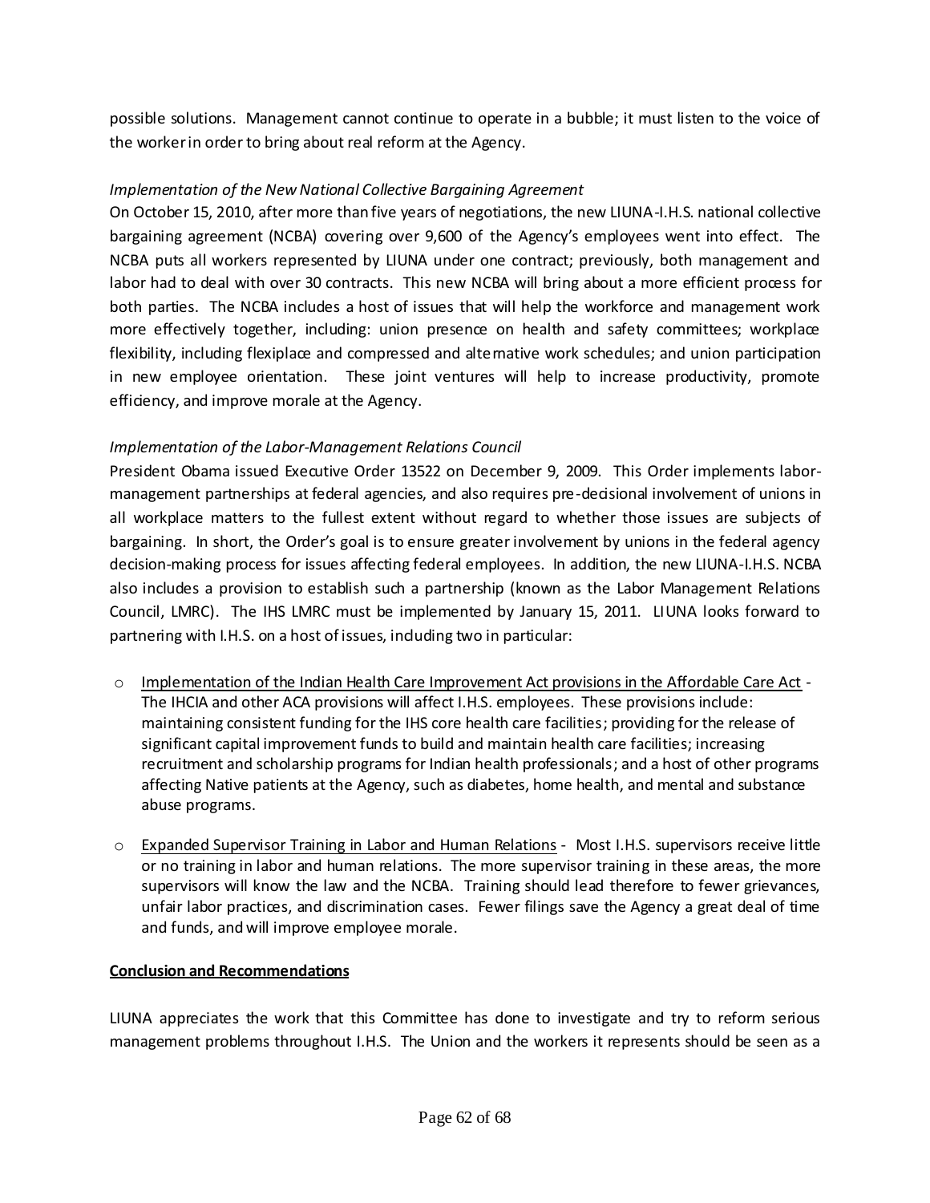possible solutions. Management cannot continue to operate in a bubble; it must listen to the voice of the worker in order to bring about real reform at the Agency.

*Implementation of the New National Collective Bargaining Agreement*

On October 15, 2010, after more than five years of negotiations, the new LIUNA-I.H.S. national collective bargaining agreement (NCBA) covering over 9,600 of the Agency's employees went into effect. The NCBA puts all workers represented by LIUNA under one contract; previously, both management and labor had to deal with over 30 contracts. This new NCBA will bring about a more efficient process for both parties. The NCBA includes a host of issues that will help the workforce and management work more effectively together, including: union presence on health and safety committees; workplace flexibility, including flexiplace and compressed and alternative work schedules; and union participation in new employee orientation. These joint ventures will help to increase productivity, promote efficiency, and improve morale at the Agency.

*Implementation of the Labor-Management Relations Council*

President Obama issued Executive Order 13522 on December 9, 2009. This Order implements labor-management partnerships at federal agencies, and also requires pre-decisional involvement of unions in all workplace matters to the fullest extent without regard to whether those issues are subjects of bargaining. In short, the Order's goal is to ensure greater involvement by unions in the federal agency decision-making process for issues affecting federal employees. In addition, the new LIUNA-I.H.S. NCBA also includes a provision to establish such a partnership (known as the Labor Management Relations Council, LMRC). The IHS LMRC must be implemented by January 15, 2011. LIUNA looks forward to partnering with I.H.S. on a host of issues, including two in particular:

- <u>Implementation of the Indian Health Care Improvement Act provisions in the Affordable Care Act</u> - The IHCIA and other ACA provisions will affect I.H.S. employees. These provisions include: maintaining consistent funding for the IHS core health care facilities; providing for the release of significant capital improvement funds to build and maintain health care facilities; increasing recruitment and scholarship programs for Indian health professionals; and a host of other programs affecting Native patients at the Agency, such as diabetes, home health, and mental and substance abuse programs.

- <u>Expanded Supervisor Training in Labor and Human Relations</u> - Most I.H.S. supervisors receive little or no training in labor and human relations. The more supervisor training in these areas, the more supervisors will know the law and the NCBA. Training should lead therefore to fewer grievances, unfair labor practices, and discrimination cases. Fewer filings save the Agency a great deal of time and funds, and will improve employee morale.

**<u>Conclusion and Recommendations</u>**

LIUNA appreciates the work that this Committee has done to investigate and try to reform serious management problems throughout I.H.S. The Union and the workers it represents should be seen as a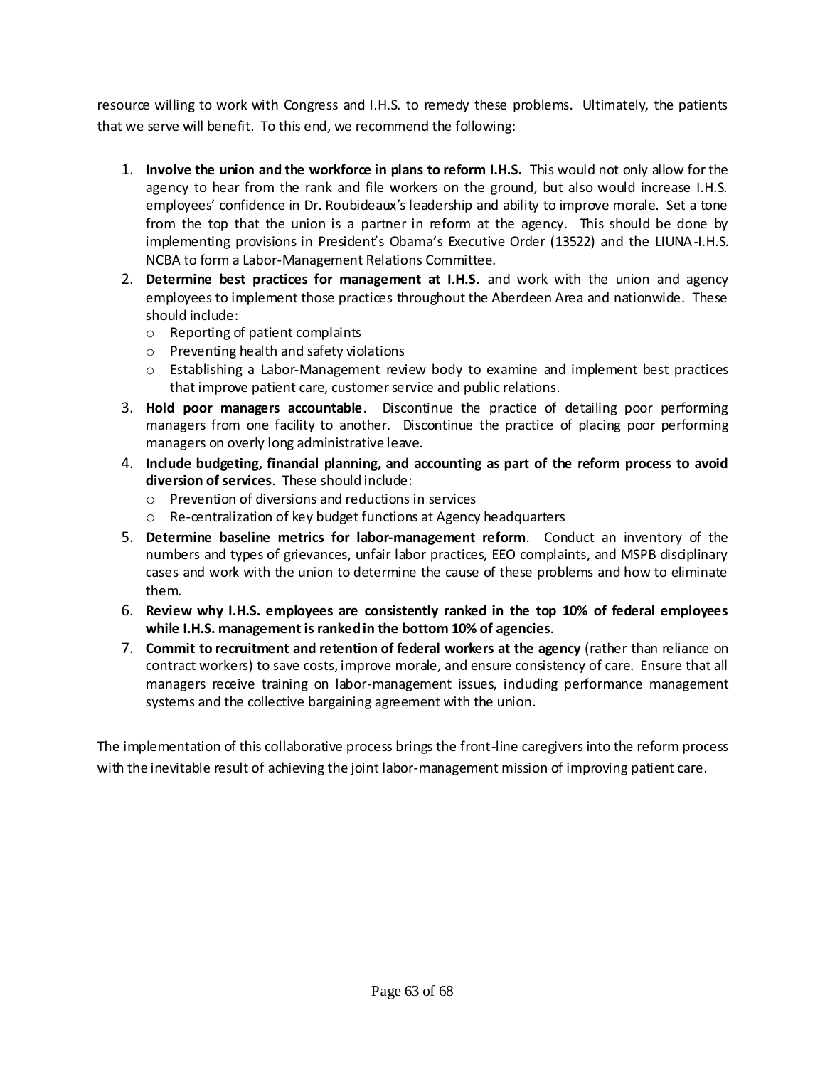resource willing to work with Congress and I.H.S. to remedy these problems. Ultimately, the patients that we serve will benefit. To this end, we recommend the following:

1. **Involve the union and the workforce in plans to reform I.H.S.** This would not only allow for the agency to hear from the rank and file workers on the ground, but also would increase I.H.S. employees' confidence in Dr. Roubideaux's leadership and ability to improve morale. Set a tone from the top that the union is a partner in reform at the agency. This should be done by implementing provisions in President's Obama's Executive Order (13522) and the LIUNA-I.H.S. NCBA to form a Labor-Management Relations Committee.
2. **Determine best practices for management at I.H.S.** and work with the union and agency employees to implement those practices throughout the Aberdeen Area and nationwide. These should include:
   - Reporting of patient complaints
   - Preventing health and safety violations
   - Establishing a Labor-Management review body to examine and implement best practices that improve patient care, customer service and public relations.
3. **Hold poor managers accountable**. Discontinue the practice of detailing poor performing managers from one facility to another. Discontinue the practice of placing poor performing managers on overly long administrative leave.
4. **Include budgeting, financial planning, and accounting as part of the reform process to avoid diversion of services**. These should include:
   - Prevention of diversions and reductions in services
   - Re-centralization of key budget functions at Agency headquarters
5. **Determine baseline metrics for labor-management reform**. Conduct an inventory of the numbers and types of grievances, unfair labor practices, EEO complaints, and MSPB disciplinary cases and work with the union to determine the cause of these problems and how to eliminate them.
6. **Review why I.H.S. employees are consistently ranked in the top 10% of federal employees while I.H.S. management is ranked in the bottom 10% of agencies**.
7. **Commit to recruitment and retention of federal workers at the agency** (rather than reliance on contract workers) to save costs, improve morale, and ensure consistency of care. Ensure that all managers receive training on labor-management issues, including performance management systems and the collective bargaining agreement with the union.

The implementation of this collaborative process brings the front-line caregivers into the reform process with the inevitable result of achieving the joint labor-management mission of improving patient care.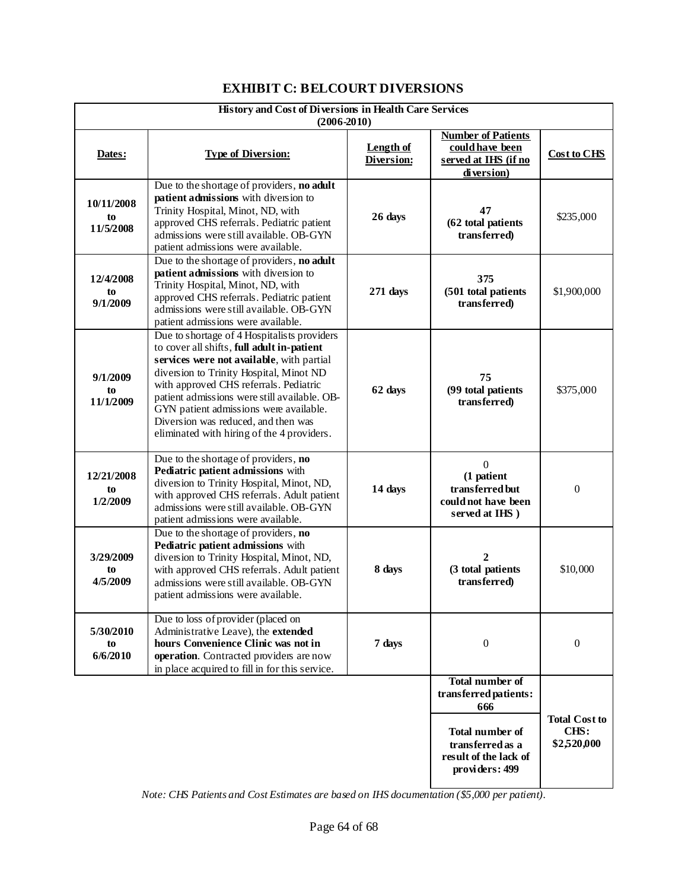## EXHIBIT C: BELCOURT DIVERSIONS

| History and Cost of Diversions in Health Care Services (2006-2010) | | | | |
|---|---|---|---|---|
| **Dates:** | **Type of Diversion:** | **Length of Diversion:** | **Number of Patients could have been served at IHS (if no diversion)** | **Cost to CHS** |
| **10/11/2008 to 11/5/2008** | Due to the shortage of providers, **no adult patient admissions** with diversion to Trinity Hospital, Minot, ND, with approved CHS referrals. Pediatric patient admissions were still available. OB-GYN patient admissions were available. | **26 days** | **47 (62 total patients transferred)** | $235,000 |
| **12/4/2008 to 9/1/2009** | Due to the shortage of providers, **no adult patient admissions** with diversion to Trinity Hospital, Minot, ND, with approved CHS referrals. Pediatric patient admissions were still available. OB-GYN patient admissions were available. | **271 days** | **375 (501 total patients transferred)** | $1,900,000 |
| **9/1/2009 to 11/1/2009** | Due to shortage of 4 Hospitalists providers to cover all shifts, **full adult in-patient services were not available**, with partial diversion to Trinity Hospital, Minot ND with approved CHS referrals. Pediatric patient admissions were still available. OB-GYN patient admissions were available. Diversion was reduced, and then was eliminated with hiring of the 4 providers. | **62 days** | **75 (99 total patients transferred)** | $375,000 |
| **12/21/2008 to 1/2/2009** | Due to the shortage of providers, **no Pediatric patient admissions** with diversion to Trinity Hospital, Minot, ND, with approved CHS referrals. Adult patient admissions were still available. OB-GYN patient admissions were available. | **14 days** | 0 **(1 patient transferred but could not have been served at IHS )** | 0 |
| **3/29/2009 to 4/5/2009** | Due to the shortage of providers, **no Pediatric patient admissions** with diversion to Trinity Hospital, Minot, ND, with approved CHS referrals. Adult patient admissions were still available. OB-GYN patient admissions were available. | **8 days** | **2 (3 total patients transferred)** | $10,000 |
| **5/30/2010 to 6/6/2010** | Due to loss of provider (placed on Administrative Leave), the **extended hours Convenience Clinic was not in operation**. Contracted providers are now in place acquired to fill in for this service. | **7 days** | 0 | 0 |
| | | | **Total number of transferred patients: 666** | **Total Cost to CHS: $2,520,000** |
| | | | **Total number of transferred as a result of the lack of providers: 499** | |

*Note: CHS Patients and Cost Estimates are based on IHS documentation ($5,000 per patient).*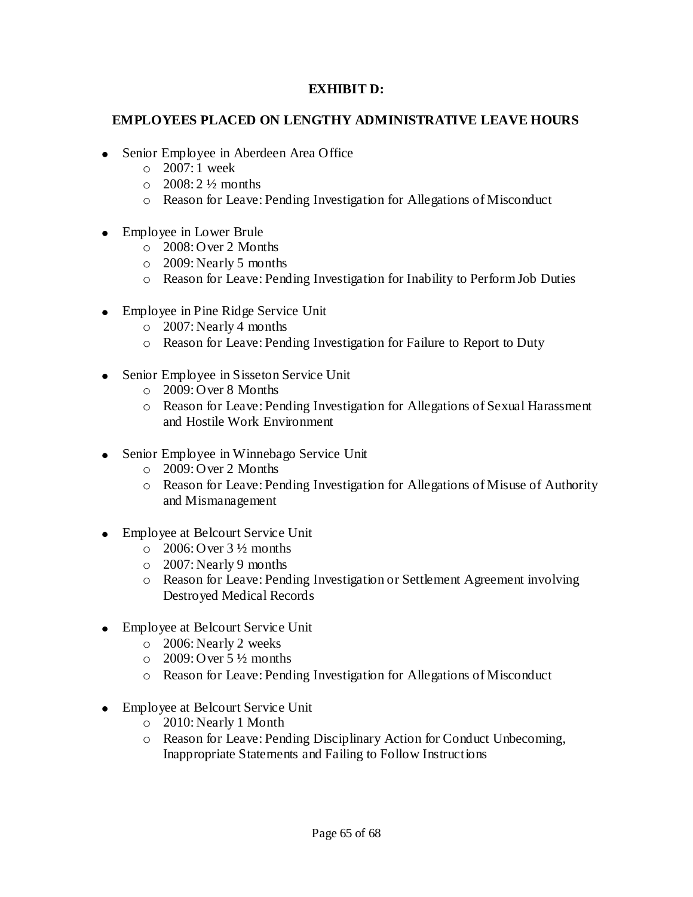**EXHIBIT D:**

**EMPLOYEES PLACED ON LENGTHY ADMINISTRATIVE LEAVE HOURS**

- Senior Employee in Aberdeen Area Office
    - 2007: 1 week
    - 2008: 2 ½ months
    - Reason for Leave: Pending Investigation for Allegations of Misconduct
- Employee in Lower Brule
    - 2008: Over 2 Months
    - 2009: Nearly 5 months
    - Reason for Leave: Pending Investigation for Inability to Perform Job Duties
- Employee in Pine Ridge Service Unit
    - 2007: Nearly 4 months
    - Reason for Leave: Pending Investigation for Failure to Report to Duty
- Senior Employee in Sisseton Service Unit
    - 2009: Over 8 Months
    - Reason for Leave: Pending Investigation for Allegations of Sexual Harassment and Hostile Work Environment
- Senior Employee in Winnebago Service Unit
    - 2009: Over 2 Months
    - Reason for Leave: Pending Investigation for Allegations of Misuse of Authority and Mismanagement
- Employee at Belcourt Service Unit
    - 2006: Over 3 ½ months
    - 2007: Nearly 9 months
    - Reason for Leave: Pending Investigation or Settlement Agreement involving Destroyed Medical Records
- Employee at Belcourt Service Unit
    - 2006: Nearly 2 weeks
    - 2009: Over 5 ½ months
    - Reason for Leave: Pending Investigation for Allegations of Misconduct
- Employee at Belcourt Service Unit
    - 2010: Nearly 1 Month
    - Reason for Leave: Pending Disciplinary Action for Conduct Unbecoming, Inappropriate Statements and Failing to Follow Instructions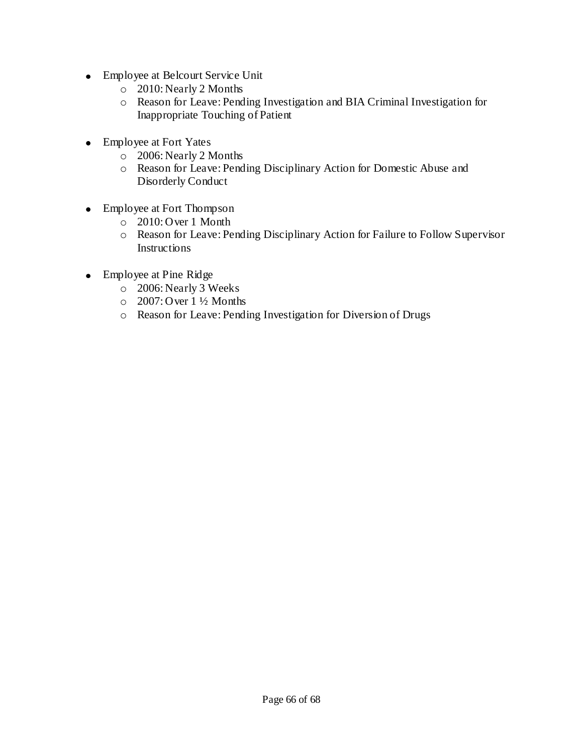- Employee at Belcourt Service Unit
    - 2010: Nearly 2 Months
    - Reason for Leave: Pending Investigation and BIA Criminal Investigation for Inappropriate Touching of Patient

- Employee at Fort Yates
    - 2006: Nearly 2 Months
    - Reason for Leave: Pending Disciplinary Action for Domestic Abuse and Disorderly Conduct

- Employee at Fort Thompson
    - 2010: Over 1 Month
    - Reason for Leave: Pending Disciplinary Action for Failure to Follow Supervisor Instructions

- Employee at Pine Ridge
    - 2006: Nearly 3 Weeks
    - 2007: Over 1 ½ Months
    - Reason for Leave: Pending Investigation for Diversion of Drugs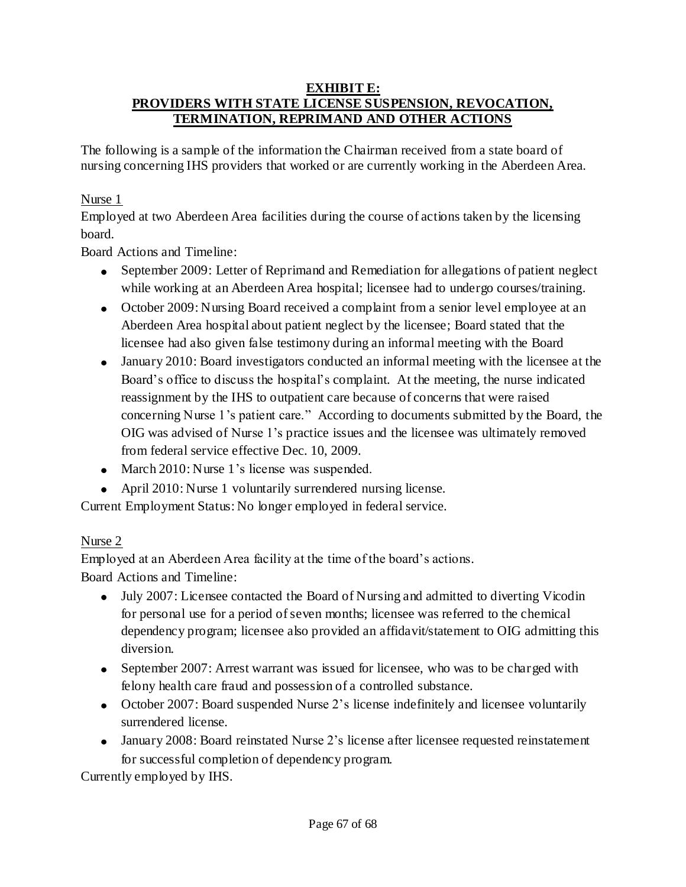**EXHIBIT E:**
**PROVIDERS WITH STATE LICENSE SUSPENSION, REVOCATION, TERMINATION, REPRIMAND AND OTHER ACTIONS**

The following is a sample of the information the Chairman received from a state board of nursing concerning IHS providers that worked or are currently working in the Aberdeen Area.

Nurse 1

Employed at two Aberdeen Area facilities during the course of actions taken by the licensing board.

Board Actions and Timeline:

- September 2009: Letter of Reprimand and Remediation for allegations of patient neglect while working at an Aberdeen Area hospital; licensee had to undergo courses/training.
- October 2009: Nursing Board received a complaint from a senior level employee at an Aberdeen Area hospital about patient neglect by the licensee; Board stated that the licensee had also given false testimony during an informal meeting with the Board
- January 2010: Board investigators conducted an informal meeting with the licensee at the Board's office to discuss the hospital's complaint. At the meeting, the nurse indicated reassignment by the IHS to outpatient care because of concerns that were raised concerning Nurse 1's patient care." According to documents submitted by the Board, the OIG was advised of Nurse 1's practice issues and the licensee was ultimately removed from federal service effective Dec. 10, 2009.
- March 2010: Nurse 1's license was suspended.
- April 2010: Nurse 1 voluntarily surrendered nursing license.

Current Employment Status: No longer employed in federal service.

Nurse 2

Employed at an Aberdeen Area facility at the time of the board's actions.

Board Actions and Timeline:

- July 2007: Licensee contacted the Board of Nursing and admitted to diverting Vicodin for personal use for a period of seven months; licensee was referred to the chemical dependency program; licensee also provided an affidavit/statement to OIG admitting this diversion.
- September 2007: Arrest warrant was issued for licensee, who was to be charged with felony health care fraud and possession of a controlled substance.
- October 2007: Board suspended Nurse 2's license indefinitely and licensee voluntarily surrendered license.
- January 2008: Board reinstated Nurse 2's license after licensee requested reinstatement for successful completion of dependency program.

Currently employed by IHS.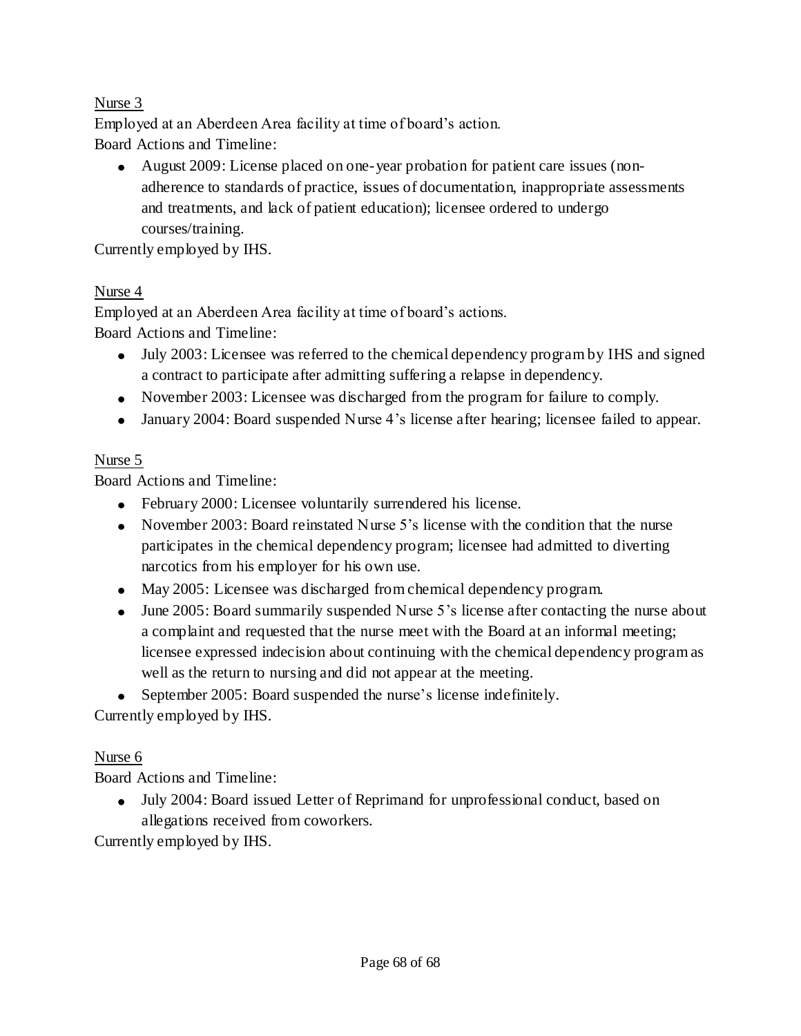<u>Nurse 3</u>

Employed at an Aberdeen Area facility at time of board's action.

Board Actions and Timeline:

- August 2009: License placed on one-year probation for patient care issues (non-adherence to standards of practice, issues of documentation, inappropriate assessments and treatments, and lack of patient education); licensee ordered to undergo courses/training.

Currently employed by IHS.

<u>Nurse 4</u>

Employed at an Aberdeen Area facility at time of board's actions.

Board Actions and Timeline:

- July 2003: Licensee was referred to the chemical dependency program by IHS and signed a contract to participate after admitting suffering a relapse in dependency.
- November 2003: Licensee was discharged from the program for failure to comply.
- January 2004: Board suspended Nurse 4's license after hearing; licensee failed to appear.

<u>Nurse 5</u>

Board Actions and Timeline:

- February 2000: Licensee voluntarily surrendered his license.
- November 2003: Board reinstated Nurse 5's license with the condition that the nurse participates in the chemical dependency program; licensee had admitted to diverting narcotics from his employer for his own use.
- May 2005: Licensee was discharged from chemical dependency program.
- June 2005: Board summarily suspended Nurse 5's license after contacting the nurse about a complaint and requested that the nurse meet with the Board at an informal meeting; licensee expressed indecision about continuing with the chemical dependency program as well as the return to nursing and did not appear at the meeting.
- September 2005: Board suspended the nurse's license indefinitely.

Currently employed by IHS.

<u>Nurse 6</u>

Board Actions and Timeline:

- July 2004: Board issued Letter of Reprimand for unprofessional conduct, based on allegations received from coworkers.

Currently employed by IHS.